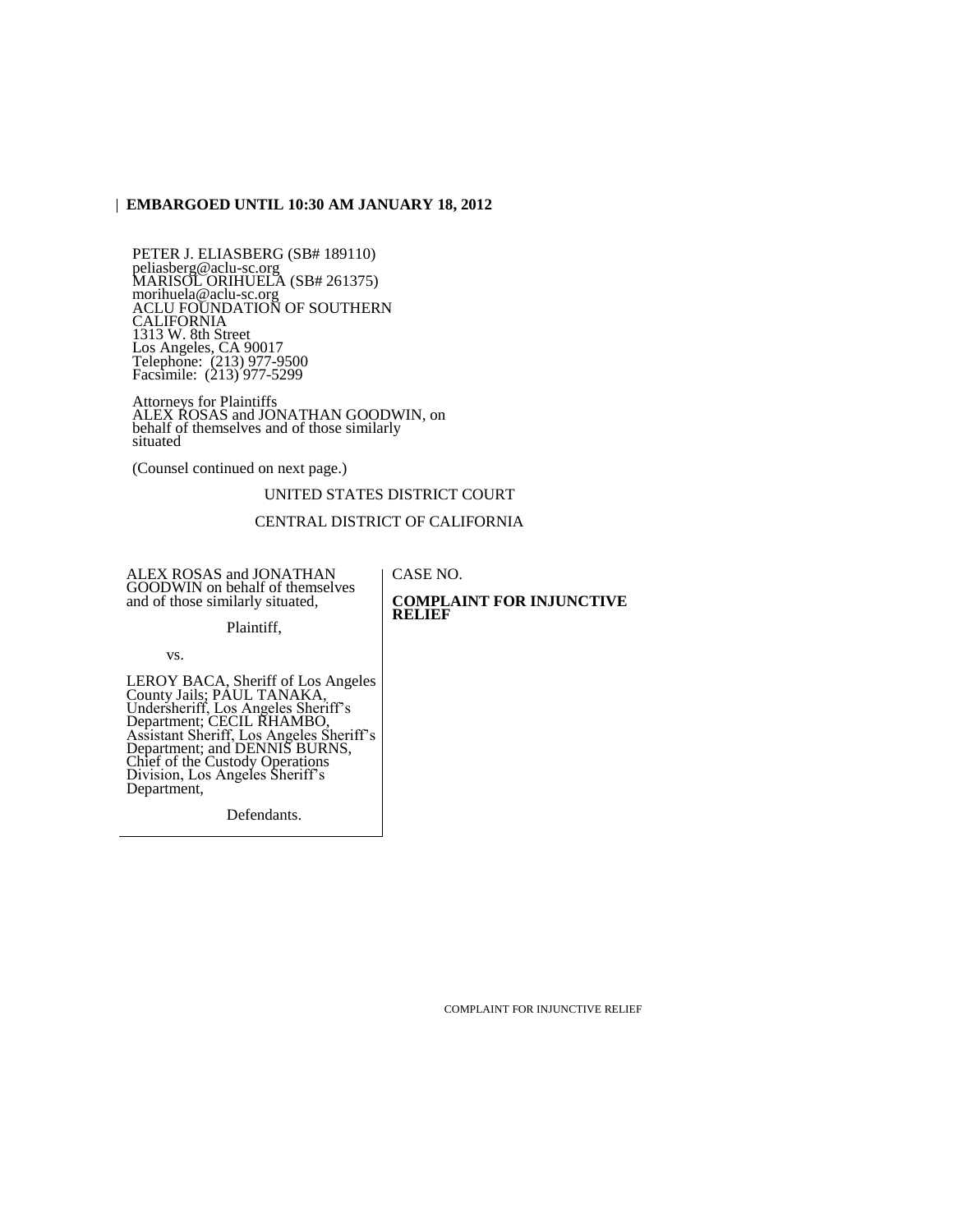**EMBARGOED UNTIL 10:30 AM JANUARY 18, 2012**

PETER J. ELIASBERG (SB# 189110)
peliasberg@aclu-sc.org
MARISOL ORIHUELA (SB# 261375)
morihuela@aclu-sc.org
ACLU FOUNDATION OF SOUTHERN CALIFORNIA
1313 W. 8th Street
Los Angeles, CA 90017
Telephone: (213) 977-9500
Facsimile: (213) 977-5299

Attorneys for Plaintiffs
ALEX ROSAS and JONATHAN GOODWIN, on behalf of themselves and of those similarly situated

(Counsel continued on next page.)

UNITED STATES DISTRICT COURT

CENTRAL DISTRICT OF CALIFORNIA

ALEX ROSAS and JONATHAN GOODWIN on behalf of themselves and of those similarly situated,

Plaintiff,

vs.

LEROY BACA, Sheriff of Los Angeles County Jails; PAUL TANAKA, Undersheriff, Los Angeles Sheriff's Department; CECIL RHAMBO, Assistant Sheriff, Los Angeles Sheriff's Department; and DENNIS BURNS, Chief of the Custody Operations Division, Los Angeles Sheriff's Department,

Defendants.

CASE NO.

**COMPLAINT FOR INJUNCTIVE RELIEF**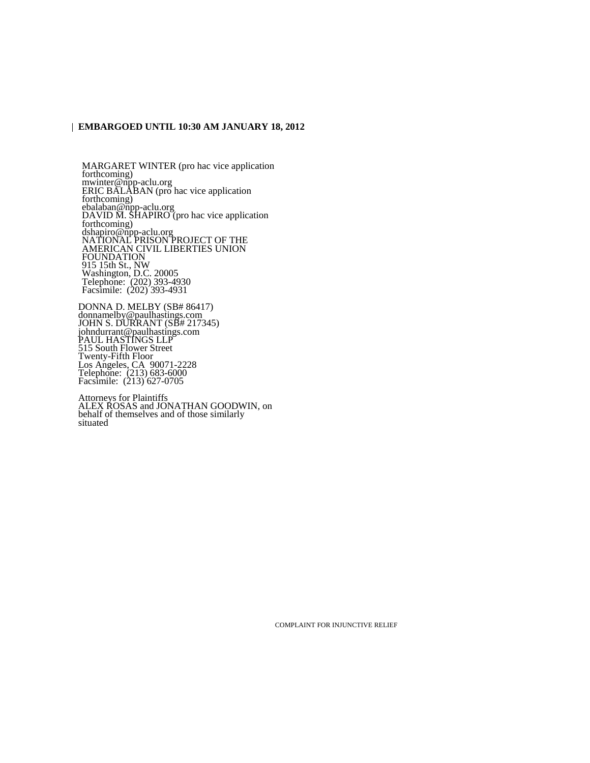**EMBARGOED UNTIL 10:30 AM JANUARY 18, 2012**

MARGARET WINTER (pro hac vice application forthcoming)
mwinter@npp-aclu.org
ERIC BALABAN (pro hac vice application forthcoming)
ebalaban@npp-aclu.org
DAVID M. SHAPIRO (pro hac vice application forthcoming)
dshapiro@npp-aclu.org
NATIONAL PRISON PROJECT OF THE AMERICAN CIVIL LIBERTIES UNION FOUNDATION
915 15th St., NW
Washington, D.C. 20005
Telephone: (202) 393-4930
Facsimile: (202) 393-4931

DONNA D. MELBY (SB# 86417)
donnamelby@paulhastings.com
JOHN S. DURRANT (SB# 217345)
johndurrant@paulhastings.com
PAUL HASTINGS LLP
515 South Flower Street
Twenty-Fifth Floor
Los Angeles, CA 90071-2228
Telephone: (213) 683-6000
Facsimile: (213) 627-0705

Attorneys for Plaintiffs
ALEX ROSAS and JONATHAN GOODWIN, on behalf of themselves and of those similarly situated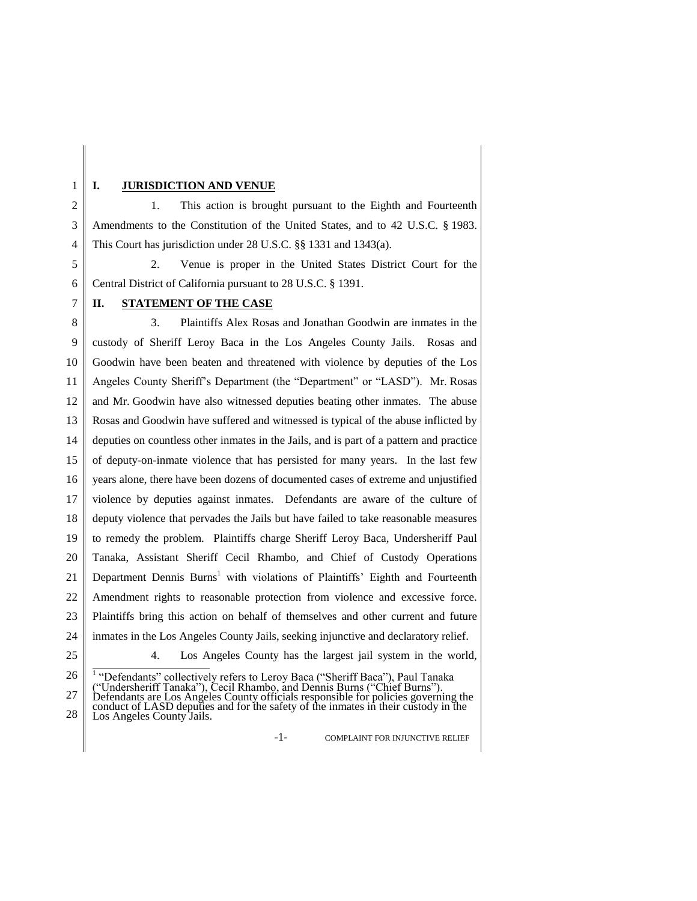## I. JURISDICTION AND VENUE

1. This action is brought pursuant to the Eighth and Fourteenth Amendments to the Constitution of the United States, and to 42 U.S.C. § 1983. This Court has jurisdiction under 28 U.S.C. §§ 1331 and 1343(a).

2. Venue is proper in the United States District Court for the Central District of California pursuant to 28 U.S.C. § 1391.

## II. STATEMENT OF THE CASE

3. Plaintiffs Alex Rosas and Jonathan Goodwin are inmates in the custody of Sheriff Leroy Baca in the Los Angeles County Jails. Rosas and Goodwin have been beaten and threatened with violence by deputies of the Los Angeles County Sheriff's Department (the "Department" or "LASD"). Mr. Rosas and Mr. Goodwin have also witnessed deputies beating other inmates. The abuse Rosas and Goodwin have suffered and witnessed is typical of the abuse inflicted by deputies on countless other inmates in the Jails, and is part of a pattern and practice of deputy-on-inmate violence that has persisted for many years. In the last few years alone, there have been dozens of documented cases of extreme and unjustified violence by deputies against inmates. Defendants are aware of the culture of deputy violence that pervades the Jails but have failed to take reasonable measures to remedy the problem. Plaintiffs charge Sheriff Leroy Baca, Undersheriff Paul Tanaka, Assistant Sheriff Cecil Rhambo, and Chief of Custody Operations Department Dennis Burns[1] with violations of Plaintiffs' Eighth and Fourteenth Amendment rights to reasonable protection from violence and excessive force. Plaintiffs bring this action on behalf of themselves and other current and future inmates in the Los Angeles County Jails, seeking injunctive and declaratory relief.

4. Los Angeles County has the largest jail system in the world,

[1] "Defendants" collectively refers to Leroy Baca ("Sheriff Baca"), Paul Tanaka ("Undersheriff Tanaka"), Cecil Rhambo, and Dennis Burns ("Chief Burns"). Defendants are Los Angeles County officials responsible for policies governing the conduct of LASD deputies and for the safety of the inmates in their custody in the Los Angeles County Jails.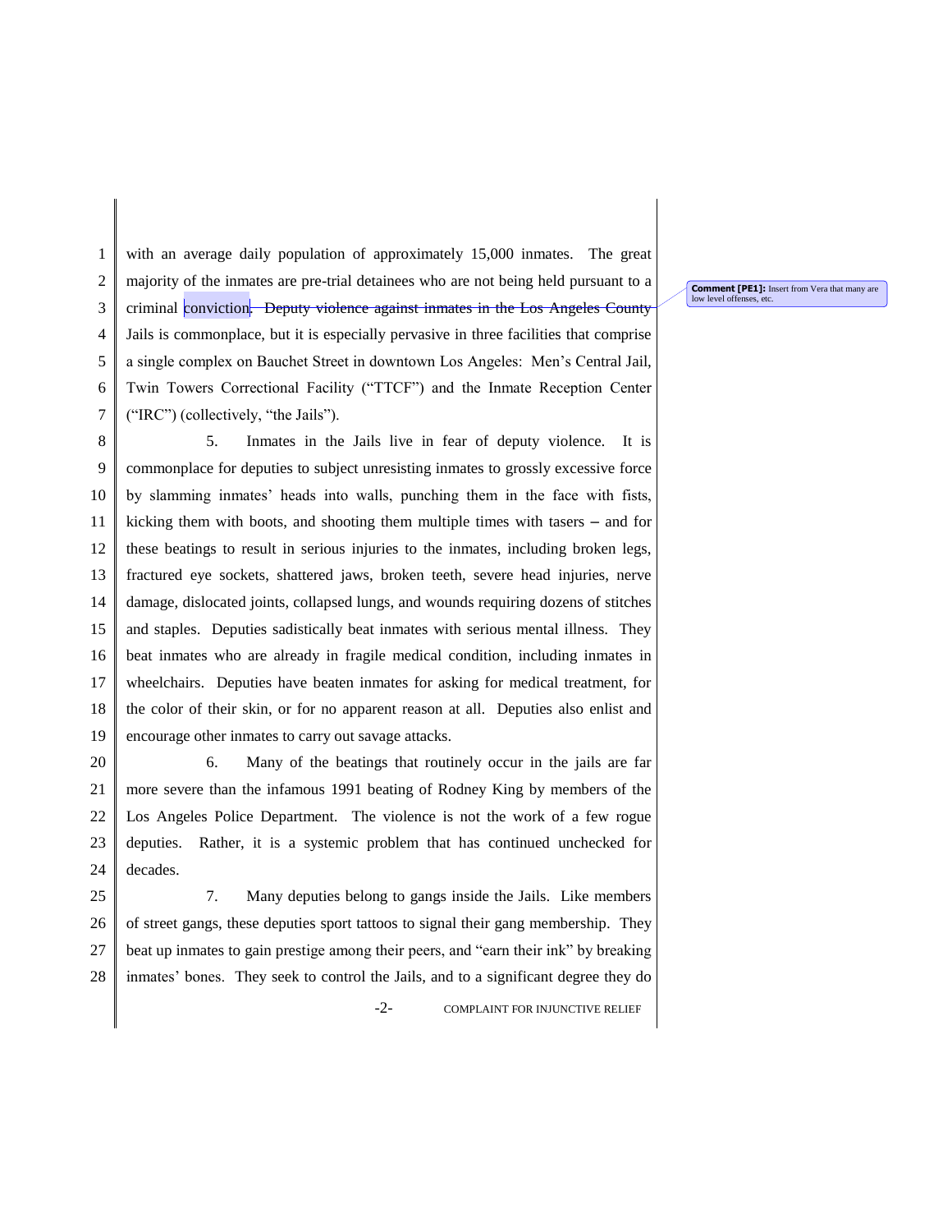with an average daily population of approximately 15,000 inmates. The great majority of the inmates are pre-trial detainees who are not being held pursuant to a criminal conviction. ~~Deputy violence against inmates in the Los Angeles County~~ Jails is commonplace, but it is especially pervasive in three facilities that comprise a single complex on Bauchet Street in downtown Los Angeles: Men's Central Jail, Twin Towers Correctional Facility ("TTCF") and the Inmate Reception Center ("IRC") (collectively, "the Jails").

**Comment [PE1]:** Insert from Vera that many are low level offenses, etc.

5. Inmates in the Jails live in fear of deputy violence. It is commonplace for deputies to subject unresisting inmates to grossly excessive force by slamming inmates' heads into walls, punching them in the face with fists, kicking them with boots, and shooting them multiple times with tasers – and for these beatings to result in serious injuries to the inmates, including broken legs, fractured eye sockets, shattered jaws, broken teeth, severe head injuries, nerve damage, dislocated joints, collapsed lungs, and wounds requiring dozens of stitches and staples. Deputies sadistically beat inmates with serious mental illness. They beat inmates who are already in fragile medical condition, including inmates in wheelchairs. Deputies have beaten inmates for asking for medical treatment, for the color of their skin, or for no apparent reason at all. Deputies also enlist and encourage other inmates to carry out savage attacks.

6. Many of the beatings that routinely occur in the jails are far more severe than the infamous 1991 beating of Rodney King by members of the Los Angeles Police Department. The violence is not the work of a few rogue deputies. Rather, it is a systemic problem that has continued unchecked for decades.

7. Many deputies belong to gangs inside the Jails. Like members of street gangs, these deputies sport tattoos to signal their gang membership. They beat up inmates to gain prestige among their peers, and "earn their ink" by breaking inmates' bones. They seek to control the Jails, and to a significant degree they do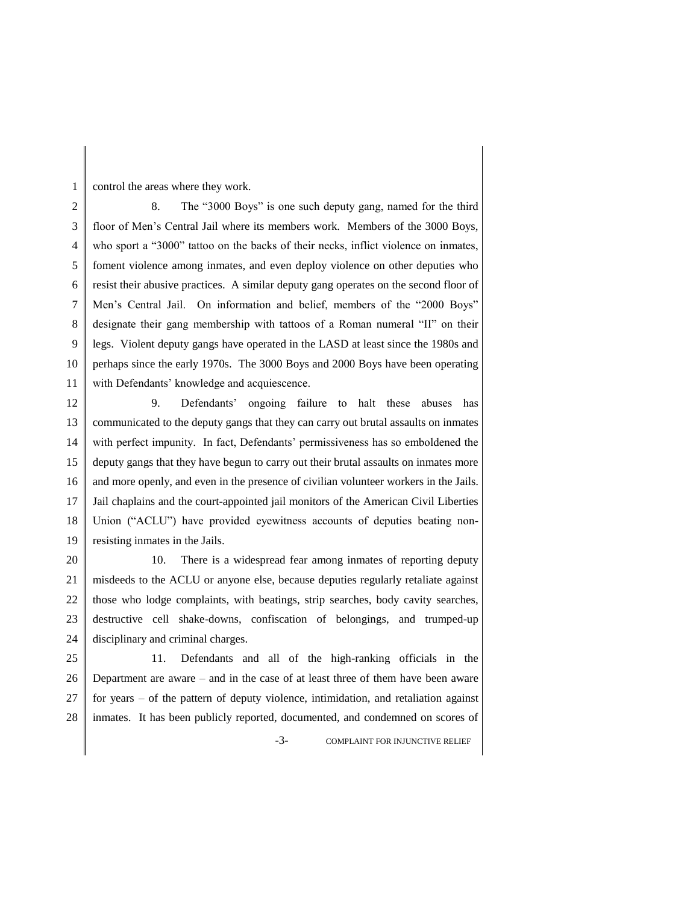control the areas where they work.

8. The "3000 Boys" is one such deputy gang, named for the third floor of Men's Central Jail where its members work. Members of the 3000 Boys, who sport a "3000" tattoo on the backs of their necks, inflict violence on inmates, foment violence among inmates, and even deploy violence on other deputies who resist their abusive practices. A similar deputy gang operates on the second floor of Men's Central Jail. On information and belief, members of the "2000 Boys" designate their gang membership with tattoos of a Roman numeral "II" on their legs. Violent deputy gangs have operated in the LASD at least since the 1980s and perhaps since the early 1970s. The 3000 Boys and 2000 Boys have been operating with Defendants' knowledge and acquiescence.

9. Defendants' ongoing failure to halt these abuses has communicated to the deputy gangs that they can carry out brutal assaults on inmates with perfect impunity. In fact, Defendants' permissiveness has so emboldened the deputy gangs that they have begun to carry out their brutal assaults on inmates more and more openly, and even in the presence of civilian volunteer workers in the Jails. Jail chaplains and the court-appointed jail monitors of the American Civil Liberties Union ("ACLU") have provided eyewitness accounts of deputies beating non-resisting inmates in the Jails.

10. There is a widespread fear among inmates of reporting deputy misdeeds to the ACLU or anyone else, because deputies regularly retaliate against those who lodge complaints, with beatings, strip searches, body cavity searches, destructive cell shake-downs, confiscation of belongings, and trumped-up disciplinary and criminal charges.

11. Defendants and all of the high-ranking officials in the Department are aware – and in the case of at least three of them have been aware for years – of the pattern of deputy violence, intimidation, and retaliation against inmates. It has been publicly reported, documented, and condemned on scores of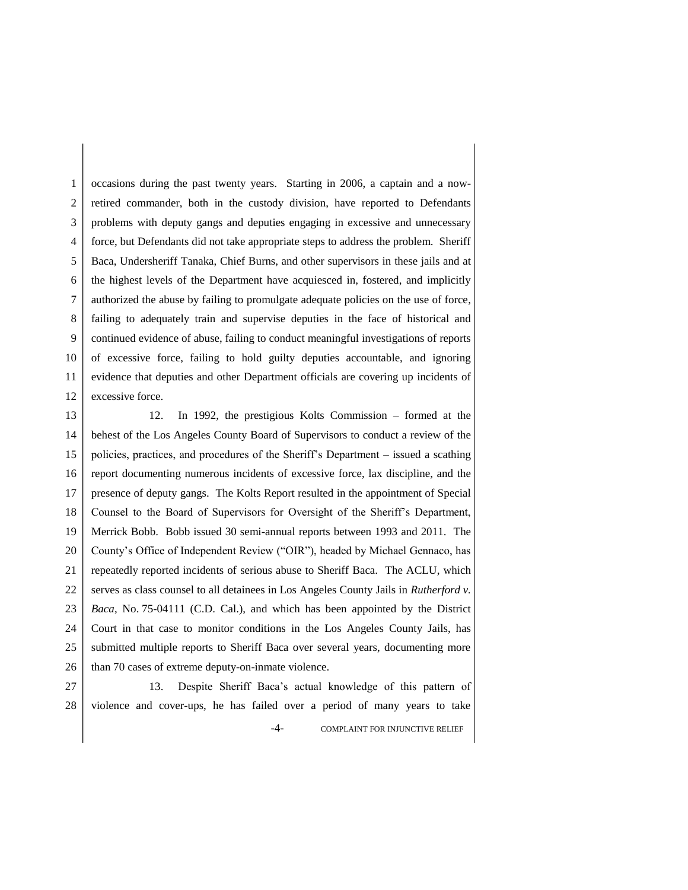occasions during the past twenty years. Starting in 2006, a captain and a now-retired commander, both in the custody division, have reported to Defendants problems with deputy gangs and deputies engaging in excessive and unnecessary force, but Defendants did not take appropriate steps to address the problem. Sheriff Baca, Undersheriff Tanaka, Chief Burns, and other supervisors in these jails and at the highest levels of the Department have acquiesced in, fostered, and implicitly authorized the abuse by failing to promulgate adequate policies on the use of force, failing to adequately train and supervise deputies in the face of historical and continued evidence of abuse, failing to conduct meaningful investigations of reports of excessive force, failing to hold guilty deputies accountable, and ignoring evidence that deputies and other Department officials are covering up incidents of excessive force.

12. In 1992, the prestigious Kolts Commission – formed at the behest of the Los Angeles County Board of Supervisors to conduct a review of the policies, practices, and procedures of the Sheriff's Department – issued a scathing report documenting numerous incidents of excessive force, lax discipline, and the presence of deputy gangs. The Kolts Report resulted in the appointment of Special Counsel to the Board of Supervisors for Oversight of the Sheriff's Department, Merrick Bobb. Bobb issued 30 semi-annual reports between 1993 and 2011. The County's Office of Independent Review ("OIR"), headed by Michael Gennaco, has repeatedly reported incidents of serious abuse to Sheriff Baca. The ACLU, which serves as class counsel to all detainees in Los Angeles County Jails in *Rutherford v. Baca*, No. 75-04111 (C.D. Cal.), and which has been appointed by the District Court in that case to monitor conditions in the Los Angeles County Jails, has submitted multiple reports to Sheriff Baca over several years, documenting more than 70 cases of extreme deputy-on-inmate violence.

13. Despite Sheriff Baca's actual knowledge of this pattern of violence and cover-ups, he has failed over a period of many years to take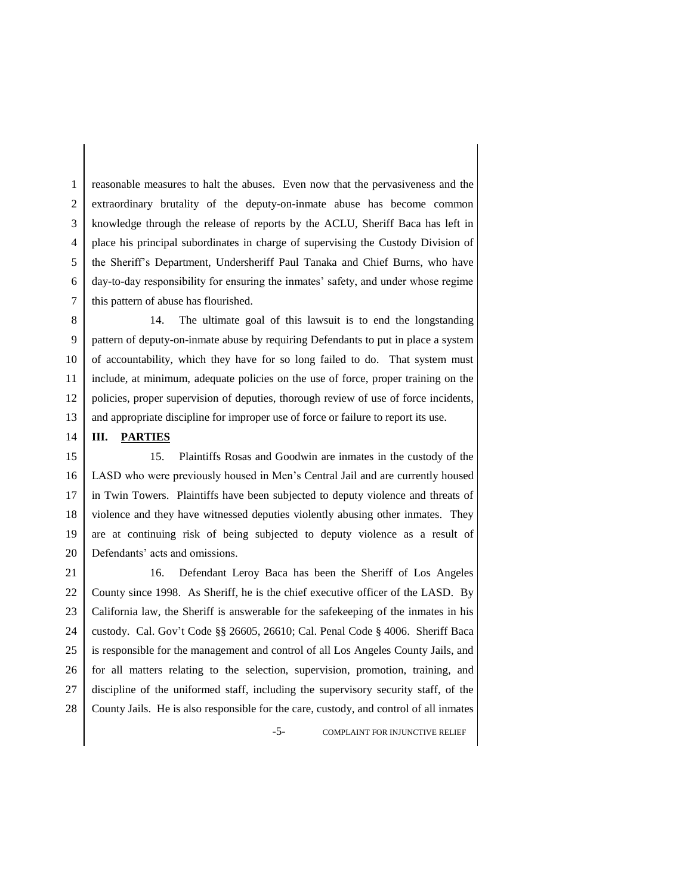reasonable measures to halt the abuses. Even now that the pervasiveness and the extraordinary brutality of the deputy-on-inmate abuse has become common knowledge through the release of reports by the ACLU, Sheriff Baca has left in place his principal subordinates in charge of supervising the Custody Division of the Sheriff's Department, Undersheriff Paul Tanaka and Chief Burns, who have day-to-day responsibility for ensuring the inmates' safety, and under whose regime this pattern of abuse has flourished.

14. The ultimate goal of this lawsuit is to end the longstanding pattern of deputy-on-inmate abuse by requiring Defendants to put in place a system of accountability, which they have for so long failed to do. That system must include, at minimum, adequate policies on the use of force, proper training on the policies, proper supervision of deputies, thorough review of use of force incidents, and appropriate discipline for improper use of force or failure to report its use.

## III. PARTIES

15. Plaintiffs Rosas and Goodwin are inmates in the custody of the LASD who were previously housed in Men's Central Jail and are currently housed in Twin Towers. Plaintiffs have been subjected to deputy violence and threats of violence and they have witnessed deputies violently abusing other inmates. They are at continuing risk of being subjected to deputy violence as a result of Defendants' acts and omissions.

16. Defendant Leroy Baca has been the Sheriff of Los Angeles County since 1998. As Sheriff, he is the chief executive officer of the LASD. By California law, the Sheriff is answerable for the safekeeping of the inmates in his custody. Cal. Gov't Code §§ 26605, 26610; Cal. Penal Code § 4006. Sheriff Baca is responsible for the management and control of all Los Angeles County Jails, and for all matters relating to the selection, supervision, promotion, training, and discipline of the uniformed staff, including the supervisory security staff, of the County Jails. He is also responsible for the care, custody, and control of all inmates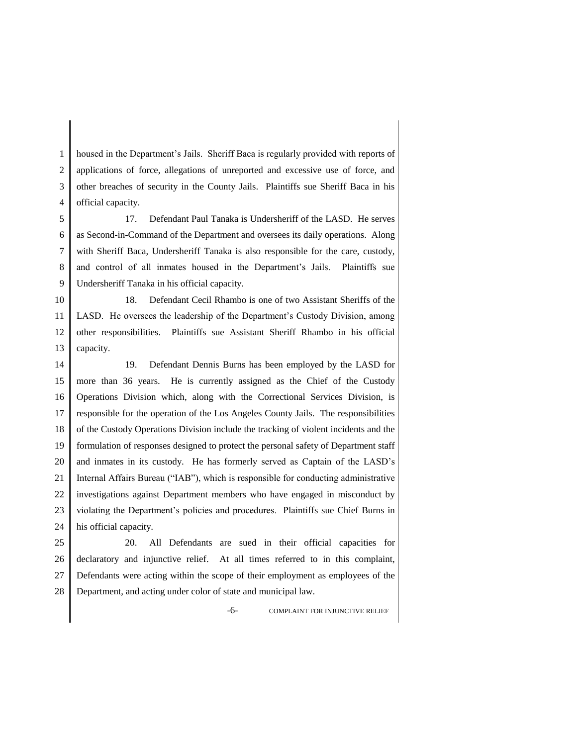housed in the Department's Jails. Sheriff Baca is regularly provided with reports of applications of force, allegations of unreported and excessive use of force, and other breaches of security in the County Jails. Plaintiffs sue Sheriff Baca in his official capacity.

17. Defendant Paul Tanaka is Undersheriff of the LASD. He serves as Second-in-Command of the Department and oversees its daily operations. Along with Sheriff Baca, Undersheriff Tanaka is also responsible for the care, custody, and control of all inmates housed in the Department's Jails. Plaintiffs sue Undersheriff Tanaka in his official capacity.

18. Defendant Cecil Rhambo is one of two Assistant Sheriffs of the LASD. He oversees the leadership of the Department's Custody Division, among other responsibilities. Plaintiffs sue Assistant Sheriff Rhambo in his official capacity.

19. Defendant Dennis Burns has been employed by the LASD for more than 36 years. He is currently assigned as the Chief of the Custody Operations Division which, along with the Correctional Services Division, is responsible for the operation of the Los Angeles County Jails. The responsibilities of the Custody Operations Division include the tracking of violent incidents and the formulation of responses designed to protect the personal safety of Department staff and inmates in its custody. He has formerly served as Captain of the LASD's Internal Affairs Bureau ("IAB"), which is responsible for conducting administrative investigations against Department members who have engaged in misconduct by violating the Department's policies and procedures. Plaintiffs sue Chief Burns in his official capacity.

20. All Defendants are sued in their official capacities for declaratory and injunctive relief. At all times referred to in this complaint, Defendants were acting within the scope of their employment as employees of the Department, and acting under color of state and municipal law.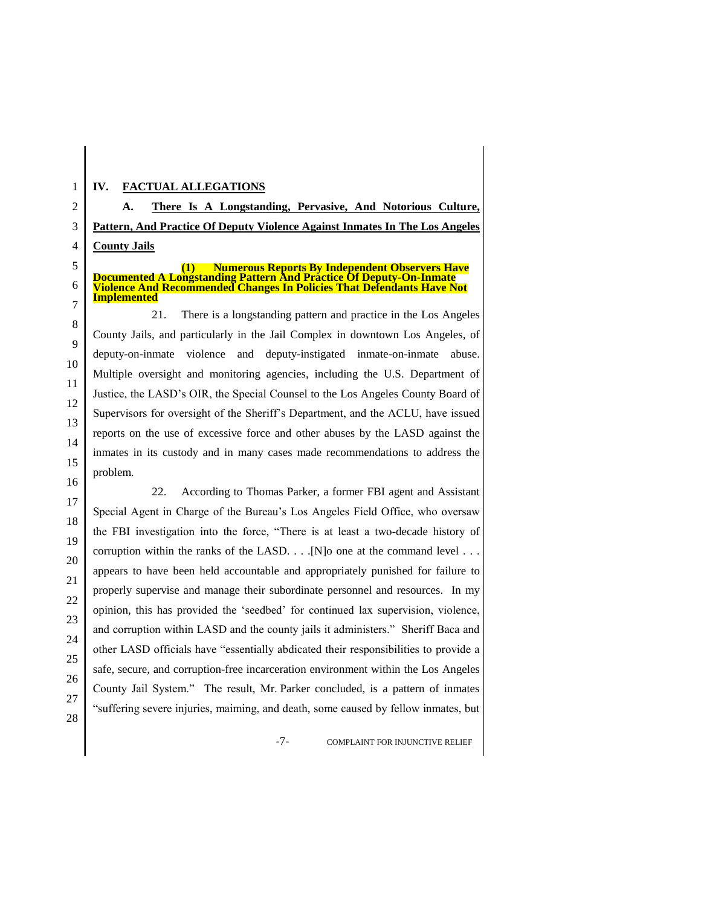## IV. FACTUAL ALLEGATIONS

### A. There Is A Longstanding, Pervasive, And Notorious Culture, Pattern, And Practice Of Deputy Violence Against Inmates In The Los Angeles County Jails

#### (1) Numerous Reports By Independent Observers Have Documented A Longstanding Pattern And Practice Of Deputy-On-Inmate Violence And Recommended Changes In Policies That Defendants Have Not Implemented

21. There is a longstanding pattern and practice in the Los Angeles County Jails, and particularly in the Jail Complex in downtown Los Angeles, of deputy-on-inmate violence and deputy-instigated inmate-on-inmate abuse. Multiple oversight and monitoring agencies, including the U.S. Department of Justice, the LASD's OIR, the Special Counsel to the Los Angeles County Board of Supervisors for oversight of the Sheriff's Department, and the ACLU, have issued reports on the use of excessive force and other abuses by the LASD against the inmates in its custody and in many cases made recommendations to address the problem.

22. According to Thomas Parker, a former FBI agent and Assistant Special Agent in Charge of the Bureau's Los Angeles Field Office, who oversaw the FBI investigation into the force, "There is at least a two-decade history of corruption within the ranks of the LASD. . . .[N]o one at the command level . . . appears to have been held accountable and appropriately punished for failure to properly supervise and manage their subordinate personnel and resources. In my opinion, this has provided the 'seedbed' for continued lax supervision, violence, and corruption within LASD and the county jails it administers." Sheriff Baca and other LASD officials have "essentially abdicated their responsibilities to provide a safe, secure, and corruption-free incarceration environment within the Los Angeles County Jail System." The result, Mr. Parker concluded, is a pattern of inmates "suffering severe injuries, maiming, and death, some caused by fellow inmates, but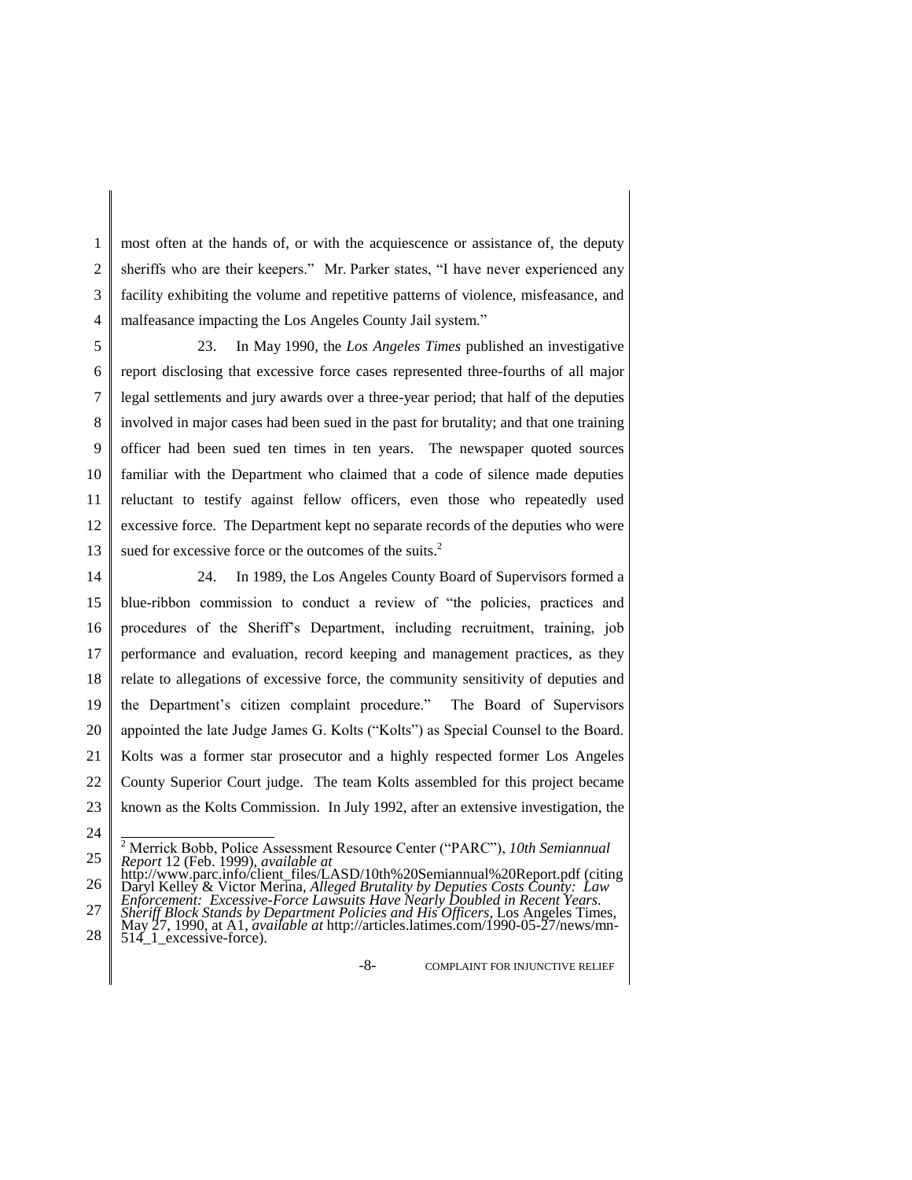most often at the hands of, or with the acquiescence or assistance of, the deputy sheriffs who are their keepers." Mr. Parker states, "I have never experienced any facility exhibiting the volume and repetitive patterns of violence, misfeasance, and malfeasance impacting the Los Angeles County Jail system."

23. In May 1990, the *Los Angeles Times* published an investigative report disclosing that excessive force cases represented three-fourths of all major legal settlements and jury awards over a three-year period; that half of the deputies involved in major cases had been sued in the past for brutality; and that one training officer had been sued ten times in ten years. The newspaper quoted sources familiar with the Department who claimed that a code of silence made deputies reluctant to testify against fellow officers, even those who repeatedly used excessive force. The Department kept no separate records of the deputies who were sued for excessive force or the outcomes of the suits.[2]

24. In 1989, the Los Angeles County Board of Supervisors formed a blue-ribbon commission to conduct a review of "the policies, practices and procedures of the Sheriff's Department, including recruitment, training, job performance and evaluation, record keeping and management practices, as they relate to allegations of excessive force, the community sensitivity of deputies and the Department's citizen complaint procedure." The Board of Supervisors appointed the late Judge James G. Kolts ("Kolts") as Special Counsel to the Board. Kolts was a former star prosecutor and a highly respected former Los Angeles County Superior Court judge. The team Kolts assembled for this project became known as the Kolts Commission. In July 1992, after an extensive investigation, the

---

[2] Merrick Bobb, Police Assessment Resource Center ("PARC"), *10th Semiannual Report* 12 (Feb. 1999), *available at* http://www.parc.info/client_files/LASD/10th%20Semiannual%20Report.pdf (citing Daryl Kelley & Victor Merina, *Alleged Brutality by Deputies Costs County: Law Enforcement: Excessive-Force Lawsuits Have Nearly Doubled in Recent Years. Sheriff Block Stands by Department Policies and His Officers*, Los Angeles Times, May 27, 1990, at A1, *available at* http://articles.latimes.com/1990-05-27/news/mn-514_1_excessive-force).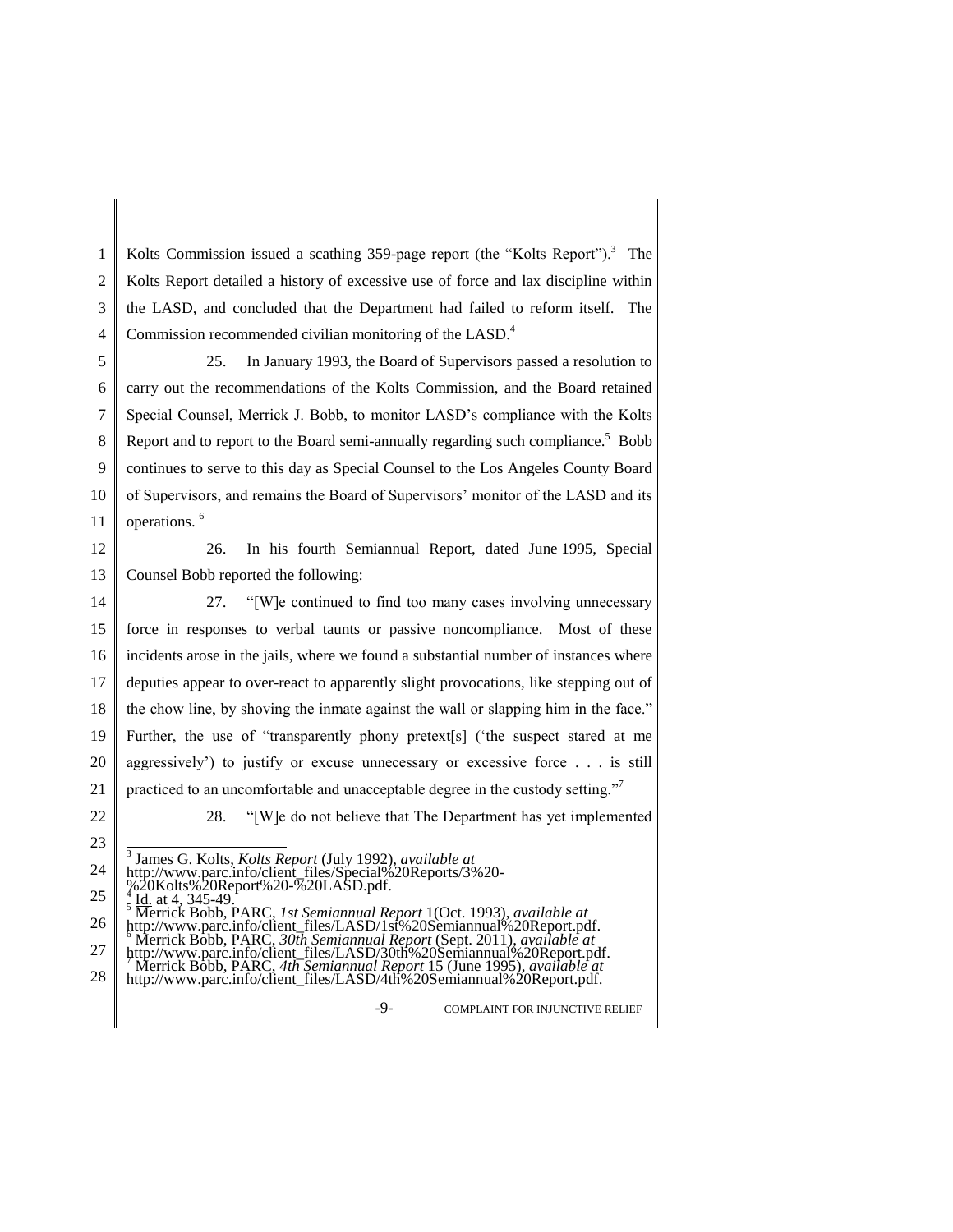Kolts Commission issued a scathing 359-page report (the "Kolts Report").[3] The Kolts Report detailed a history of excessive use of force and lax discipline within the LASD, and concluded that the Department had failed to reform itself. The Commission recommended civilian monitoring of the LASD.[4]

25. In January 1993, the Board of Supervisors passed a resolution to carry out the recommendations of the Kolts Commission, and the Board retained Special Counsel, Merrick J. Bobb, to monitor LASD's compliance with the Kolts Report and to report to the Board semi-annually regarding such compliance.[5] Bobb continues to serve to this day as Special Counsel to the Los Angeles County Board of Supervisors, and remains the Board of Supervisors' monitor of the LASD and its operations.[6]

26. In his fourth Semiannual Report, dated June 1995, Special Counsel Bobb reported the following:

27. "[W]e continued to find too many cases involving unnecessary force in responses to verbal taunts or passive noncompliance. Most of these incidents arose in the jails, where we found a substantial number of instances where deputies appear to over-react to apparently slight provocations, like stepping out of the chow line, by shoving the inmate against the wall or slapping him in the face." Further, the use of "transparently phony pretext[s] ('the suspect stared at me aggressively') to justify or excuse unnecessary or excessive force . . . is still practiced to an uncomfortable and unacceptable degree in the custody setting."[7]

28. "[W]e do not believe that The Department has yet implemented

---

[3] James G. Kolts, *Kolts Report* (July 1992), *available at* http://www.parc.info/client_files/Special%20Reports/3%20-%20Kolts%20Report%20-%20LASD.pdf.

[4] Id. at 4, 345-49.

[5] Merrick Bobb, PARC, *1st Semiannual Report* 1(Oct. 1993), *available at* http://www.parc.info/client_files/LASD/1st%20Semiannual%20Report.pdf.

[6] Merrick Bobb, PARC, *30th Semiannual Report* (Sept. 2011), *available at* http://www.parc.info/client_files/LASD/30th%20Semiannual%20Report.pdf.

[7] Merrick Bobb, PARC, *4th Semiannual Report* 15 (June 1995), *available at* http://www.parc.info/client_files/LASD/4th%20Semiannual%20Report.pdf.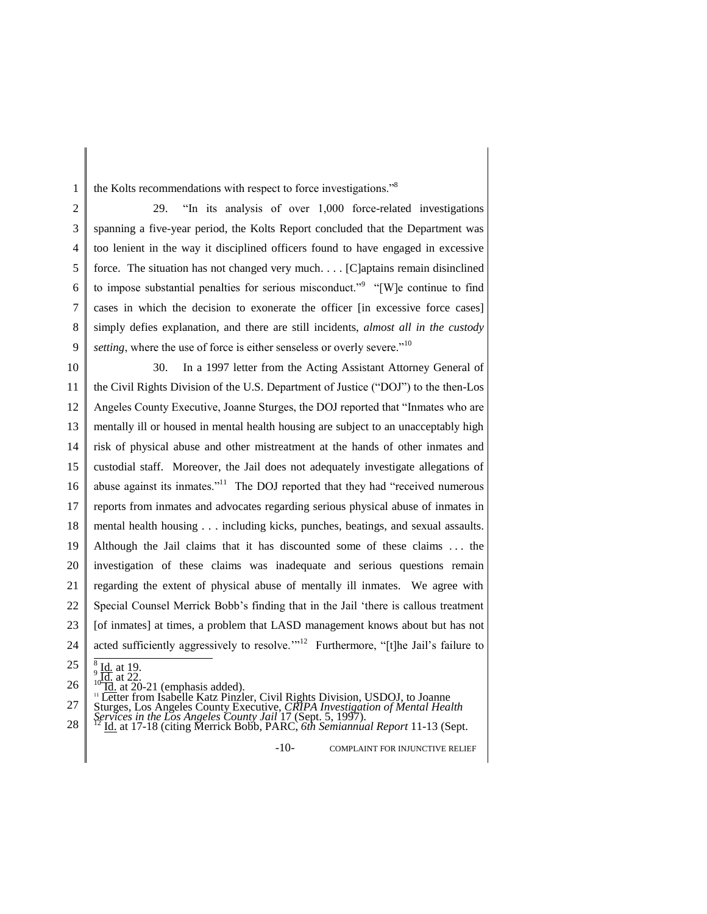the Kolts recommendations with respect to force investigations."[8]

29. "In its analysis of over 1,000 force-related investigations spanning a five-year period, the Kolts Report concluded that the Department was too lenient in the way it disciplined officers found to have engaged in excessive force. The situation has not changed very much. . . . [C]aptains remain disinclined to impose substantial penalties for serious misconduct."[9] "[W]e continue to find cases in which the decision to exonerate the officer [in excessive force cases] simply defies explanation, and there are still incidents, *almost all in the custody setting*, where the use of force is either senseless or overly severe."[10]

30. In a 1997 letter from the Acting Assistant Attorney General of the Civil Rights Division of the U.S. Department of Justice ("DOJ") to the then-Los Angeles County Executive, Joanne Sturges, the DOJ reported that "Inmates who are mentally ill or housed in mental health housing are subject to an unacceptably high risk of physical abuse and other mistreatment at the hands of other inmates and custodial staff. Moreover, the Jail does not adequately investigate allegations of abuse against its inmates."[11] The DOJ reported that they had "received numerous reports from inmates and advocates regarding serious physical abuse of inmates in mental health housing . . . including kicks, punches, beatings, and sexual assaults. Although the Jail claims that it has discounted some of these claims . . . the investigation of these claims was inadequate and serious questions remain regarding the extent of physical abuse of mentally ill inmates. We agree with Special Counsel Merrick Bobb's finding that in the Jail 'there is callous treatment [of inmates] at times, a problem that LASD management knows about but has not acted sufficiently aggressively to resolve.'"[12] Furthermore, "[t]he Jail's failure to

---

[8] Id. at 19.
[9] Id. at 22.
[10] Id. at 20-21 (emphasis added).
[11] Letter from Isabelle Katz Pinzler, Civil Rights Division, USDOJ, to Joanne Sturges, Los Angeles County Executive, *CRIPA Investigation of Mental Health Services in the Los Angeles County Jail* 17 (Sept. 5, 1997).
[12] Id. at 17-18 (citing Merrick Bobb, PARC, *6th Semiannual Report* 11-13 (Sept.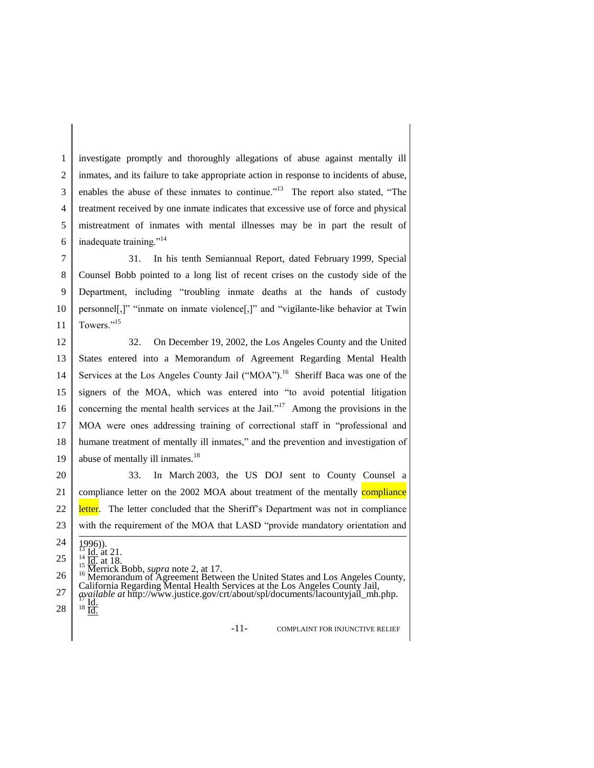investigate promptly and thoroughly allegations of abuse against mentally ill inmates, and its failure to take appropriate action in response to incidents of abuse, enables the abuse of these inmates to continue."[13] The report also stated, "The treatment received by one inmate indicates that excessive use of force and physical mistreatment of inmates with mental illnesses may be in part the result of inadequate training."[14]

31. In his tenth Semiannual Report, dated February 1999, Special Counsel Bobb pointed to a long list of recent crises on the custody side of the Department, including "troubling inmate deaths at the hands of custody personnel[,]" "inmate on inmate violence[,]" and "vigilante-like behavior at Twin Towers."[15]

32. On December 19, 2002, the Los Angeles County and the United States entered into a Memorandum of Agreement Regarding Mental Health Services at the Los Angeles County Jail ("MOA").[16] Sheriff Baca was one of the signers of the MOA, which was entered into "to avoid potential litigation concerning the mental health services at the Jail."[17] Among the provisions in the MOA were ones addressing training of correctional staff in "professional and humane treatment of mentally ill inmates," and the prevention and investigation of abuse of mentally ill inmates.[18]

33. In March 2003, the US DOJ sent to County Counsel a compliance letter on the 2002 MOA about treatment of the mentally compliance letter. The letter concluded that the Sheriff's Department was not in compliance with the requirement of the MOA that LASD "provide mandatory orientation and

---

1996)).

[13] Id. at 21.

[14] Id. at 18.

[15] Merrick Bobb, *supra* note 2, at 17.

[16] Memorandum of Agreement Between the United States and Los Angeles County, California Regarding Mental Health Services at the Los Angeles County Jail, *available at* http://www.justice.gov/crt/about/spl/documents/lacountyjail_mh.php.

[17] Id.

[18] Id.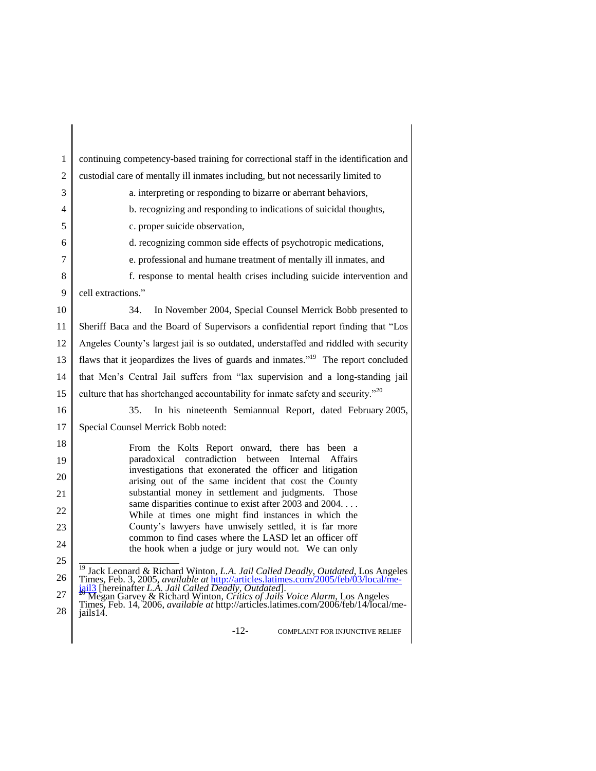continuing competency-based training for correctional staff in the identification and custodial care of mentally ill inmates including, but not necessarily limited to

a. interpreting or responding to bizarre or aberrant behaviors,

b. recognizing and responding to indications of suicidal thoughts,

c. proper suicide observation,

d. recognizing common side effects of psychotropic medications,

e. professional and humane treatment of mentally ill inmates, and

f. response to mental health crises including suicide intervention and cell extractions."

34. In November 2004, Special Counsel Merrick Bobb presented to Sheriff Baca and the Board of Supervisors a confidential report finding that "Los Angeles County's largest jail is so outdated, understaffed and riddled with security flaws that it jeopardizes the lives of guards and inmates."[19] The report concluded that Men's Central Jail suffers from "lax supervision and a long-standing jail culture that has shortchanged accountability for inmate safety and security."[20]

35. In his nineteenth Semiannual Report, dated February 2005, Special Counsel Merrick Bobb noted:

> From the Kolts Report onward, there has been a paradoxical contradiction between Internal Affairs investigations that exonerated the officer and litigation arising out of the same incident that cost the County substantial money in settlement and judgments. Those same disparities continue to exist after 2003 and 2004. . . . While at times one might find instances in which the County's lawyers have unwisely settled, it is far more common to find cases where the LASD let an officer off the hook when a judge or jury would not. We can only

---

[19] Jack Leonard & Richard Winton, *L.A. Jail Called Deadly, Outdated*, Los Angeles Times, Feb. 3, 2005, *available at* http://articles.latimes.com/2005/feb/03/local/me-jail3 [hereinafter *L.A. Jail Called Deadly, Outdated*].

[20] Megan Garvey & Richard Winton, *Critics of Jails Voice Alarm*, Los Angeles Times, Feb. 14, 2006, *available at* http://articles.latimes.com/2006/feb/14/local/me-jails14.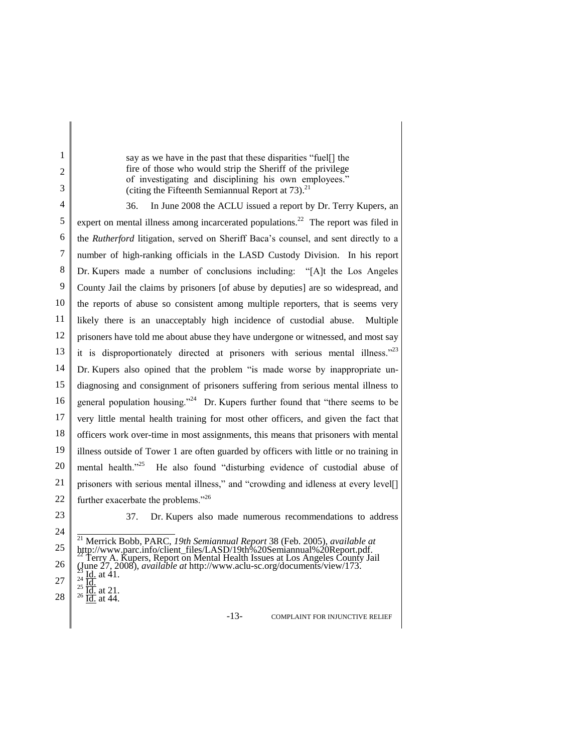> say as we have in the past that these disparities "fuel[] the fire of those who would strip the Sheriff of the privilege of investigating and disciplining his own employees." (citing the Fifteenth Semiannual Report at 73).[21]

36. In June 2008 the ACLU issued a report by Dr. Terry Kupers, an expert on mental illness among incarcerated populations.[22] The report was filed in the *Rutherford* litigation, served on Sheriff Baca's counsel, and sent directly to a number of high-ranking officials in the LASD Custody Division. In his report Dr. Kupers made a number of conclusions including: "[A]t the Los Angeles County Jail the claims by prisoners [of abuse by deputies] are so widespread, and the reports of abuse so consistent among multiple reporters, that is seems very likely there is an unacceptably high incidence of custodial abuse. Multiple prisoners have told me about abuse they have undergone or witnessed, and most say it is disproportionately directed at prisoners with serious mental illness."[23] Dr. Kupers also opined that the problem "is made worse by inappropriate un-diagnosing and consignment of prisoners suffering from serious mental illness to general population housing."[24] Dr. Kupers further found that "there seems to be very little mental health training for most other officers, and given the fact that officers work over-time in most assignments, this means that prisoners with mental illness outside of Tower 1 are often guarded by officers with little or no training in mental health."[25] He also found "disturbing evidence of custodial abuse of prisoners with serious mental illness," and "crowding and idleness at every level[] further exacerbate the problems."[26]

37. Dr. Kupers also made numerous recommendations to address

---

[21] Merrick Bobb, PARC, *19th Semiannual Report* 38 (Feb. 2005), *available at* http://www.parc.info/client_files/LASD/19th%20Semiannual%20Report.pdf.

[22] Terry A. Kupers, Report on Mental Health Issues at Los Angeles County Jail (June 27, 2008), *available at* http://www.aclu-sc.org/documents/view/173.

[23] Id. at 41.

[24] Id.

[25] Id. at 21.

[26] Id. at 44.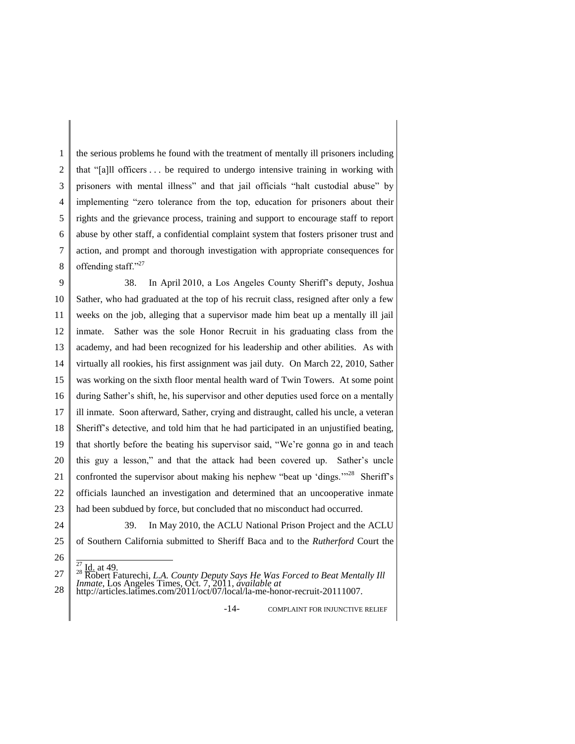the serious problems he found with the treatment of mentally ill prisoners including that "[a]ll officers . . . be required to undergo intensive training in working with prisoners with mental illness" and that jail officials "halt custodial abuse" by implementing "zero tolerance from the top, education for prisoners about their rights and the grievance process, training and support to encourage staff to report abuse by other staff, a confidential complaint system that fosters prisoner trust and action, and prompt and thorough investigation with appropriate consequences for offending staff."[27]

38. In April 2010, a Los Angeles County Sheriff's deputy, Joshua Sather, who had graduated at the top of his recruit class, resigned after only a few weeks on the job, alleging that a supervisor made him beat up a mentally ill jail inmate. Sather was the sole Honor Recruit in his graduating class from the academy, and had been recognized for his leadership and other abilities. As with virtually all rookies, his first assignment was jail duty. On March 22, 2010, Sather was working on the sixth floor mental health ward of Twin Towers. At some point during Sather's shift, he, his supervisor and other deputies used force on a mentally ill inmate. Soon afterward, Sather, crying and distraught, called his uncle, a veteran Sheriff's detective, and told him that he had participated in an unjustified beating, that shortly before the beating his supervisor said, "We're gonna go in and teach this guy a lesson," and that the attack had been covered up. Sather's uncle confronted the supervisor about making his nephew "beat up 'dings.'"[28] Sheriff's officials launched an investigation and determined that an uncooperative inmate had been subdued by force, but concluded that no misconduct had occurred.

39. In May 2010, the ACLU National Prison Project and the ACLU of Southern California submitted to Sheriff Baca and to the *Rutherford* Court the

---

[27] Id. at 49.

[28] Robert Faturechi, *L.A. County Deputy Says He Was Forced to Beat Mentally Ill Inmate*, Los Angeles Times, Oct. 7, 2011, *available at* http://articles.latimes.com/2011/oct/07/local/la-me-honor-recruit-20111007.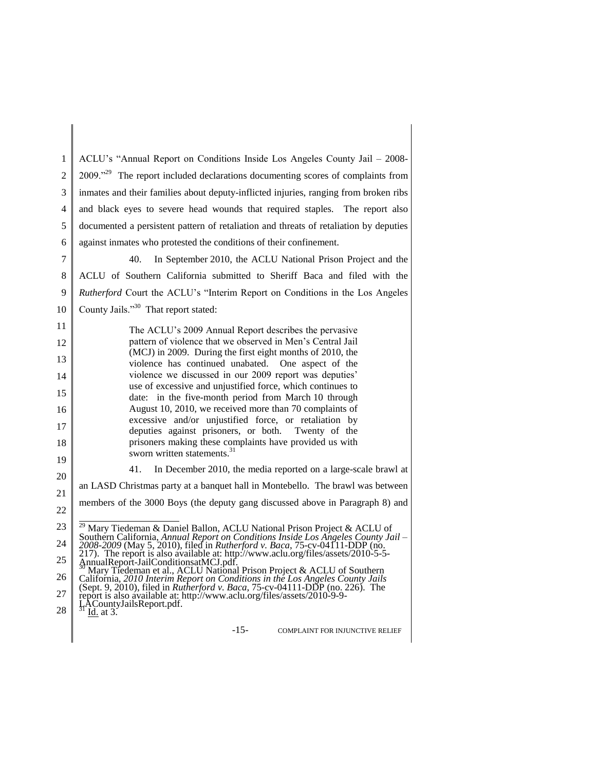ACLU's "Annual Report on Conditions Inside Los Angeles County Jail – 2008-2009."[29] The report included declarations documenting scores of complaints from inmates and their families about deputy-inflicted injuries, ranging from broken ribs and black eyes to severe head wounds that required staples. The report also documented a persistent pattern of retaliation and threats of retaliation by deputies against inmates who protested the conditions of their confinement.

40. In September 2010, the ACLU National Prison Project and the ACLU of Southern California submitted to Sheriff Baca and filed with the *Rutherford* Court the ACLU's "Interim Report on Conditions in the Los Angeles County Jails."[30] That report stated:

> The ACLU's 2009 Annual Report describes the pervasive pattern of violence that we observed in Men's Central Jail (MCJ) in 2009. During the first eight months of 2010, the violence has continued unabated. One aspect of the violence we discussed in our 2009 report was deputies' use of excessive and unjustified force, which continues to date: in the five-month period from March 10 through August 10, 2010, we received more than 70 complaints of excessive and/or unjustified force, or retaliation by deputies against prisoners, or both. Twenty of the prisoners making these complaints have provided us with sworn written statements.[31]

41. In December 2010, the media reported on a large-scale brawl at an LASD Christmas party at a banquet hall in Montebello. The brawl was between members of the 3000 Boys (the deputy gang discussed above in Paragraph 8) and

---

[29] Mary Tiedeman & Daniel Ballon, ACLU National Prison Project & ACLU of Southern California, *Annual Report on Conditions Inside Los Angeles County Jail – 2008-2009* (May 5, 2010), filed in *Rutherford v. Baca*, 75-cv-04111-DDP (no. 217). The report is also available at: http://www.aclu.org/files/assets/2010-5-5-AnnualReport-JailConditionsatMCJ.pdf.

[30] Mary Tiedeman et al., ACLU National Prison Project & ACLU of Southern California, *2010 Interim Report on Conditions in the Los Angeles County Jails* (Sept. 9, 2010), filed in *Rutherford v. Baca*, 75-cv-04111-DDP (no. 226). The report is also available at: http://www.aclu.org/files/assets/2010-9-9-LACountyJailsReport.pdf.

[31] Id. at 3.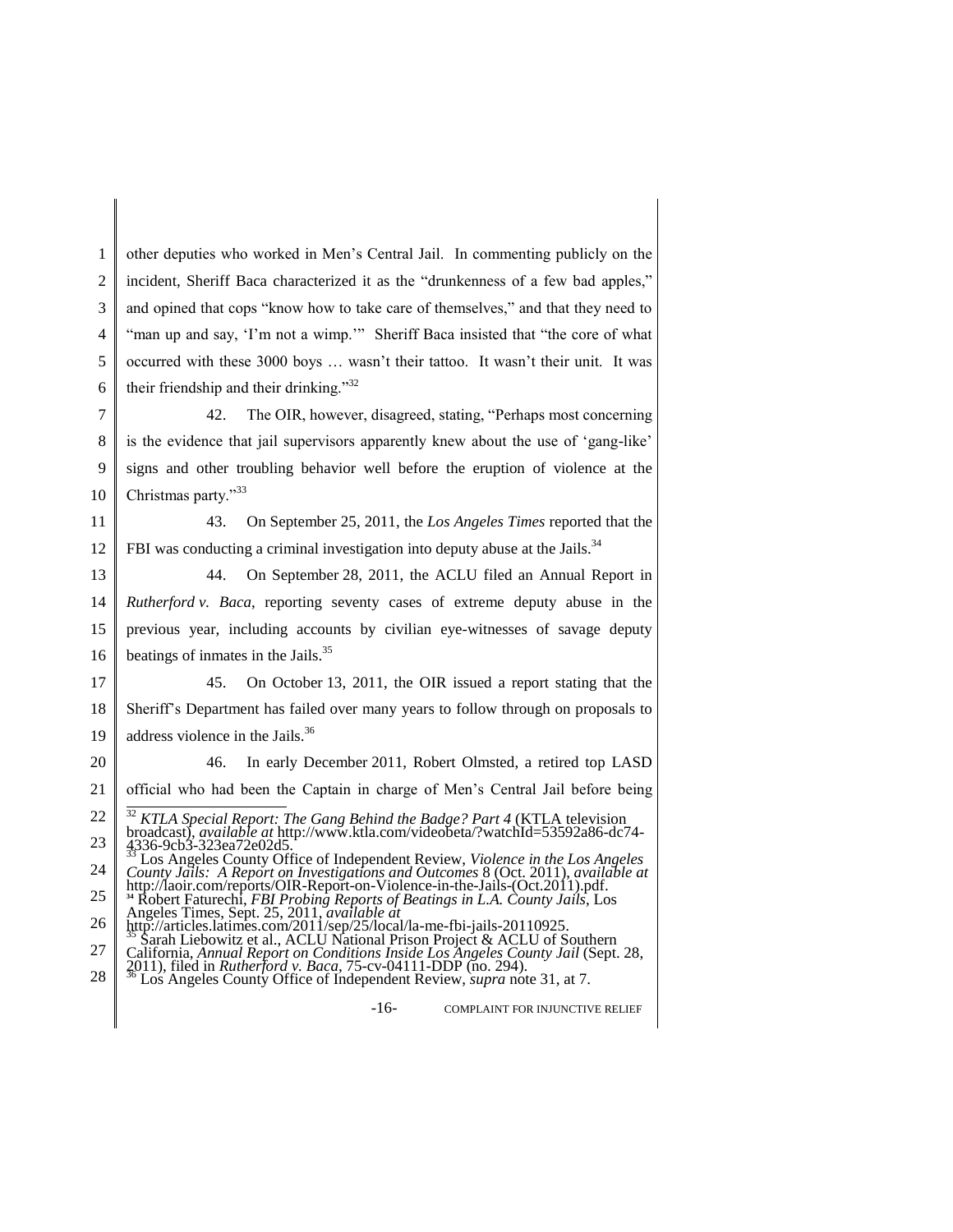other deputies who worked in Men's Central Jail. In commenting publicly on the incident, Sheriff Baca characterized it as the "drunkenness of a few bad apples," and opined that cops "know how to take care of themselves," and that they need to "man up and say, 'I'm not a wimp.'" Sheriff Baca insisted that "the core of what occurred with these 3000 boys … wasn't their tattoo. It wasn't their unit. It was their friendship and their drinking."[32]

42. The OIR, however, disagreed, stating, "Perhaps most concerning is the evidence that jail supervisors apparently knew about the use of 'gang-like' signs and other troubling behavior well before the eruption of violence at the Christmas party."[33]

43. On September 25, 2011, the *Los Angeles Times* reported that the FBI was conducting a criminal investigation into deputy abuse at the Jails.[34]

44. On September 28, 2011, the ACLU filed an Annual Report in *Rutherford v. Baca*, reporting seventy cases of extreme deputy abuse in the previous year, including accounts by civilian eye-witnesses of savage deputy beatings of inmates in the Jails.[35]

45. On October 13, 2011, the OIR issued a report stating that the Sheriff's Department has failed over many years to follow through on proposals to address violence in the Jails.[36]

46. In early December 2011, Robert Olmsted, a retired top LASD official who had been the Captain in charge of Men's Central Jail before being

---

[32] *KTLA Special Report: The Gang Behind the Badge? Part 4* (KTLA television broadcast), *available at* http://www.ktla.com/videobeta/?watchId=53592a86-dc74-4336-9cb3-323ea72e02d5.

[33] Los Angeles County Office of Independent Review, *Violence in the Los Angeles County Jails: A Report on Investigations and Outcomes* 8 (Oct. 2011), *available at* http://laoir.com/reports/OIR-Report-on-Violence-in-the-Jails-(Oct.2011).pdf.

[34] Robert Faturechi, *FBI Probing Reports of Beatings in L.A. County Jails*, Los Angeles Times, Sept. 25, 2011, *available at* http://articles.latimes.com/2011/sep/25/local/la-me-fbi-jails-20110925.

[35] Sarah Liebowitz et al., ACLU National Prison Project & ACLU of Southern California, *Annual Report on Conditions Inside Los Angeles County Jail* (Sept. 28, 2011), filed in *Rutherford v. Baca*, 75-cv-04111-DDP (no. 294).

[36] Los Angeles County Office of Independent Review, *supra* note 31, at 7.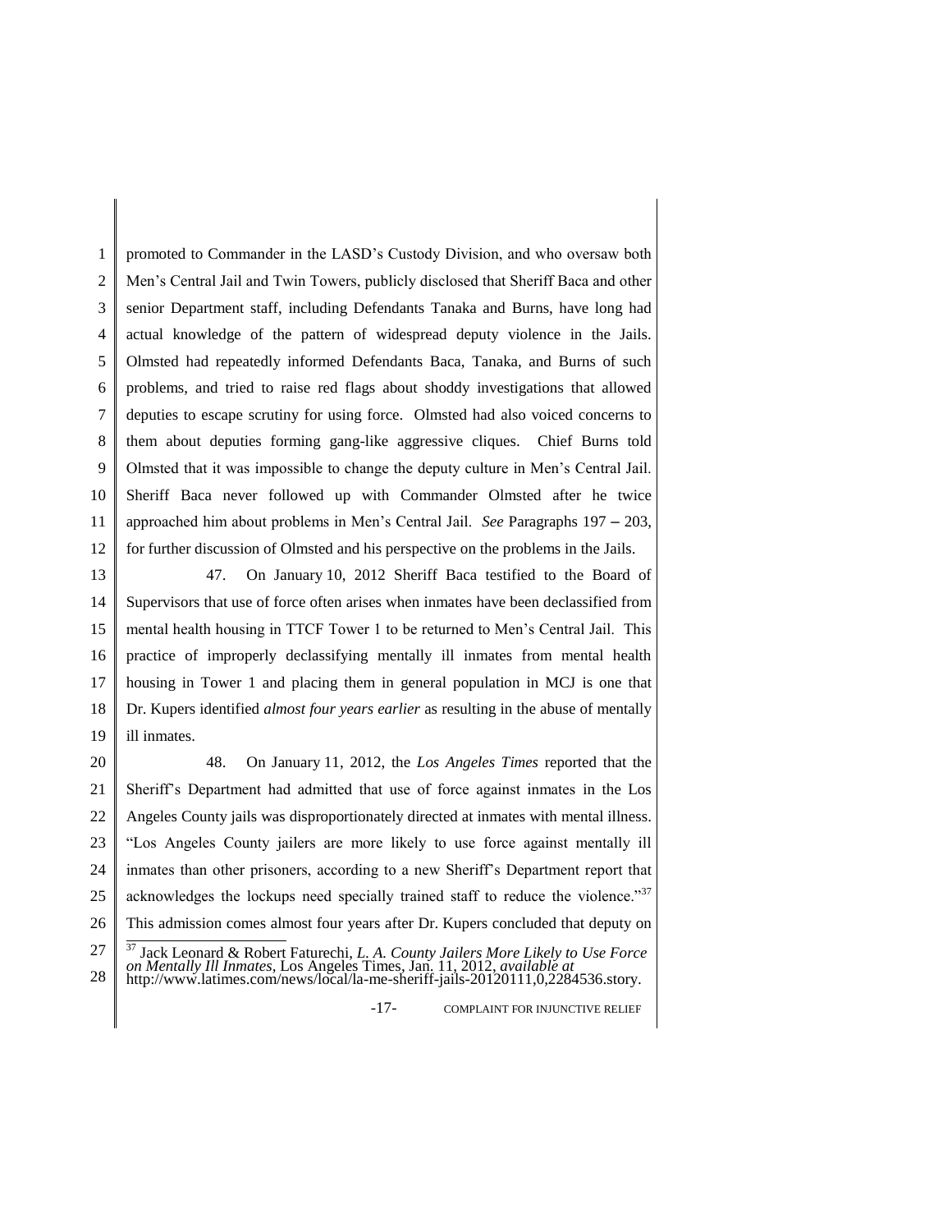promoted to Commander in the LASD's Custody Division, and who oversaw both Men's Central Jail and Twin Towers, publicly disclosed that Sheriff Baca and other senior Department staff, including Defendants Tanaka and Burns, have long had actual knowledge of the pattern of widespread deputy violence in the Jails. Olmsted had repeatedly informed Defendants Baca, Tanaka, and Burns of such problems, and tried to raise red flags about shoddy investigations that allowed deputies to escape scrutiny for using force. Olmsted had also voiced concerns to them about deputies forming gang-like aggressive cliques. Chief Burns told Olmsted that it was impossible to change the deputy culture in Men's Central Jail. Sheriff Baca never followed up with Commander Olmsted after he twice approached him about problems in Men's Central Jail. *See* Paragraphs 197 – 203, for further discussion of Olmsted and his perspective on the problems in the Jails.

47. On January 10, 2012 Sheriff Baca testified to the Board of Supervisors that use of force often arises when inmates have been declassified from mental health housing in TTCF Tower 1 to be returned to Men's Central Jail. This practice of improperly declassifying mentally ill inmates from mental health housing in Tower 1 and placing them in general population in MCJ is one that Dr. Kupers identified *almost four years earlier* as resulting in the abuse of mentally ill inmates.

48. On January 11, 2012, the *Los Angeles Times* reported that the Sheriff's Department had admitted that use of force against inmates in the Los Angeles County jails was disproportionately directed at inmates with mental illness. "Los Angeles County jailers are more likely to use force against mentally ill inmates than other prisoners, according to a new Sheriff's Department report that acknowledges the lockups need specially trained staff to reduce the violence."[37] This admission comes almost four years after Dr. Kupers concluded that deputy on

---

[37] Jack Leonard & Robert Faturechi, *L. A. County Jailers More Likely to Use Force on Mentally Ill Inmates*, Los Angeles Times, Jan. 11, 2012, *available at* http://www.latimes.com/news/local/la-me-sheriff-jails-20120111,0,2284536.story.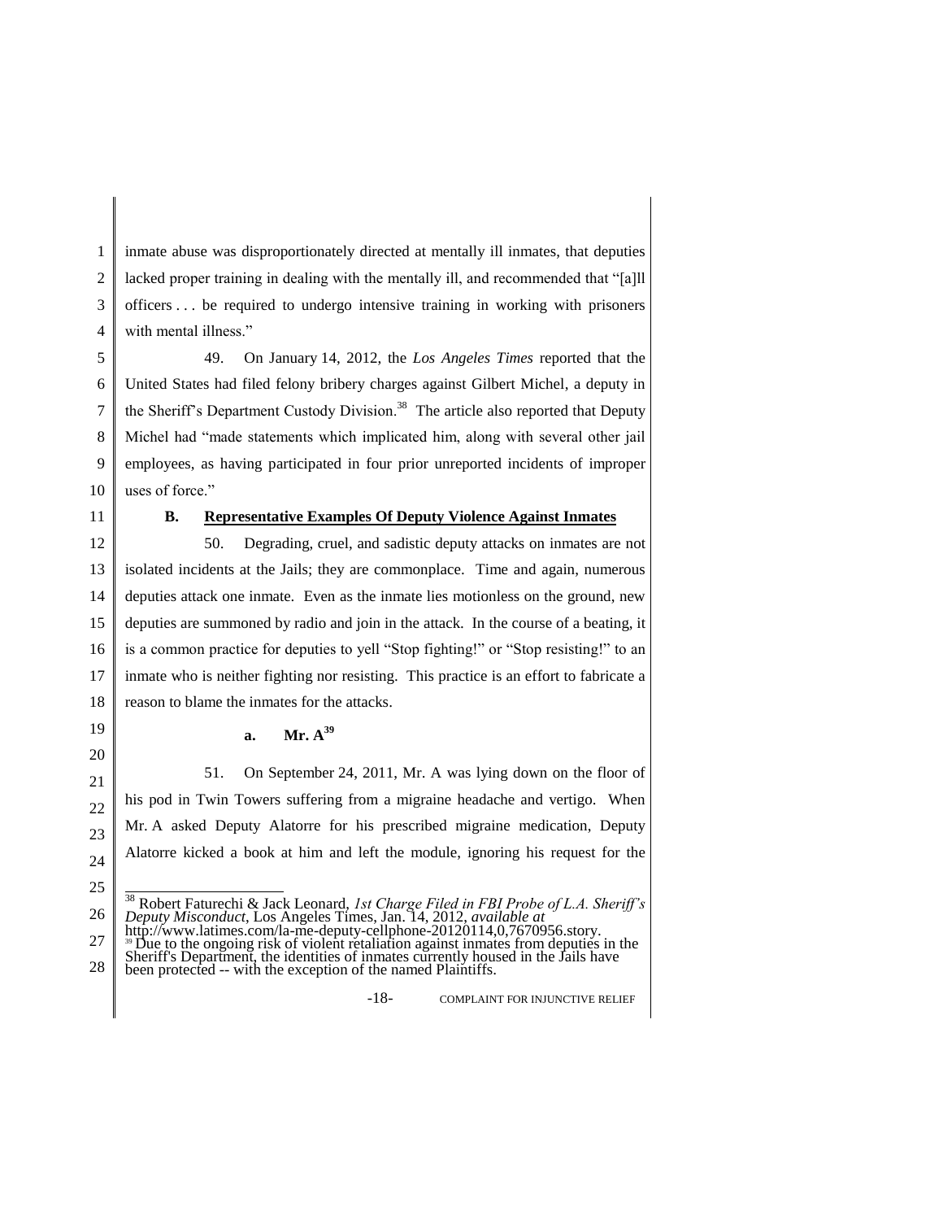inmate abuse was disproportionately directed at mentally ill inmates, that deputies lacked proper training in dealing with the mentally ill, and recommended that "[a]ll officers . . . be required to undergo intensive training in working with prisoners with mental illness."

49. On January 14, 2012, the *Los Angeles Times* reported that the United States had filed felony bribery charges against Gilbert Michel, a deputy in the Sheriff's Department Custody Division.[38] The article also reported that Deputy Michel had "made statements which implicated him, along with several other jail employees, as having participated in four prior unreported incidents of improper uses of force."

## B. Representative Examples Of Deputy Violence Against Inmates

50. Degrading, cruel, and sadistic deputy attacks on inmates are not isolated incidents at the Jails; they are commonplace. Time and again, numerous deputies attack one inmate. Even as the inmate lies motionless on the ground, new deputies are summoned by radio and join in the attack. In the course of a beating, it is a common practice for deputies to yell "Stop fighting!" or "Stop resisting!" to an inmate who is neither fighting nor resisting. This practice is an effort to fabricate a reason to blame the inmates for the attacks.

### a. Mr. A[39]

51. On September 24, 2011, Mr. A was lying down on the floor of his pod in Twin Towers suffering from a migraine headache and vertigo. When Mr. A asked Deputy Alatorre for his prescribed migraine medication, Deputy Alatorre kicked a book at him and left the module, ignoring his request for the

---

[38] Robert Faturechi & Jack Leonard, *1st Charge Filed in FBI Probe of L.A. Sheriff's Deputy Misconduct*, Los Angeles Times, Jan. 14, 2012, *available at* http://www.latimes.com/la-me-deputy-cellphone-20120114,0,7670956.story.

[39] Due to the ongoing risk of violent retaliation against inmates from deputies in the Sheriff's Department, the identities of inmates currently housed in the Jails have been protected -- with the exception of the named Plaintiffs.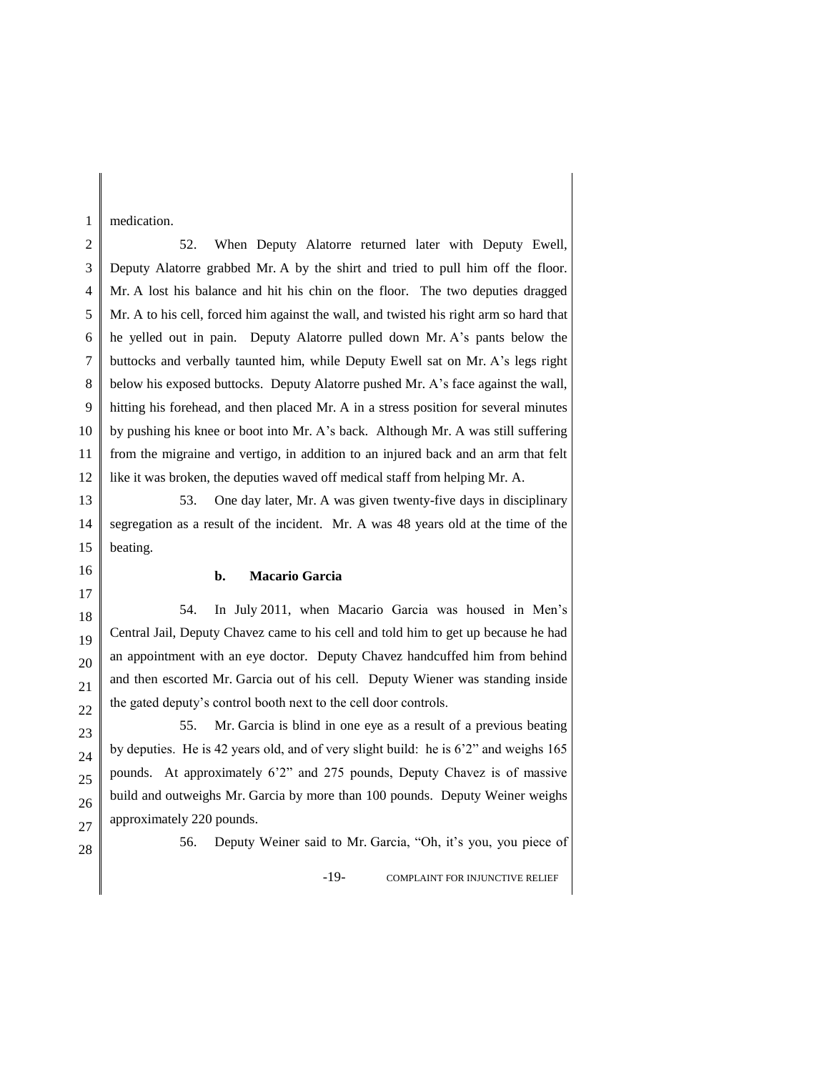medication.

52. When Deputy Alatorre returned later with Deputy Ewell, Deputy Alatorre grabbed Mr. A by the shirt and tried to pull him off the floor. Mr. A lost his balance and hit his chin on the floor. The two deputies dragged Mr. A to his cell, forced him against the wall, and twisted his right arm so hard that he yelled out in pain. Deputy Alatorre pulled down Mr. A's pants below the buttocks and verbally taunted him, while Deputy Ewell sat on Mr. A's legs right below his exposed buttocks. Deputy Alatorre pushed Mr. A's face against the wall, hitting his forehead, and then placed Mr. A in a stress position for several minutes by pushing his knee or boot into Mr. A's back. Although Mr. A was still suffering from the migraine and vertigo, in addition to an injured back and an arm that felt like it was broken, the deputies waved off medical staff from helping Mr. A.

53. One day later, Mr. A was given twenty-five days in disciplinary segregation as a result of the incident. Mr. A was 48 years old at the time of the beating.

**b. Macario Garcia**

54. In July 2011, when Macario Garcia was housed in Men's Central Jail, Deputy Chavez came to his cell and told him to get up because he had an appointment with an eye doctor. Deputy Chavez handcuffed him from behind and then escorted Mr. Garcia out of his cell. Deputy Wiener was standing inside the gated deputy's control booth next to the cell door controls.

55. Mr. Garcia is blind in one eye as a result of a previous beating by deputies. He is 42 years old, and of very slight build: he is 6'2" and weighs 165 pounds. At approximately 6'2" and 275 pounds, Deputy Chavez is of massive build and outweighs Mr. Garcia by more than 100 pounds. Deputy Weiner weighs approximately 220 pounds.

56. Deputy Weiner said to Mr. Garcia, "Oh, it's you, you piece of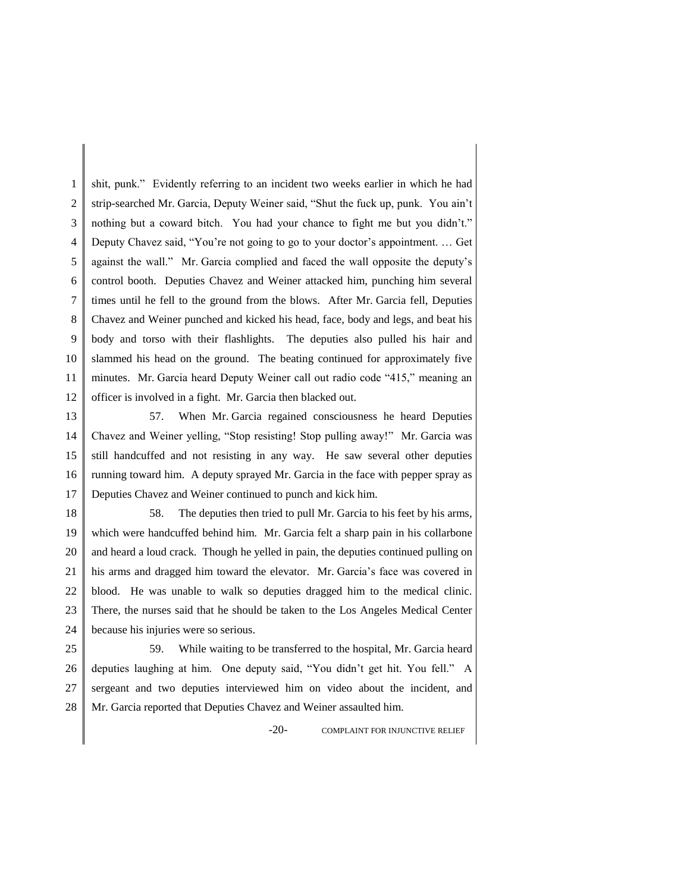shit, punk." Evidently referring to an incident two weeks earlier in which he had strip-searched Mr. Garcia, Deputy Weiner said, "Shut the fuck up, punk. You ain't nothing but a coward bitch. You had your chance to fight me but you didn't." Deputy Chavez said, "You're not going to go to your doctor's appointment. … Get against the wall." Mr. Garcia complied and faced the wall opposite the deputy's control booth. Deputies Chavez and Weiner attacked him, punching him several times until he fell to the ground from the blows. After Mr. Garcia fell, Deputies Chavez and Weiner punched and kicked his head, face, body and legs, and beat his body and torso with their flashlights. The deputies also pulled his hair and slammed his head on the ground. The beating continued for approximately five minutes. Mr. Garcia heard Deputy Weiner call out radio code "415," meaning an officer is involved in a fight. Mr. Garcia then blacked out.

57. When Mr. Garcia regained consciousness he heard Deputies Chavez and Weiner yelling, "Stop resisting! Stop pulling away!" Mr. Garcia was still handcuffed and not resisting in any way. He saw several other deputies running toward him. A deputy sprayed Mr. Garcia in the face with pepper spray as Deputies Chavez and Weiner continued to punch and kick him.

58. The deputies then tried to pull Mr. Garcia to his feet by his arms, which were handcuffed behind him. Mr. Garcia felt a sharp pain in his collarbone and heard a loud crack. Though he yelled in pain, the deputies continued pulling on his arms and dragged him toward the elevator. Mr. Garcia's face was covered in blood. He was unable to walk so deputies dragged him to the medical clinic. There, the nurses said that he should be taken to the Los Angeles Medical Center because his injuries were so serious.

59. While waiting to be transferred to the hospital, Mr. Garcia heard deputies laughing at him. One deputy said, "You didn't get hit. You fell." A sergeant and two deputies interviewed him on video about the incident, and Mr. Garcia reported that Deputies Chavez and Weiner assaulted him.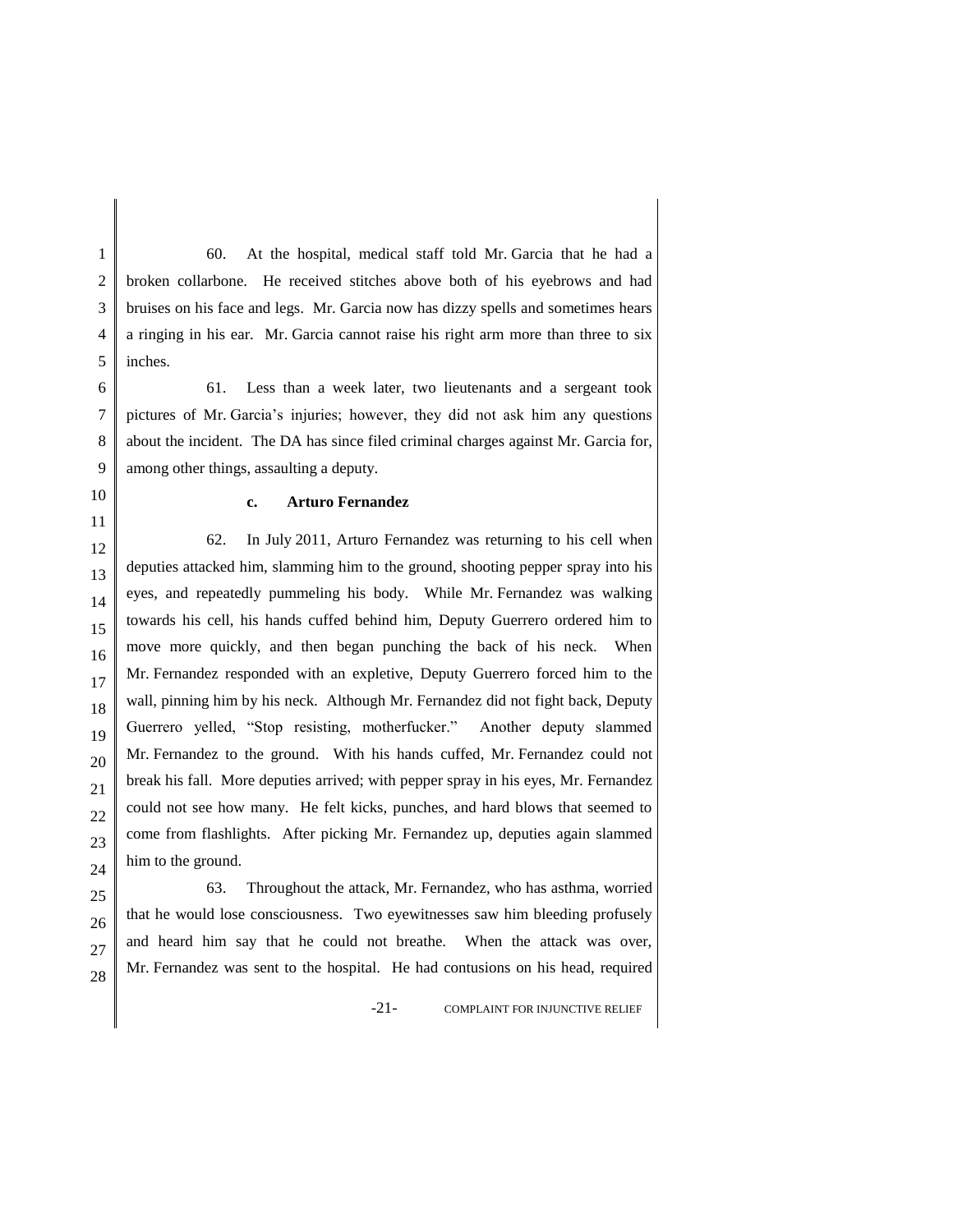60. At the hospital, medical staff told Mr. Garcia that he had a broken collarbone. He received stitches above both of his eyebrows and had bruises on his face and legs. Mr. Garcia now has dizzy spells and sometimes hears a ringing in his ear. Mr. Garcia cannot raise his right arm more than three to six inches.

61. Less than a week later, two lieutenants and a sergeant took pictures of Mr. Garcia's injuries; however, they did not ask him any questions about the incident. The DA has since filed criminal charges against Mr. Garcia for, among other things, assaulting a deputy.

**c. Arturo Fernandez**

62. In July 2011, Arturo Fernandez was returning to his cell when deputies attacked him, slamming him to the ground, shooting pepper spray into his eyes, and repeatedly pummeling his body. While Mr. Fernandez was walking towards his cell, his hands cuffed behind him, Deputy Guerrero ordered him to move more quickly, and then began punching the back of his neck. When Mr. Fernandez responded with an expletive, Deputy Guerrero forced him to the wall, pinning him by his neck. Although Mr. Fernandez did not fight back, Deputy Guerrero yelled, "Stop resisting, motherfucker." Another deputy slammed Mr. Fernandez to the ground. With his hands cuffed, Mr. Fernandez could not break his fall. More deputies arrived; with pepper spray in his eyes, Mr. Fernandez could not see how many. He felt kicks, punches, and hard blows that seemed to come from flashlights. After picking Mr. Fernandez up, deputies again slammed him to the ground.

63. Throughout the attack, Mr. Fernandez, who has asthma, worried that he would lose consciousness. Two eyewitnesses saw him bleeding profusely and heard him say that he could not breathe. When the attack was over, Mr. Fernandez was sent to the hospital. He had contusions on his head, required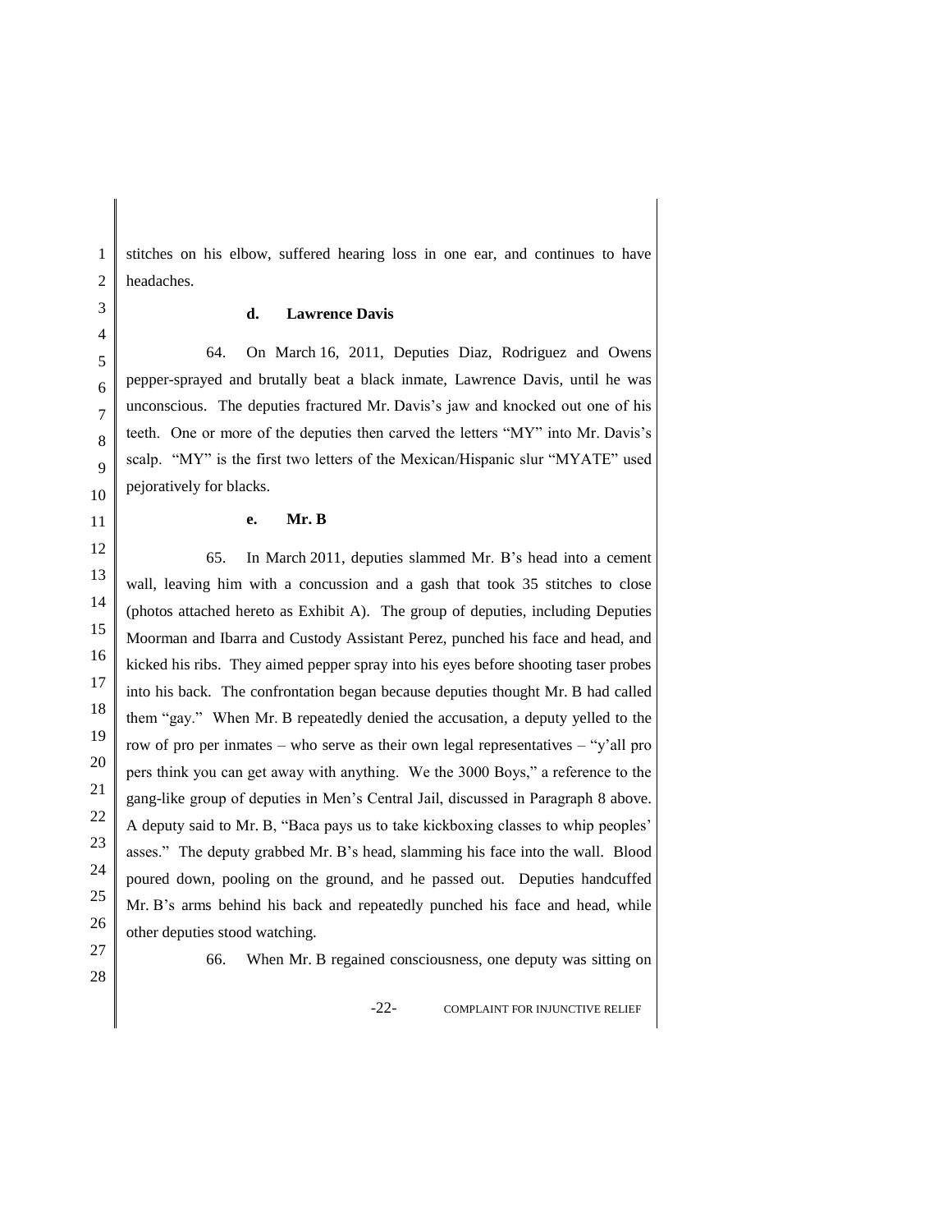stitches on his elbow, suffered hearing loss in one ear, and continues to have headaches.

**d. Lawrence Davis**

64. On March 16, 2011, Deputies Diaz, Rodriguez and Owens pepper-sprayed and brutally beat a black inmate, Lawrence Davis, until he was unconscious. The deputies fractured Mr. Davis's jaw and knocked out one of his teeth. One or more of the deputies then carved the letters "MY" into Mr. Davis's scalp. "MY" is the first two letters of the Mexican/Hispanic slur "MYATE" used pejoratively for blacks.

**e. Mr. B**

65. In March 2011, deputies slammed Mr. B's head into a cement wall, leaving him with a concussion and a gash that took 35 stitches to close (photos attached hereto as Exhibit A). The group of deputies, including Deputies Moorman and Ibarra and Custody Assistant Perez, punched his face and head, and kicked his ribs. They aimed pepper spray into his eyes before shooting taser probes into his back. The confrontation began because deputies thought Mr. B had called them "gay." When Mr. B repeatedly denied the accusation, a deputy yelled to the row of pro per inmates – who serve as their own legal representatives – "y'all pro pers think you can get away with anything. We the 3000 Boys," a reference to the gang-like group of deputies in Men's Central Jail, discussed in Paragraph 8 above. A deputy said to Mr. B, "Baca pays us to take kickboxing classes to whip peoples' asses." The deputy grabbed Mr. B's head, slamming his face into the wall. Blood poured down, pooling on the ground, and he passed out. Deputies handcuffed Mr. B's arms behind his back and repeatedly punched his face and head, while other deputies stood watching.

66. When Mr. B regained consciousness, one deputy was sitting on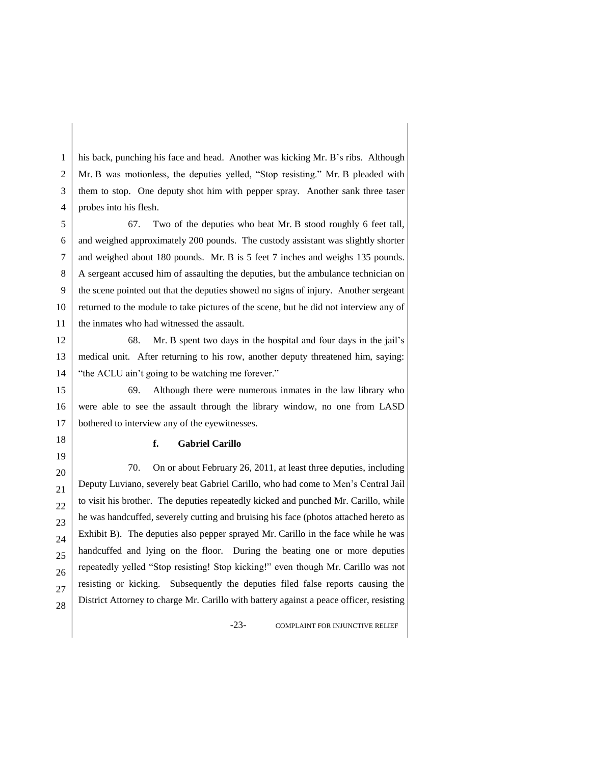his back, punching his face and head. Another was kicking Mr. B's ribs. Although Mr. B was motionless, the deputies yelled, "Stop resisting." Mr. B pleaded with them to stop. One deputy shot him with pepper spray. Another sank three taser probes into his flesh.

67. Two of the deputies who beat Mr. B stood roughly 6 feet tall, and weighed approximately 200 pounds. The custody assistant was slightly shorter and weighed about 180 pounds. Mr. B is 5 feet 7 inches and weighs 135 pounds. A sergeant accused him of assaulting the deputies, but the ambulance technician on the scene pointed out that the deputies showed no signs of injury. Another sergeant returned to the module to take pictures of the scene, but he did not interview any of the inmates who had witnessed the assault.

68. Mr. B spent two days in the hospital and four days in the jail's medical unit. After returning to his row, another deputy threatened him, saying: "the ACLU ain't going to be watching me forever."

69. Although there were numerous inmates in the law library who were able to see the assault through the library window, no one from LASD bothered to interview any of the eyewitnesses.

**f. Gabriel Carillo**

70. On or about February 26, 2011, at least three deputies, including Deputy Luviano, severely beat Gabriel Carillo, who had come to Men's Central Jail to visit his brother. The deputies repeatedly kicked and punched Mr. Carillo, while he was handcuffed, severely cutting and bruising his face (photos attached hereto as Exhibit B). The deputies also pepper sprayed Mr. Carillo in the face while he was handcuffed and lying on the floor. During the beating one or more deputies repeatedly yelled "Stop resisting! Stop kicking!" even though Mr. Carillo was not resisting or kicking. Subsequently the deputies filed false reports causing the District Attorney to charge Mr. Carillo with battery against a peace officer, resisting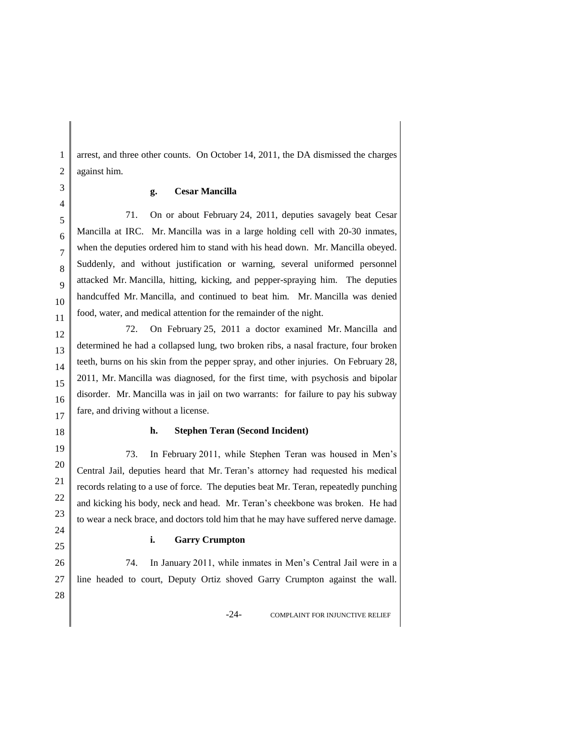arrest, and three other counts. On October 14, 2011, the DA dismissed the charges against him.

**g. Cesar Mancilla**

71. On or about February 24, 2011, deputies savagely beat Cesar Mancilla at IRC. Mr. Mancilla was in a large holding cell with 20-30 inmates, when the deputies ordered him to stand with his head down. Mr. Mancilla obeyed. Suddenly, and without justification or warning, several uniformed personnel attacked Mr. Mancilla, hitting, kicking, and pepper-spraying him. The deputies handcuffed Mr. Mancilla, and continued to beat him. Mr. Mancilla was denied food, water, and medical attention for the remainder of the night.

72. On February 25, 2011 a doctor examined Mr. Mancilla and determined he had a collapsed lung, two broken ribs, a nasal fracture, four broken teeth, burns on his skin from the pepper spray, and other injuries. On February 28, 2011, Mr. Mancilla was diagnosed, for the first time, with psychosis and bipolar disorder. Mr. Mancilla was in jail on two warrants: for failure to pay his subway fare, and driving without a license.

**h. Stephen Teran (Second Incident)**

73. In February 2011, while Stephen Teran was housed in Men's Central Jail, deputies heard that Mr. Teran's attorney had requested his medical records relating to a use of force. The deputies beat Mr. Teran, repeatedly punching and kicking his body, neck and head. Mr. Teran's cheekbone was broken. He had to wear a neck brace, and doctors told him that he may have suffered nerve damage.

**i. Garry Crumpton**

74. In January 2011, while inmates in Men's Central Jail were in a line headed to court, Deputy Ortiz shoved Garry Crumpton against the wall.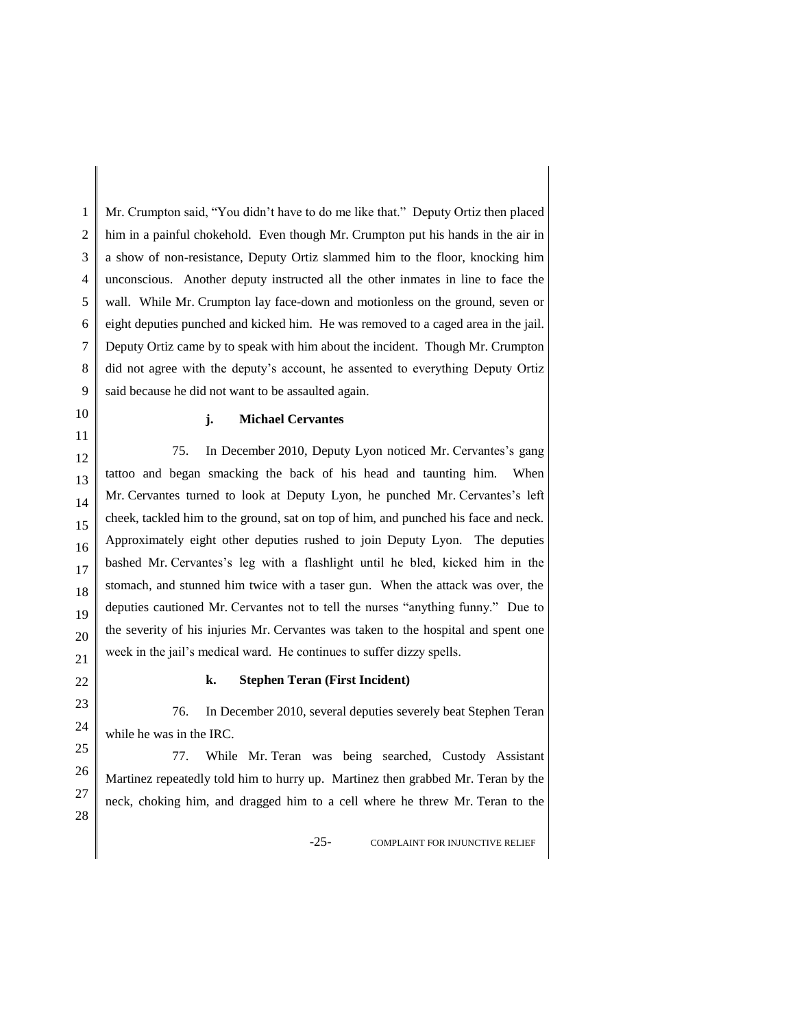Mr. Crumpton said, "You didn't have to do me like that." Deputy Ortiz then placed him in a painful chokehold. Even though Mr. Crumpton put his hands in the air in a show of non-resistance, Deputy Ortiz slammed him to the floor, knocking him unconscious. Another deputy instructed all the other inmates in line to face the wall. While Mr. Crumpton lay face-down and motionless on the ground, seven or eight deputies punched and kicked him. He was removed to a caged area in the jail. Deputy Ortiz came by to speak with him about the incident. Though Mr. Crumpton did not agree with the deputy's account, he assented to everything Deputy Ortiz said because he did not want to be assaulted again.

#### j. Michael Cervantes

75. In December 2010, Deputy Lyon noticed Mr. Cervantes's gang tattoo and began smacking the back of his head and taunting him. When Mr. Cervantes turned to look at Deputy Lyon, he punched Mr. Cervantes's left cheek, tackled him to the ground, sat on top of him, and punched his face and neck. Approximately eight other deputies rushed to join Deputy Lyon. The deputies bashed Mr. Cervantes's leg with a flashlight until he bled, kicked him in the stomach, and stunned him twice with a taser gun. When the attack was over, the deputies cautioned Mr. Cervantes not to tell the nurses "anything funny." Due to the severity of his injuries Mr. Cervantes was taken to the hospital and spent one week in the jail's medical ward. He continues to suffer dizzy spells.

#### k. Stephen Teran (First Incident)

76. In December 2010, several deputies severely beat Stephen Teran while he was in the IRC.

77. While Mr. Teran was being searched, Custody Assistant Martinez repeatedly told him to hurry up. Martinez then grabbed Mr. Teran by the neck, choking him, and dragged him to a cell where he threw Mr. Teran to the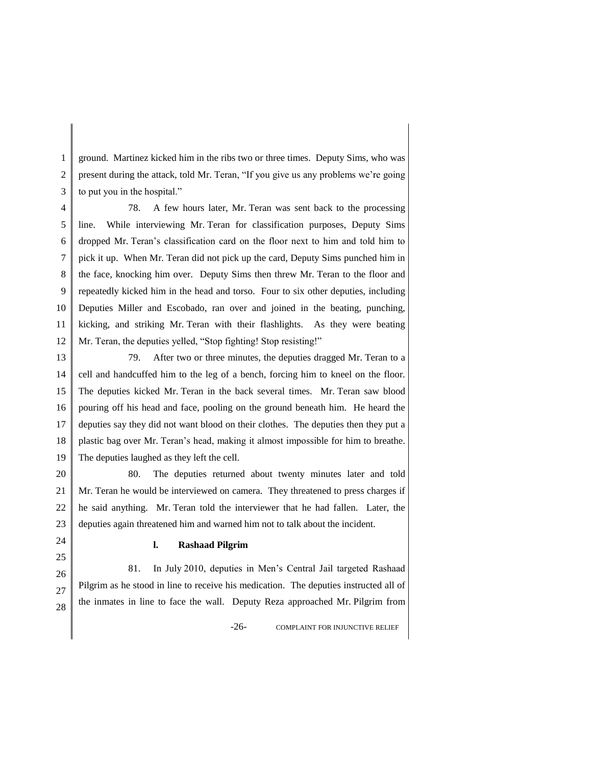ground. Martinez kicked him in the ribs two or three times. Deputy Sims, who was present during the attack, told Mr. Teran, "If you give us any problems we're going to put you in the hospital."

78. A few hours later, Mr. Teran was sent back to the processing line. While interviewing Mr. Teran for classification purposes, Deputy Sims dropped Mr. Teran's classification card on the floor next to him and told him to pick it up. When Mr. Teran did not pick up the card, Deputy Sims punched him in the face, knocking him over. Deputy Sims then threw Mr. Teran to the floor and repeatedly kicked him in the head and torso. Four to six other deputies, including Deputies Miller and Escobado, ran over and joined in the beating, punching, kicking, and striking Mr. Teran with their flashlights. As they were beating Mr. Teran, the deputies yelled, "Stop fighting! Stop resisting!"

79. After two or three minutes, the deputies dragged Mr. Teran to a cell and handcuffed him to the leg of a bench, forcing him to kneel on the floor. The deputies kicked Mr. Teran in the back several times. Mr. Teran saw blood pouring off his head and face, pooling on the ground beneath him. He heard the deputies say they did not want blood on their clothes. The deputies then they put a plastic bag over Mr. Teran's head, making it almost impossible for him to breathe. The deputies laughed as they left the cell.

80. The deputies returned about twenty minutes later and told Mr. Teran he would be interviewed on camera. They threatened to press charges if he said anything. Mr. Teran told the interviewer that he had fallen. Later, the deputies again threatened him and warned him not to talk about the incident.

### l. Rashaad Pilgrim

81. In July 2010, deputies in Men's Central Jail targeted Rashaad Pilgrim as he stood in line to receive his medication. The deputies instructed all of the inmates in line to face the wall. Deputy Reza approached Mr. Pilgrim from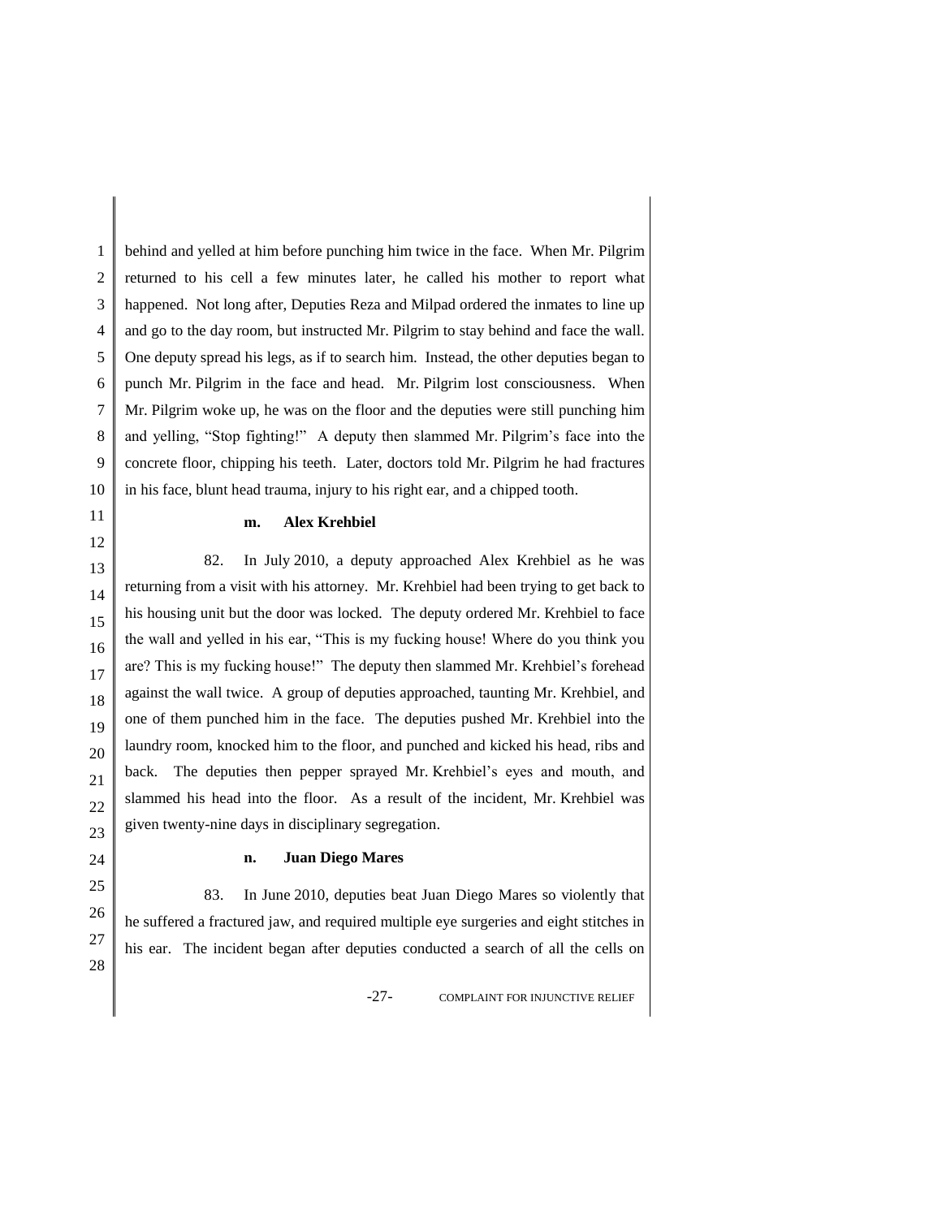behind and yelled at him before punching him twice in the face. When Mr. Pilgrim returned to his cell a few minutes later, he called his mother to report what happened. Not long after, Deputies Reza and Milpad ordered the inmates to line up and go to the day room, but instructed Mr. Pilgrim to stay behind and face the wall. One deputy spread his legs, as if to search him. Instead, the other deputies began to punch Mr. Pilgrim in the face and head. Mr. Pilgrim lost consciousness. When Mr. Pilgrim woke up, he was on the floor and the deputies were still punching him and yelling, "Stop fighting!" A deputy then slammed Mr. Pilgrim's face into the concrete floor, chipping his teeth. Later, doctors told Mr. Pilgrim he had fractures in his face, blunt head trauma, injury to his right ear, and a chipped tooth.

**m. Alex Krehbiel**

82. In July 2010, a deputy approached Alex Krehbiel as he was returning from a visit with his attorney. Mr. Krehbiel had been trying to get back to his housing unit but the door was locked. The deputy ordered Mr. Krehbiel to face the wall and yelled in his ear, "This is my fucking house! Where do you think you are? This is my fucking house!" The deputy then slammed Mr. Krehbiel's forehead against the wall twice. A group of deputies approached, taunting Mr. Krehbiel, and one of them punched him in the face. The deputies pushed Mr. Krehbiel into the laundry room, knocked him to the floor, and punched and kicked his head, ribs and back. The deputies then pepper sprayed Mr. Krehbiel's eyes and mouth, and slammed his head into the floor. As a result of the incident, Mr. Krehbiel was given twenty-nine days in disciplinary segregation.

**n. Juan Diego Mares**

83. In June 2010, deputies beat Juan Diego Mares so violently that he suffered a fractured jaw, and required multiple eye surgeries and eight stitches in his ear. The incident began after deputies conducted a search of all the cells on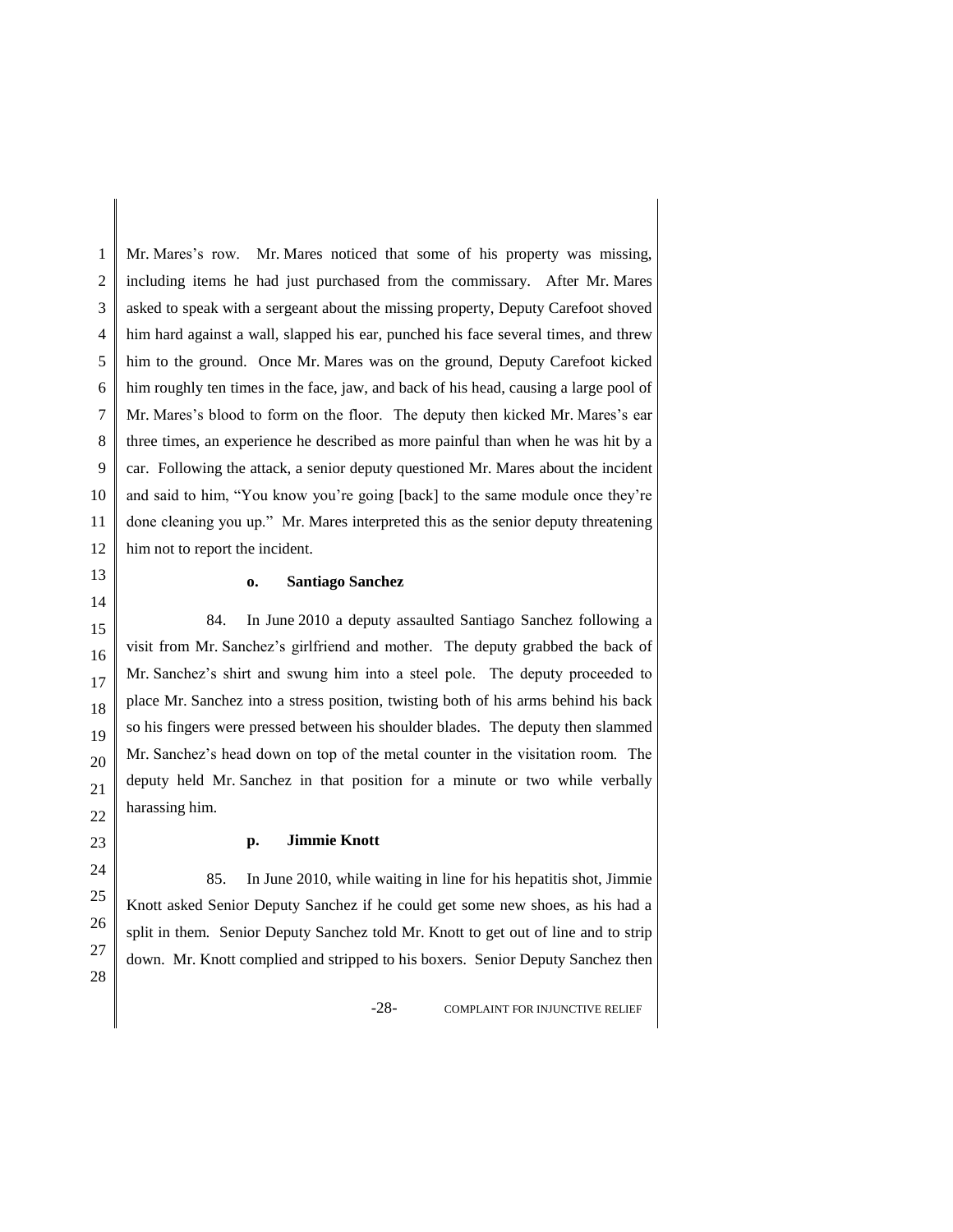Mr. Mares's row. Mr. Mares noticed that some of his property was missing, including items he had just purchased from the commissary. After Mr. Mares asked to speak with a sergeant about the missing property, Deputy Carefoot shoved him hard against a wall, slapped his ear, punched his face several times, and threw him to the ground. Once Mr. Mares was on the ground, Deputy Carefoot kicked him roughly ten times in the face, jaw, and back of his head, causing a large pool of Mr. Mares's blood to form on the floor. The deputy then kicked Mr. Mares's ear three times, an experience he described as more painful than when he was hit by a car. Following the attack, a senior deputy questioned Mr. Mares about the incident and said to him, "You know you're going [back] to the same module once they're done cleaning you up." Mr. Mares interpreted this as the senior deputy threatening him not to report the incident.

**o. Santiago Sanchez**

84. In June 2010 a deputy assaulted Santiago Sanchez following a visit from Mr. Sanchez's girlfriend and mother. The deputy grabbed the back of Mr. Sanchez's shirt and swung him into a steel pole. The deputy proceeded to place Mr. Sanchez into a stress position, twisting both of his arms behind his back so his fingers were pressed between his shoulder blades. The deputy then slammed Mr. Sanchez's head down on top of the metal counter in the visitation room. The deputy held Mr. Sanchez in that position for a minute or two while verbally harassing him.

**p. Jimmie Knott**

85. In June 2010, while waiting in line for his hepatitis shot, Jimmie Knott asked Senior Deputy Sanchez if he could get some new shoes, as his had a split in them. Senior Deputy Sanchez told Mr. Knott to get out of line and to strip down. Mr. Knott complied and stripped to his boxers. Senior Deputy Sanchez then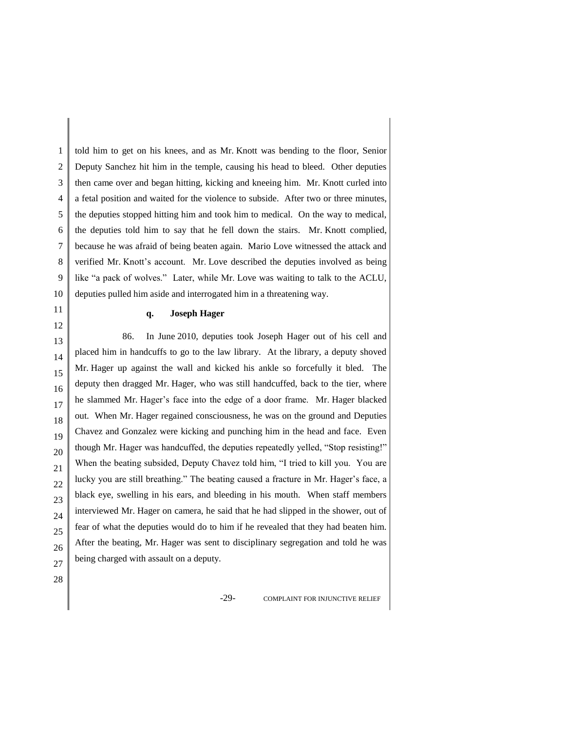told him to get on his knees, and as Mr. Knott was bending to the floor, Senior Deputy Sanchez hit him in the temple, causing his head to bleed. Other deputies then came over and began hitting, kicking and kneeing him. Mr. Knott curled into a fetal position and waited for the violence to subside. After two or three minutes, the deputies stopped hitting him and took him to medical. On the way to medical, the deputies told him to say that he fell down the stairs. Mr. Knott complied, because he was afraid of being beaten again. Mario Love witnessed the attack and verified Mr. Knott's account. Mr. Love described the deputies involved as being like "a pack of wolves." Later, while Mr. Love was waiting to talk to the ACLU, deputies pulled him aside and interrogated him in a threatening way.

**q. Joseph Hager**

86. In June 2010, deputies took Joseph Hager out of his cell and placed him in handcuffs to go to the law library. At the library, a deputy shoved Mr. Hager up against the wall and kicked his ankle so forcefully it bled. The deputy then dragged Mr. Hager, who was still handcuffed, back to the tier, where he slammed Mr. Hager's face into the edge of a door frame. Mr. Hager blacked out. When Mr. Hager regained consciousness, he was on the ground and Deputies Chavez and Gonzalez were kicking and punching him in the head and face. Even though Mr. Hager was handcuffed, the deputies repeatedly yelled, "Stop resisting!" When the beating subsided, Deputy Chavez told him, "I tried to kill you. You are lucky you are still breathing." The beating caused a fracture in Mr. Hager's face, a black eye, swelling in his ears, and bleeding in his mouth. When staff members interviewed Mr. Hager on camera, he said that he had slipped in the shower, out of fear of what the deputies would do to him if he revealed that they had beaten him. After the beating, Mr. Hager was sent to disciplinary segregation and told he was being charged with assault on a deputy.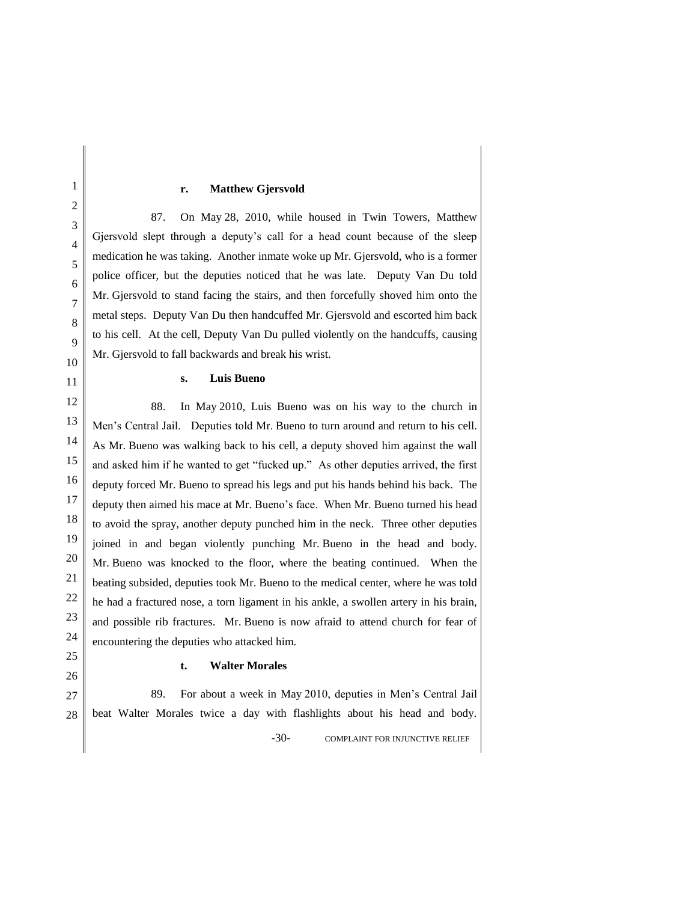**r. Matthew Gjersvold**

87. On May 28, 2010, while housed in Twin Towers, Matthew Gjersvold slept through a deputy's call for a head count because of the sleep medication he was taking. Another inmate woke up Mr. Gjersvold, who is a former police officer, but the deputies noticed that he was late. Deputy Van Du told Mr. Gjersvold to stand facing the stairs, and then forcefully shoved him onto the metal steps. Deputy Van Du then handcuffed Mr. Gjersvold and escorted him back to his cell. At the cell, Deputy Van Du pulled violently on the handcuffs, causing Mr. Gjersvold to fall backwards and break his wrist.

**s. Luis Bueno**

88. In May 2010, Luis Bueno was on his way to the church in Men's Central Jail. Deputies told Mr. Bueno to turn around and return to his cell. As Mr. Bueno was walking back to his cell, a deputy shoved him against the wall and asked him if he wanted to get "fucked up." As other deputies arrived, the first deputy forced Mr. Bueno to spread his legs and put his hands behind his back. The deputy then aimed his mace at Mr. Bueno's face. When Mr. Bueno turned his head to avoid the spray, another deputy punched him in the neck. Three other deputies joined in and began violently punching Mr. Bueno in the head and body. Mr. Bueno was knocked to the floor, where the beating continued. When the beating subsided, deputies took Mr. Bueno to the medical center, where he was told he had a fractured nose, a torn ligament in his ankle, a swollen artery in his brain, and possible rib fractures. Mr. Bueno is now afraid to attend church for fear of encountering the deputies who attacked him.

**t. Walter Morales**

89. For about a week in May 2010, deputies in Men's Central Jail beat Walter Morales twice a day with flashlights about his head and body.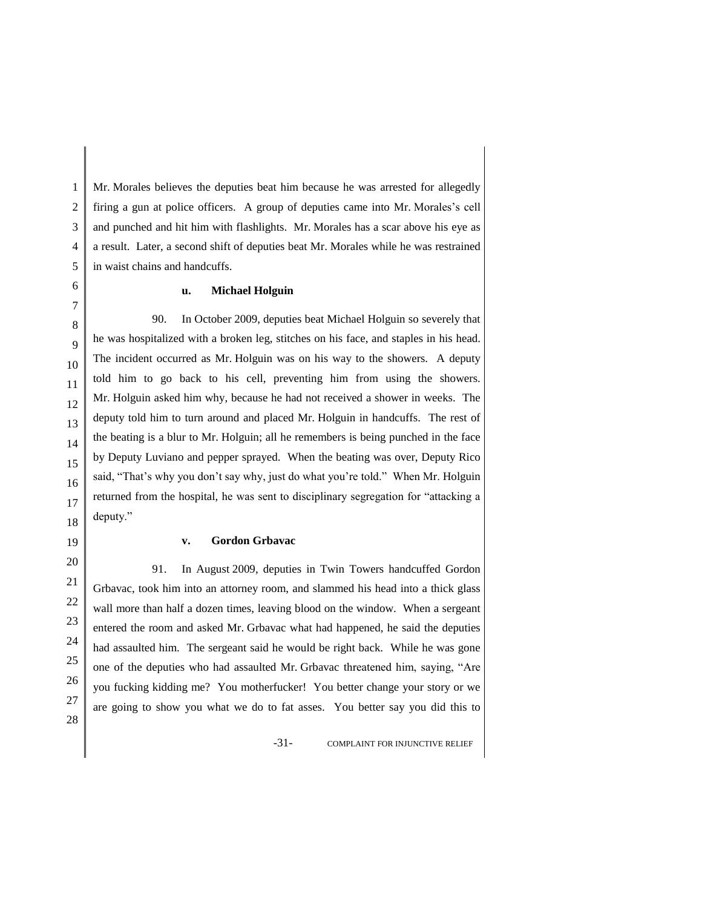Mr. Morales believes the deputies beat him because he was arrested for allegedly firing a gun at police officers. A group of deputies came into Mr. Morales's cell and punched and hit him with flashlights. Mr. Morales has a scar above his eye as a result. Later, a second shift of deputies beat Mr. Morales while he was restrained in waist chains and handcuffs.

#### u. Michael Holguin

90. In October 2009, deputies beat Michael Holguin so severely that he was hospitalized with a broken leg, stitches on his face, and staples in his head. The incident occurred as Mr. Holguin was on his way to the showers. A deputy told him to go back to his cell, preventing him from using the showers. Mr. Holguin asked him why, because he had not received a shower in weeks. The deputy told him to turn around and placed Mr. Holguin in handcuffs. The rest of the beating is a blur to Mr. Holguin; all he remembers is being punched in the face by Deputy Luviano and pepper sprayed. When the beating was over, Deputy Rico said, "That's why you don't say why, just do what you're told." When Mr. Holguin returned from the hospital, he was sent to disciplinary segregation for "attacking a deputy."

#### v. Gordon Grbavac

91. In August 2009, deputies in Twin Towers handcuffed Gordon Grbavac, took him into an attorney room, and slammed his head into a thick glass wall more than half a dozen times, leaving blood on the window. When a sergeant entered the room and asked Mr. Grbavac what had happened, he said the deputies had assaulted him. The sergeant said he would be right back. While he was gone one of the deputies who had assaulted Mr. Grbavac threatened him, saying, "Are you fucking kidding me? You motherfucker! You better change your story or we are going to show you what we do to fat asses. You better say you did this to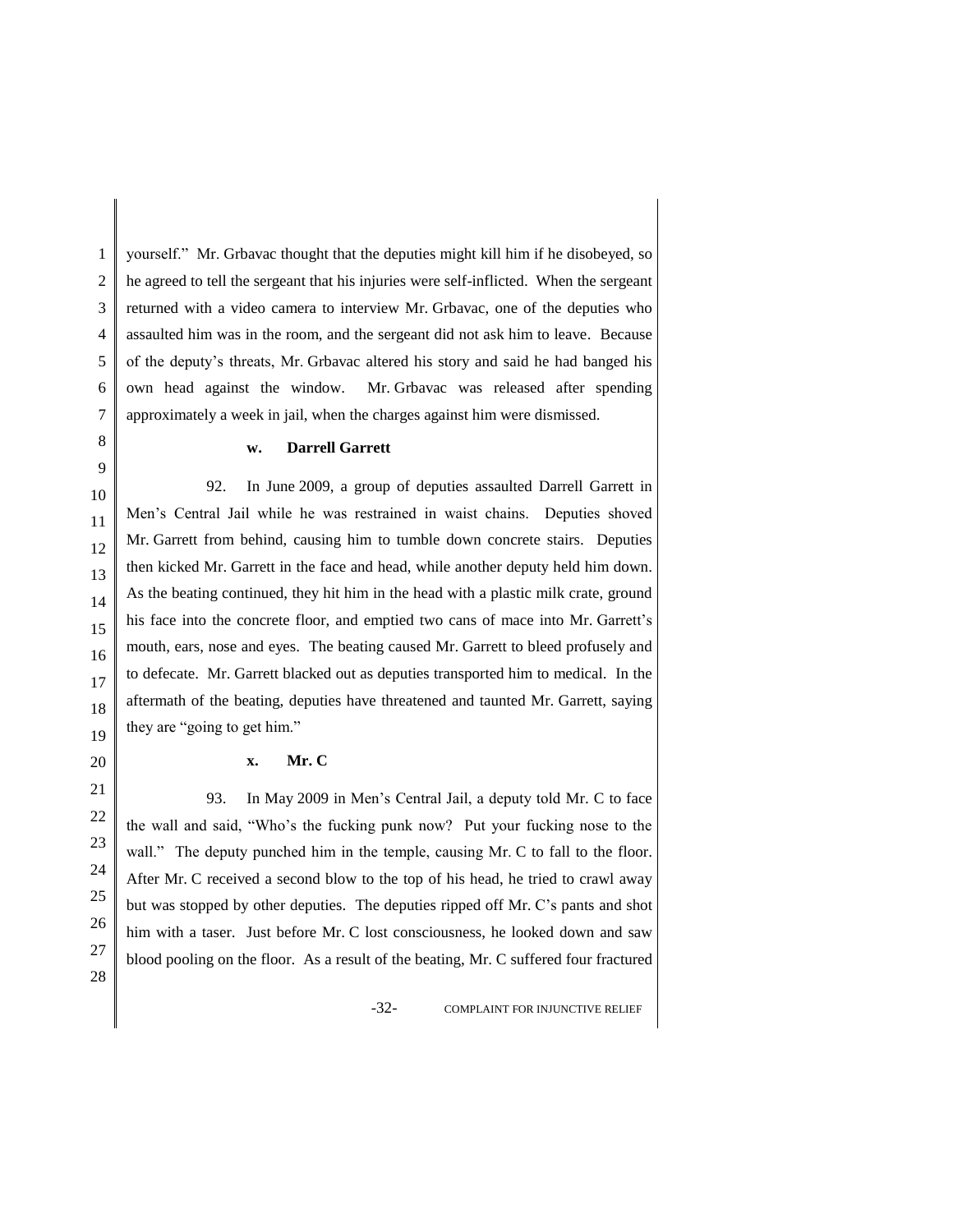yourself." Mr. Grbavac thought that the deputies might kill him if he disobeyed, so he agreed to tell the sergeant that his injuries were self-inflicted. When the sergeant returned with a video camera to interview Mr. Grbavac, one of the deputies who assaulted him was in the room, and the sergeant did not ask him to leave. Because of the deputy's threats, Mr. Grbavac altered his story and said he had banged his own head against the window. Mr. Grbavac was released after spending approximately a week in jail, when the charges against him were dismissed.

**w. Darrell Garrett**

92. In June 2009, a group of deputies assaulted Darrell Garrett in Men's Central Jail while he was restrained in waist chains. Deputies shoved Mr. Garrett from behind, causing him to tumble down concrete stairs. Deputies then kicked Mr. Garrett in the face and head, while another deputy held him down. As the beating continued, they hit him in the head with a plastic milk crate, ground his face into the concrete floor, and emptied two cans of mace into Mr. Garrett's mouth, ears, nose and eyes. The beating caused Mr. Garrett to bleed profusely and to defecate. Mr. Garrett blacked out as deputies transported him to medical. In the aftermath of the beating, deputies have threatened and taunted Mr. Garrett, saying they are "going to get him."

**x. Mr. C**

93. In May 2009 in Men's Central Jail, a deputy told Mr. C to face the wall and said, "Who's the fucking punk now? Put your fucking nose to the wall." The deputy punched him in the temple, causing Mr. C to fall to the floor. After Mr. C received a second blow to the top of his head, he tried to crawl away but was stopped by other deputies. The deputies ripped off Mr. C's pants and shot him with a taser. Just before Mr. C lost consciousness, he looked down and saw blood pooling on the floor. As a result of the beating, Mr. C suffered four fractured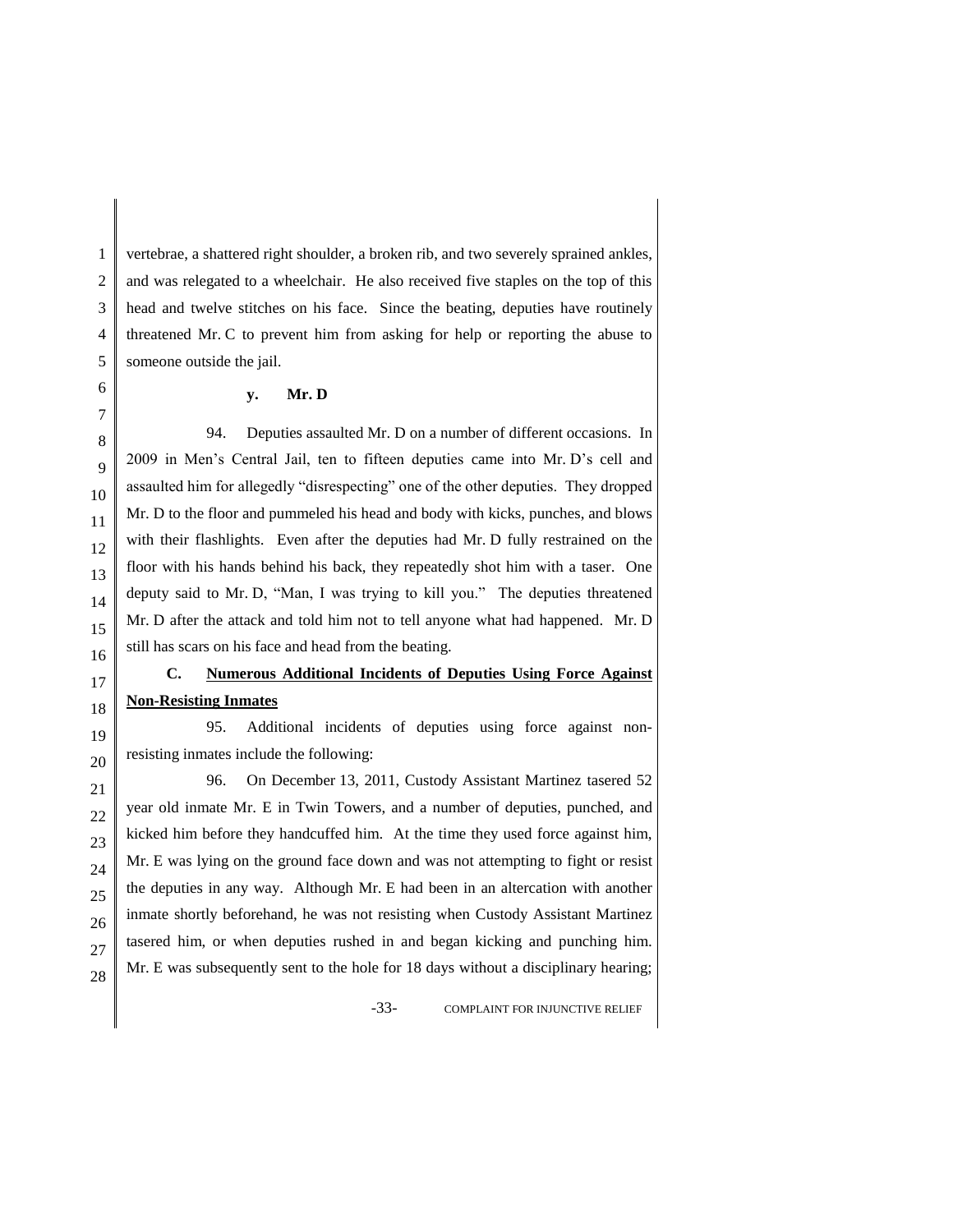vertebrae, a shattered right shoulder, a broken rib, and two severely sprained ankles, and was relegated to a wheelchair. He also received five staples on the top of this head and twelve stitches on his face. Since the beating, deputies have routinely threatened Mr. C to prevent him from asking for help or reporting the abuse to someone outside the jail.

**y. Mr. D**

94. Deputies assaulted Mr. D on a number of different occasions. In 2009 in Men's Central Jail, ten to fifteen deputies came into Mr. D's cell and assaulted him for allegedly "disrespecting" one of the other deputies. They dropped Mr. D to the floor and pummeled his head and body with kicks, punches, and blows with their flashlights. Even after the deputies had Mr. D fully restrained on the floor with his hands behind his back, they repeatedly shot him with a taser. One deputy said to Mr. D, "Man, I was trying to kill you." The deputies threatened Mr. D after the attack and told him not to tell anyone what had happened. Mr. D still has scars on his face and head from the beating.

**C. Numerous Additional Incidents of Deputies Using Force Against Non-Resisting Inmates**

95. Additional incidents of deputies using force against non-resisting inmates include the following:

96. On December 13, 2011, Custody Assistant Martinez tasered 52 year old inmate Mr. E in Twin Towers, and a number of deputies, punched, and kicked him before they handcuffed him. At the time they used force against him, Mr. E was lying on the ground face down and was not attempting to fight or resist the deputies in any way. Although Mr. E had been in an altercation with another inmate shortly beforehand, he was not resisting when Custody Assistant Martinez tasered him, or when deputies rushed in and began kicking and punching him. Mr. E was subsequently sent to the hole for 18 days without a disciplinary hearing;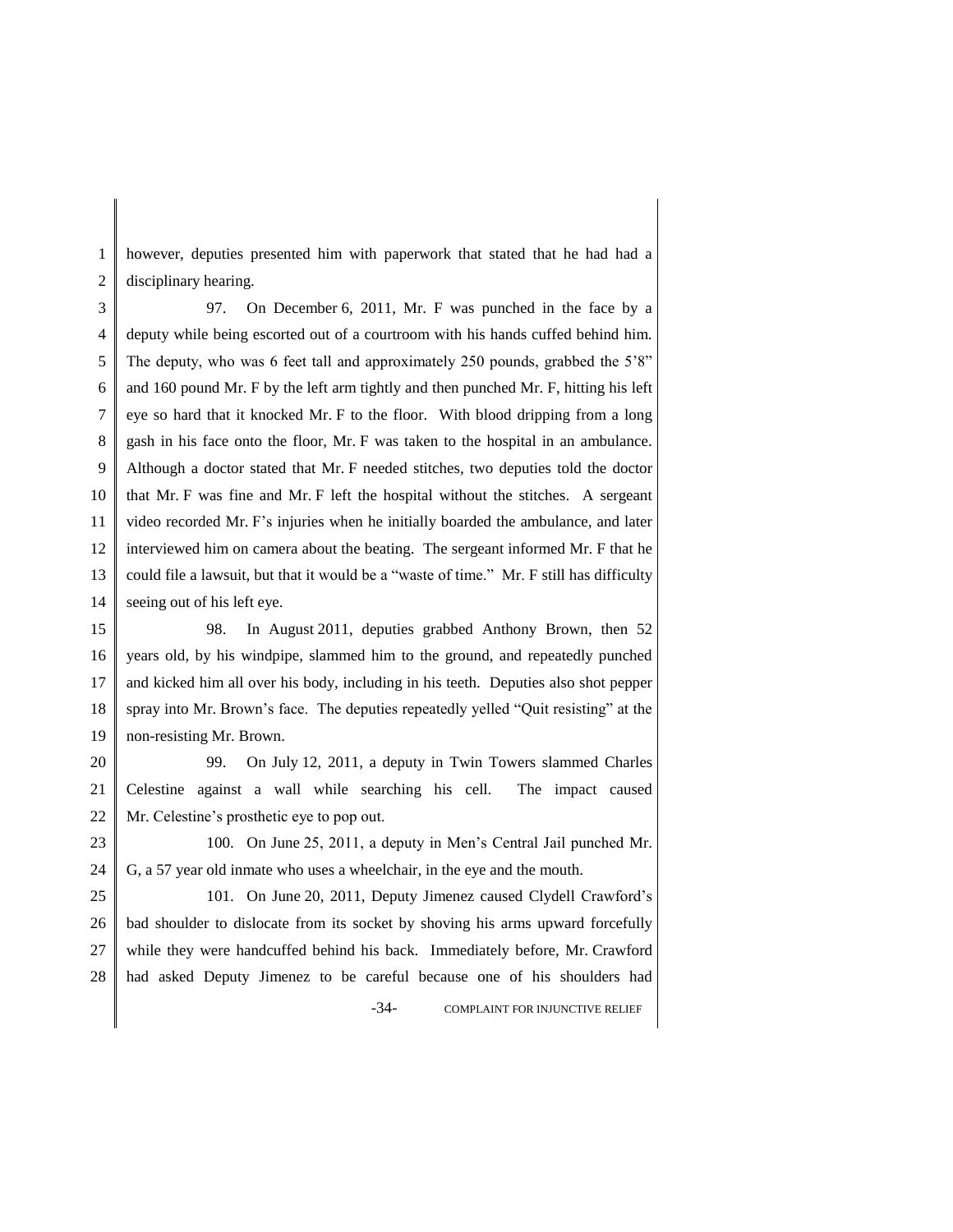however, deputies presented him with paperwork that stated that he had had a disciplinary hearing.

97. On December 6, 2011, Mr. F was punched in the face by a deputy while being escorted out of a courtroom with his hands cuffed behind him. The deputy, who was 6 feet tall and approximately 250 pounds, grabbed the 5'8" and 160 pound Mr. F by the left arm tightly and then punched Mr. F, hitting his left eye so hard that it knocked Mr. F to the floor. With blood dripping from a long gash in his face onto the floor, Mr. F was taken to the hospital in an ambulance. Although a doctor stated that Mr. F needed stitches, two deputies told the doctor that Mr. F was fine and Mr. F left the hospital without the stitches. A sergeant video recorded Mr. F's injuries when he initially boarded the ambulance, and later interviewed him on camera about the beating. The sergeant informed Mr. F that he could file a lawsuit, but that it would be a "waste of time." Mr. F still has difficulty seeing out of his left eye.

98. In August 2011, deputies grabbed Anthony Brown, then 52 years old, by his windpipe, slammed him to the ground, and repeatedly punched and kicked him all over his body, including in his teeth. Deputies also shot pepper spray into Mr. Brown's face. The deputies repeatedly yelled "Quit resisting" at the non-resisting Mr. Brown.

99. On July 12, 2011, a deputy in Twin Towers slammed Charles Celestine against a wall while searching his cell. The impact caused Mr. Celestine's prosthetic eye to pop out.

100. On June 25, 2011, a deputy in Men's Central Jail punched Mr. G, a 57 year old inmate who uses a wheelchair, in the eye and the mouth.

101. On June 20, 2011, Deputy Jimenez caused Clydell Crawford's bad shoulder to dislocate from its socket by shoving his arms upward forcefully while they were handcuffed behind his back. Immediately before, Mr. Crawford had asked Deputy Jimenez to be careful because one of his shoulders had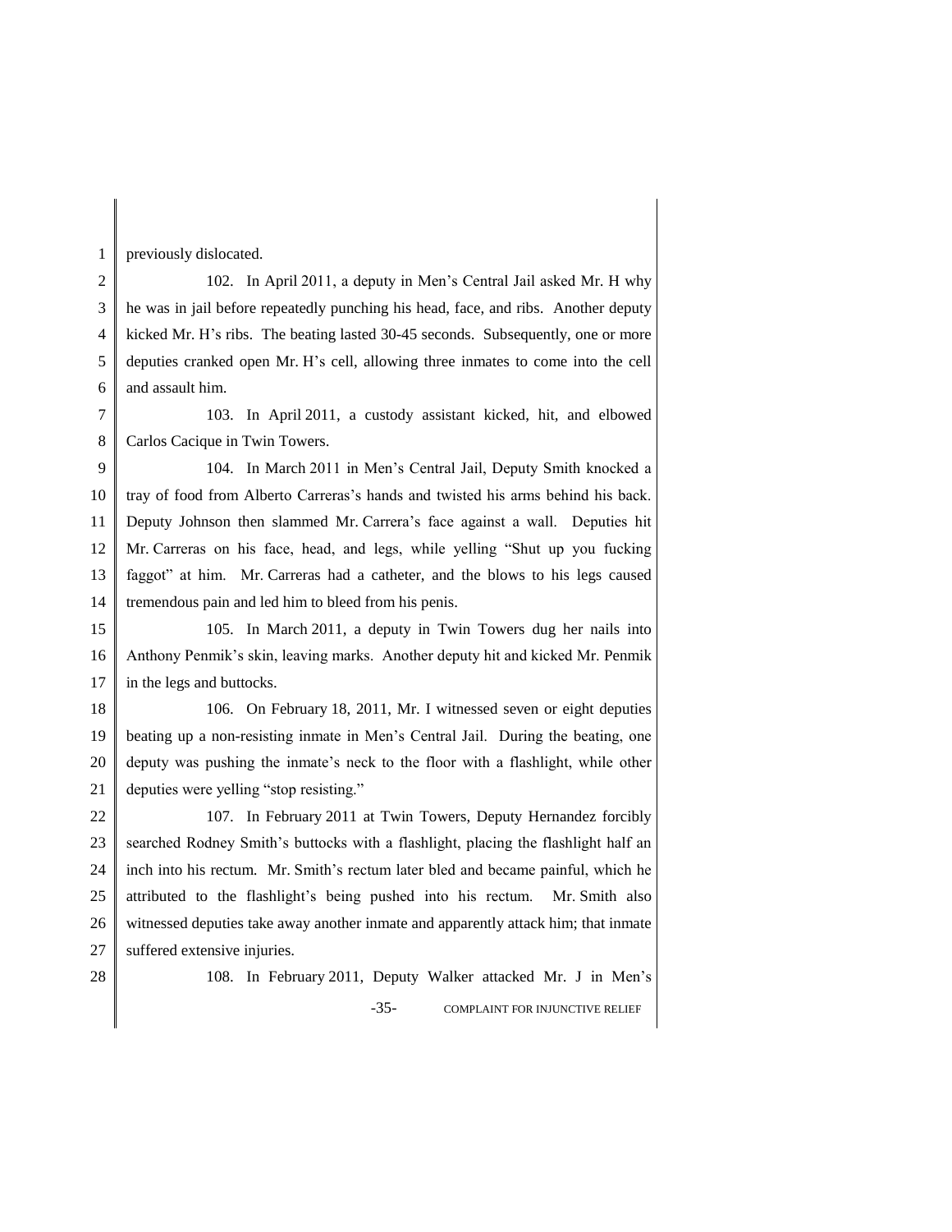previously dislocated.

102. In April 2011, a deputy in Men's Central Jail asked Mr. H why he was in jail before repeatedly punching his head, face, and ribs. Another deputy kicked Mr. H's ribs. The beating lasted 30-45 seconds. Subsequently, one or more deputies cranked open Mr. H's cell, allowing three inmates to come into the cell and assault him.

103. In April 2011, a custody assistant kicked, hit, and elbowed Carlos Cacique in Twin Towers.

104. In March 2011 in Men's Central Jail, Deputy Smith knocked a tray of food from Alberto Carreras's hands and twisted his arms behind his back. Deputy Johnson then slammed Mr. Carrera's face against a wall. Deputies hit Mr. Carreras on his face, head, and legs, while yelling "Shut up you fucking faggot" at him. Mr. Carreras had a catheter, and the blows to his legs caused tremendous pain and led him to bleed from his penis.

105. In March 2011, a deputy in Twin Towers dug her nails into Anthony Penmik's skin, leaving marks. Another deputy hit and kicked Mr. Penmik in the legs and buttocks.

106. On February 18, 2011, Mr. I witnessed seven or eight deputies beating up a non-resisting inmate in Men's Central Jail. During the beating, one deputy was pushing the inmate's neck to the floor with a flashlight, while other deputies were yelling "stop resisting."

107. In February 2011 at Twin Towers, Deputy Hernandez forcibly searched Rodney Smith's buttocks with a flashlight, placing the flashlight half an inch into his rectum. Mr. Smith's rectum later bled and became painful, which he attributed to the flashlight's being pushed into his rectum. Mr. Smith also witnessed deputies take away another inmate and apparently attack him; that inmate suffered extensive injuries.

108. In February 2011, Deputy Walker attacked Mr. J in Men's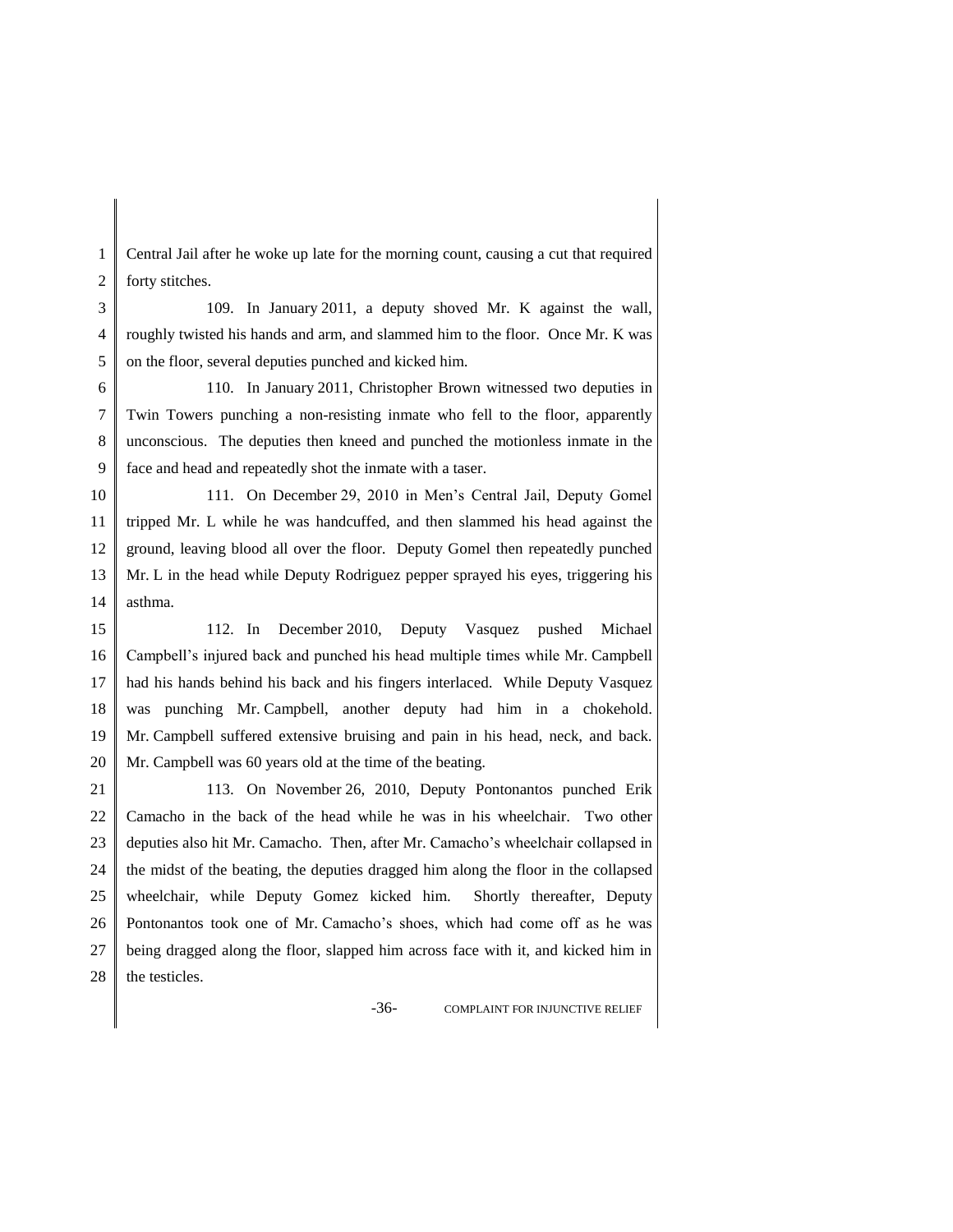Central Jail after he woke up late for the morning count, causing a cut that required forty stitches.

109. In January 2011, a deputy shoved Mr. K against the wall, roughly twisted his hands and arm, and slammed him to the floor. Once Mr. K was on the floor, several deputies punched and kicked him.

110. In January 2011, Christopher Brown witnessed two deputies in Twin Towers punching a non-resisting inmate who fell to the floor, apparently unconscious. The deputies then kneed and punched the motionless inmate in the face and head and repeatedly shot the inmate with a taser.

111. On December 29, 2010 in Men's Central Jail, Deputy Gomel tripped Mr. L while he was handcuffed, and then slammed his head against the ground, leaving blood all over the floor. Deputy Gomel then repeatedly punched Mr. L in the head while Deputy Rodriguez pepper sprayed his eyes, triggering his asthma.

112. In December 2010, Deputy Vasquez pushed Michael Campbell's injured back and punched his head multiple times while Mr. Campbell had his hands behind his back and his fingers interlaced. While Deputy Vasquez was punching Mr. Campbell, another deputy had him in a chokehold. Mr. Campbell suffered extensive bruising and pain in his head, neck, and back. Mr. Campbell was 60 years old at the time of the beating.

113. On November 26, 2010, Deputy Pontonantos punched Erik Camacho in the back of the head while he was in his wheelchair. Two other deputies also hit Mr. Camacho. Then, after Mr. Camacho's wheelchair collapsed in the midst of the beating, the deputies dragged him along the floor in the collapsed wheelchair, while Deputy Gomez kicked him. Shortly thereafter, Deputy Pontonantos took one of Mr. Camacho's shoes, which had come off as he was being dragged along the floor, slapped him across face with it, and kicked him in the testicles.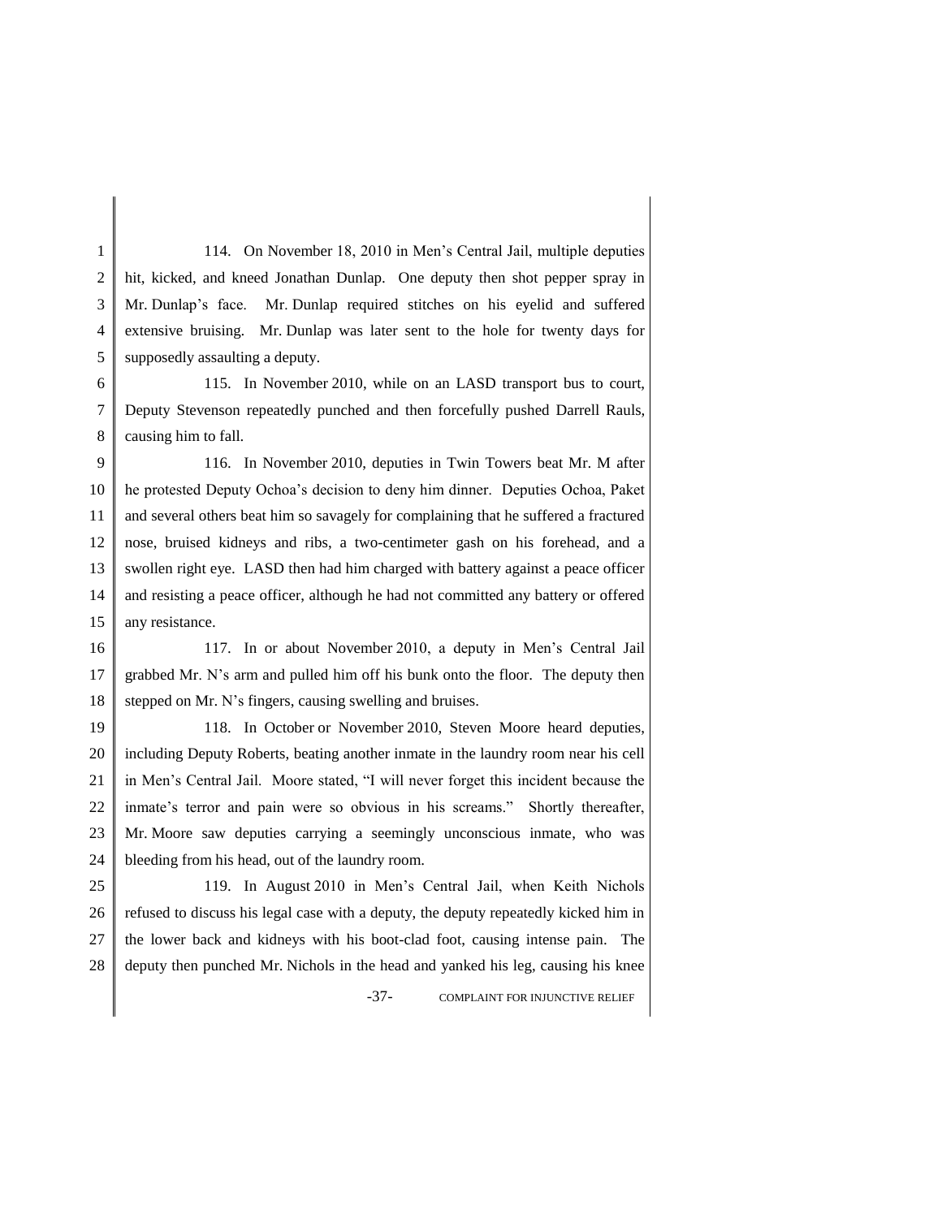114. On November 18, 2010 in Men's Central Jail, multiple deputies hit, kicked, and kneed Jonathan Dunlap. One deputy then shot pepper spray in Mr. Dunlap's face. Mr. Dunlap required stitches on his eyelid and suffered extensive bruising. Mr. Dunlap was later sent to the hole for twenty days for supposedly assaulting a deputy.

115. In November 2010, while on an LASD transport bus to court, Deputy Stevenson repeatedly punched and then forcefully pushed Darrell Rauls, causing him to fall.

116. In November 2010, deputies in Twin Towers beat Mr. M after he protested Deputy Ochoa's decision to deny him dinner. Deputies Ochoa, Paket and several others beat him so savagely for complaining that he suffered a fractured nose, bruised kidneys and ribs, a two-centimeter gash on his forehead, and a swollen right eye. LASD then had him charged with battery against a peace officer and resisting a peace officer, although he had not committed any battery or offered any resistance.

117. In or about November 2010, a deputy in Men's Central Jail grabbed Mr. N's arm and pulled him off his bunk onto the floor. The deputy then stepped on Mr. N's fingers, causing swelling and bruises.

118. In October or November 2010, Steven Moore heard deputies, including Deputy Roberts, beating another inmate in the laundry room near his cell in Men's Central Jail. Moore stated, "I will never forget this incident because the inmate's terror and pain were so obvious in his screams." Shortly thereafter, Mr. Moore saw deputies carrying a seemingly unconscious inmate, who was bleeding from his head, out of the laundry room.

119. In August 2010 in Men's Central Jail, when Keith Nichols refused to discuss his legal case with a deputy, the deputy repeatedly kicked him in the lower back and kidneys with his boot-clad foot, causing intense pain. The deputy then punched Mr. Nichols in the head and yanked his leg, causing his knee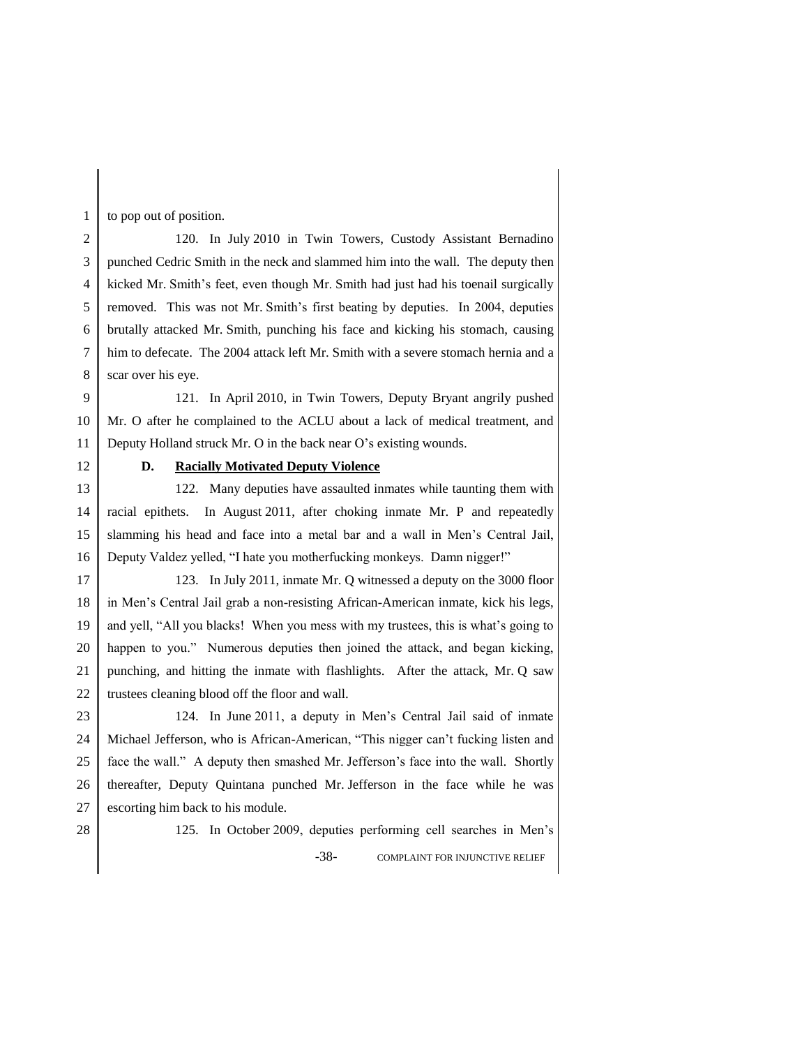to pop out of position.

120. In July 2010 in Twin Towers, Custody Assistant Bernadino punched Cedric Smith in the neck and slammed him into the wall. The deputy then kicked Mr. Smith's feet, even though Mr. Smith had just had his toenail surgically removed. This was not Mr. Smith's first beating by deputies. In 2004, deputies brutally attacked Mr. Smith, punching his face and kicking his stomach, causing him to defecate. The 2004 attack left Mr. Smith with a severe stomach hernia and a scar over his eye.

121. In April 2010, in Twin Towers, Deputy Bryant angrily pushed Mr. O after he complained to the ACLU about a lack of medical treatment, and Deputy Holland struck Mr. O in the back near O's existing wounds.

### D. Racially Motivated Deputy Violence

122. Many deputies have assaulted inmates while taunting them with racial epithets. In August 2011, after choking inmate Mr. P and repeatedly slamming his head and face into a metal bar and a wall in Men's Central Jail, Deputy Valdez yelled, "I hate you motherfucking monkeys. Damn nigger!"

123. In July 2011, inmate Mr. Q witnessed a deputy on the 3000 floor in Men's Central Jail grab a non-resisting African-American inmate, kick his legs, and yell, "All you blacks! When you mess with my trustees, this is what's going to happen to you." Numerous deputies then joined the attack, and began kicking, punching, and hitting the inmate with flashlights. After the attack, Mr. Q saw trustees cleaning blood off the floor and wall.

124. In June 2011, a deputy in Men's Central Jail said of inmate Michael Jefferson, who is African-American, "This nigger can't fucking listen and face the wall." A deputy then smashed Mr. Jefferson's face into the wall. Shortly thereafter, Deputy Quintana punched Mr. Jefferson in the face while he was escorting him back to his module.

125. In October 2009, deputies performing cell searches in Men's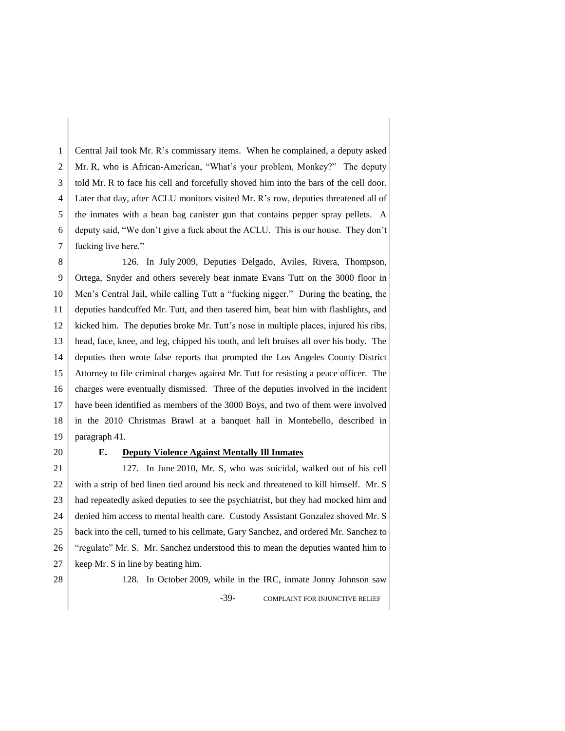Central Jail took Mr. R's commissary items. When he complained, a deputy asked Mr. R, who is African-American, "What's your problem, Monkey?" The deputy told Mr. R to face his cell and forcefully shoved him into the bars of the cell door. Later that day, after ACLU monitors visited Mr. R's row, deputies threatened all of the inmates with a bean bag canister gun that contains pepper spray pellets. A deputy said, "We don't give a fuck about the ACLU. This is our house. They don't fucking live here."

126. In July 2009, Deputies Delgado, Aviles, Rivera, Thompson, Ortega, Snyder and others severely beat inmate Evans Tutt on the 3000 floor in Men's Central Jail, while calling Tutt a "fucking nigger." During the beating, the deputies handcuffed Mr. Tutt, and then tasered him, beat him with flashlights, and kicked him. The deputies broke Mr. Tutt's nose in multiple places, injured his ribs, head, face, knee, and leg, chipped his tooth, and left bruises all over his body. The deputies then wrote false reports that prompted the Los Angeles County District Attorney to file criminal charges against Mr. Tutt for resisting a peace officer. The charges were eventually dismissed. Three of the deputies involved in the incident have been identified as members of the 3000 Boys, and two of them were involved in the 2010 Christmas Brawl at a banquet hall in Montebello, described in paragraph 41.

### E. Deputy Violence Against Mentally Ill Inmates

127. In June 2010, Mr. S, who was suicidal, walked out of his cell with a strip of bed linen tied around his neck and threatened to kill himself. Mr. S had repeatedly asked deputies to see the psychiatrist, but they had mocked him and denied him access to mental health care. Custody Assistant Gonzalez shoved Mr. S back into the cell, turned to his cellmate, Gary Sanchez, and ordered Mr. Sanchez to "regulate" Mr. S. Mr. Sanchez understood this to mean the deputies wanted him to keep Mr. S in line by beating him.

128. In October 2009, while in the IRC, inmate Jonny Johnson saw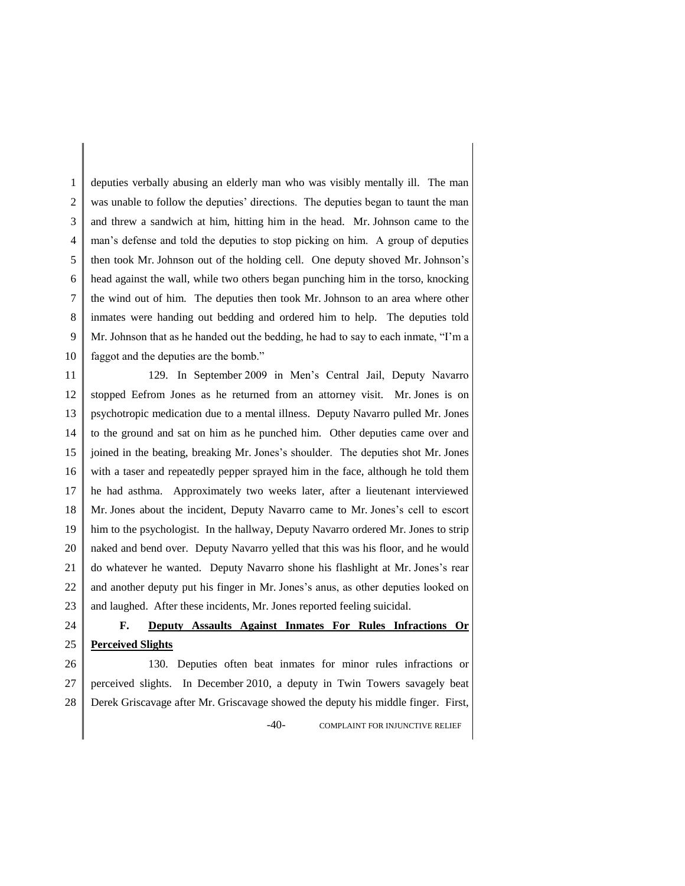deputies verbally abusing an elderly man who was visibly mentally ill. The man was unable to follow the deputies' directions. The deputies began to taunt the man and threw a sandwich at him, hitting him in the head. Mr. Johnson came to the man's defense and told the deputies to stop picking on him. A group of deputies then took Mr. Johnson out of the holding cell. One deputy shoved Mr. Johnson's head against the wall, while two others began punching him in the torso, knocking the wind out of him. The deputies then took Mr. Johnson to an area where other inmates were handing out bedding and ordered him to help. The deputies told Mr. Johnson that as he handed out the bedding, he had to say to each inmate, "I'm a faggot and the deputies are the bomb."

129. In September 2009 in Men's Central Jail, Deputy Navarro stopped Eefrom Jones as he returned from an attorney visit. Mr. Jones is on psychotropic medication due to a mental illness. Deputy Navarro pulled Mr. Jones to the ground and sat on him as he punched him. Other deputies came over and joined in the beating, breaking Mr. Jones's shoulder. The deputies shot Mr. Jones with a taser and repeatedly pepper sprayed him in the face, although he told them he had asthma. Approximately two weeks later, after a lieutenant interviewed Mr. Jones about the incident, Deputy Navarro came to Mr. Jones's cell to escort him to the psychologist. In the hallway, Deputy Navarro ordered Mr. Jones to strip naked and bend over. Deputy Navarro yelled that this was his floor, and he would do whatever he wanted. Deputy Navarro shone his flashlight at Mr. Jones's rear and another deputy put his finger in Mr. Jones's anus, as other deputies looked on and laughed. After these incidents, Mr. Jones reported feeling suicidal.

### F. Deputy Assaults Against Inmates For Rules Infractions Or Perceived Slights

130. Deputies often beat inmates for minor rules infractions or perceived slights. In December 2010, a deputy in Twin Towers savagely beat Derek Griscavage after Mr. Griscavage showed the deputy his middle finger. First,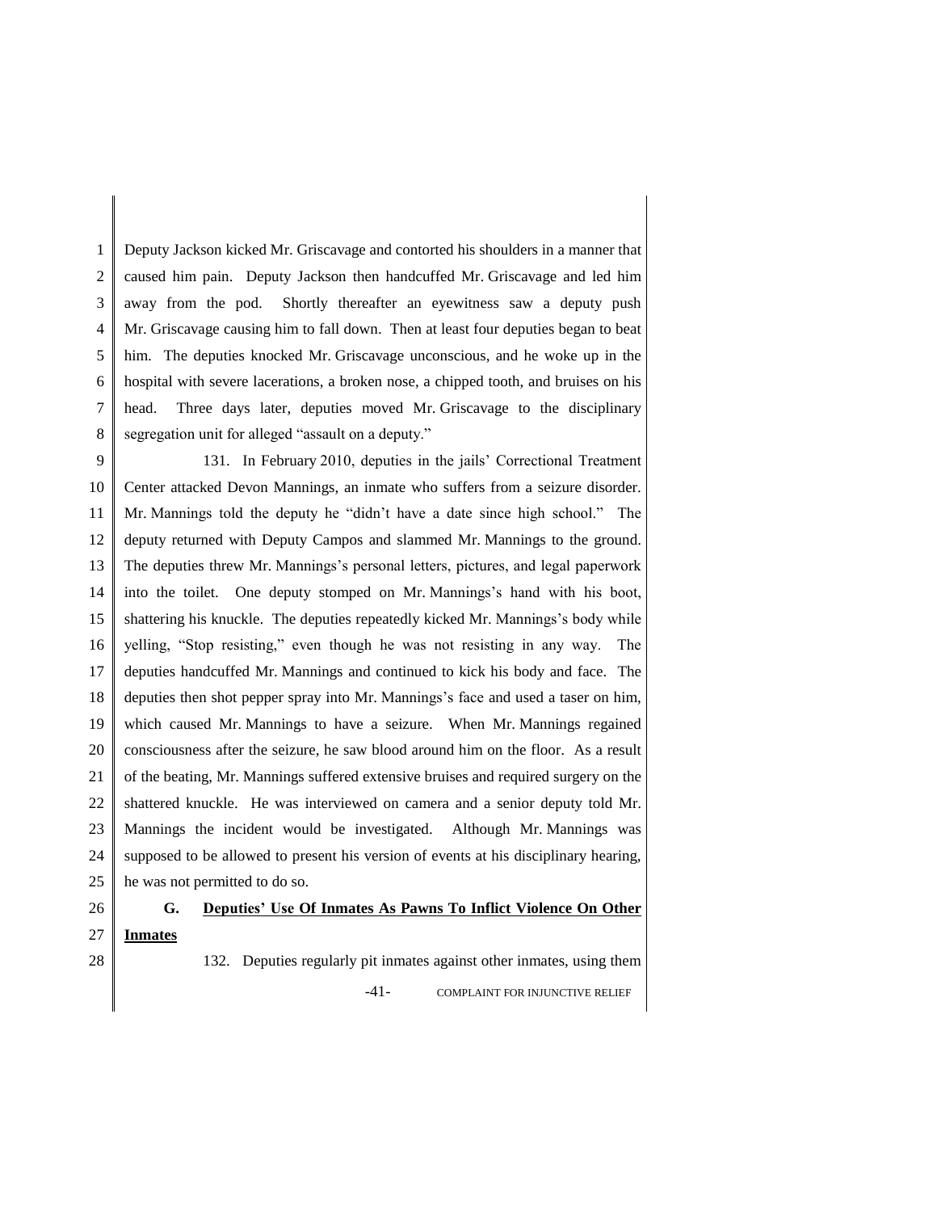Deputy Jackson kicked Mr. Griscavage and contorted his shoulders in a manner that caused him pain. Deputy Jackson then handcuffed Mr. Griscavage and led him away from the pod. Shortly thereafter an eyewitness saw a deputy push Mr. Griscavage causing him to fall down. Then at least four deputies began to beat him. The deputies knocked Mr. Griscavage unconscious, and he woke up in the hospital with severe lacerations, a broken nose, a chipped tooth, and bruises on his head. Three days later, deputies moved Mr. Griscavage to the disciplinary segregation unit for alleged "assault on a deputy."

131. In February 2010, deputies in the jails' Correctional Treatment Center attacked Devon Mannings, an inmate who suffers from a seizure disorder. Mr. Mannings told the deputy he "didn't have a date since high school." The deputy returned with Deputy Campos and slammed Mr. Mannings to the ground. The deputies threw Mr. Mannings's personal letters, pictures, and legal paperwork into the toilet. One deputy stomped on Mr. Mannings's hand with his boot, shattering his knuckle. The deputies repeatedly kicked Mr. Mannings's body while yelling, "Stop resisting," even though he was not resisting in any way. The deputies handcuffed Mr. Mannings and continued to kick his body and face. The deputies then shot pepper spray into Mr. Mannings's face and used a taser on him, which caused Mr. Mannings to have a seizure. When Mr. Mannings regained consciousness after the seizure, he saw blood around him on the floor. As a result of the beating, Mr. Mannings suffered extensive bruises and required surgery on the shattered knuckle. He was interviewed on camera and a senior deputy told Mr. Mannings the incident would be investigated. Although Mr. Mannings was supposed to be allowed to present his version of events at his disciplinary hearing, he was not permitted to do so.

### G. Deputies' Use Of Inmates As Pawns To Inflict Violence On Other Inmates

132. Deputies regularly pit inmates against other inmates, using them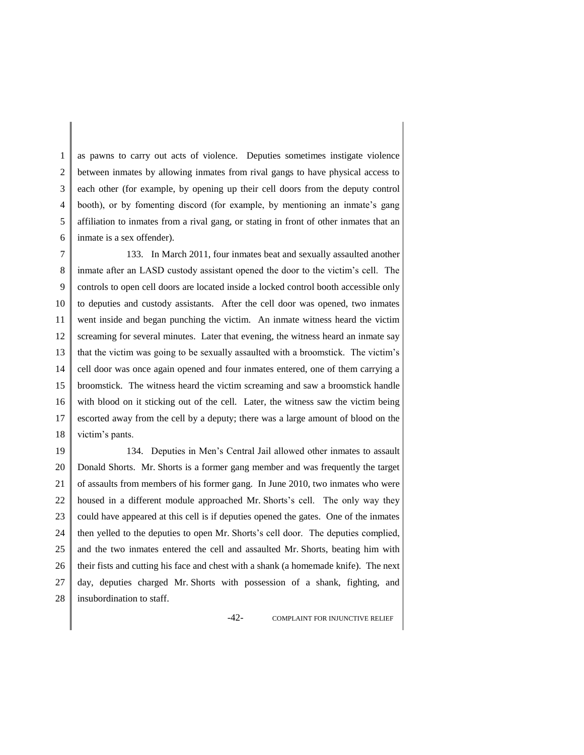as pawns to carry out acts of violence. Deputies sometimes instigate violence between inmates by allowing inmates from rival gangs to have physical access to each other (for example, by opening up their cell doors from the deputy control booth), or by fomenting discord (for example, by mentioning an inmate's gang affiliation to inmates from a rival gang, or stating in front of other inmates that an inmate is a sex offender).

133. In March 2011, four inmates beat and sexually assaulted another inmate after an LASD custody assistant opened the door to the victim's cell. The controls to open cell doors are located inside a locked control booth accessible only to deputies and custody assistants. After the cell door was opened, two inmates went inside and began punching the victim. An inmate witness heard the victim screaming for several minutes. Later that evening, the witness heard an inmate say that the victim was going to be sexually assaulted with a broomstick. The victim's cell door was once again opened and four inmates entered, one of them carrying a broomstick. The witness heard the victim screaming and saw a broomstick handle with blood on it sticking out of the cell. Later, the witness saw the victim being escorted away from the cell by a deputy; there was a large amount of blood on the victim's pants.

134. Deputies in Men's Central Jail allowed other inmates to assault Donald Shorts. Mr. Shorts is a former gang member and was frequently the target of assaults from members of his former gang. In June 2010, two inmates who were housed in a different module approached Mr. Shorts's cell. The only way they could have appeared at this cell is if deputies opened the gates. One of the inmates then yelled to the deputies to open Mr. Shorts's cell door. The deputies complied, and the two inmates entered the cell and assaulted Mr. Shorts, beating him with their fists and cutting his face and chest with a shank (a homemade knife). The next day, deputies charged Mr. Shorts with possession of a shank, fighting, and insubordination to staff.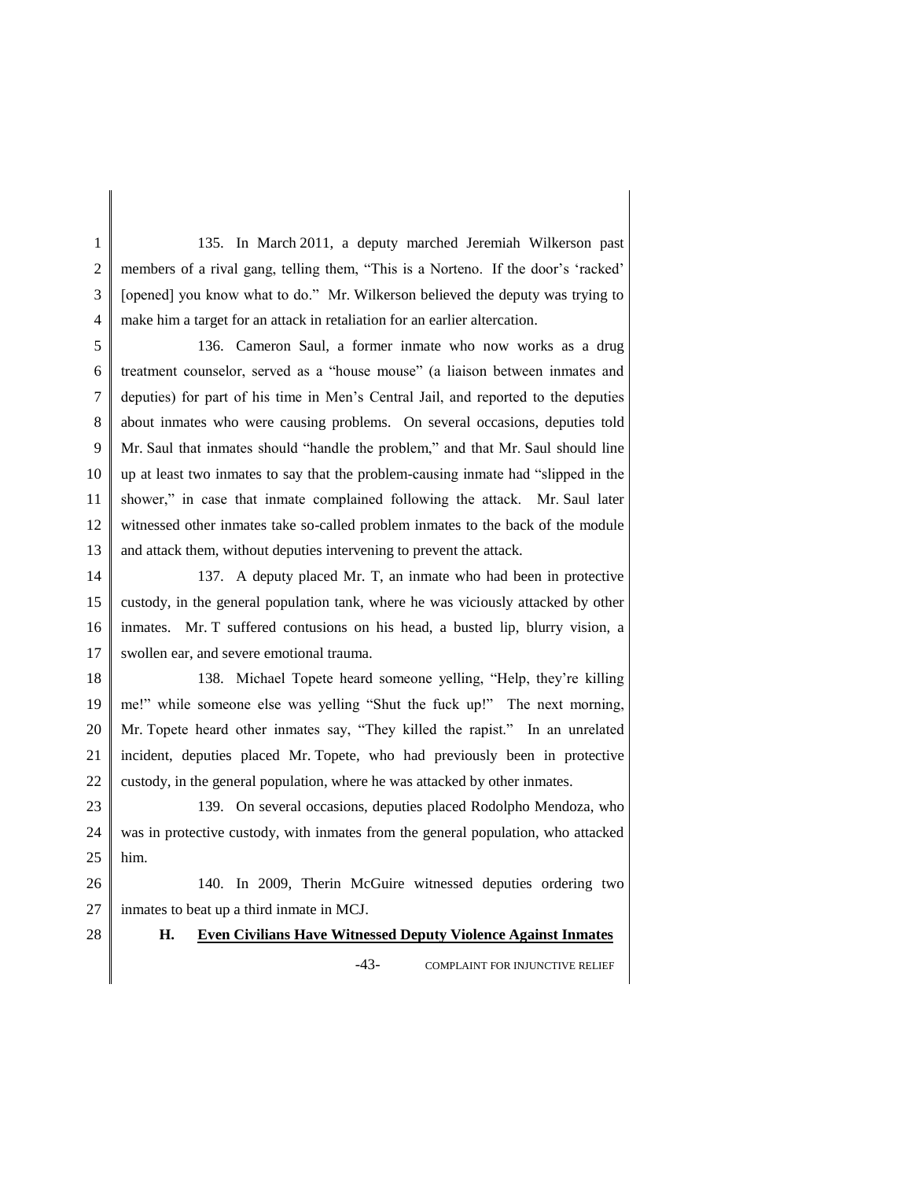135. In March 2011, a deputy marched Jeremiah Wilkerson past members of a rival gang, telling them, "This is a Norteno. If the door's 'racked' [opened] you know what to do." Mr. Wilkerson believed the deputy was trying to make him a target for an attack in retaliation for an earlier altercation.

136. Cameron Saul, a former inmate who now works as a drug treatment counselor, served as a "house mouse" (a liaison between inmates and deputies) for part of his time in Men's Central Jail, and reported to the deputies about inmates who were causing problems. On several occasions, deputies told Mr. Saul that inmates should "handle the problem," and that Mr. Saul should line up at least two inmates to say that the problem-causing inmate had "slipped in the shower," in case that inmate complained following the attack. Mr. Saul later witnessed other inmates take so-called problem inmates to the back of the module and attack them, without deputies intervening to prevent the attack.

137. A deputy placed Mr. T, an inmate who had been in protective custody, in the general population tank, where he was viciously attacked by other inmates. Mr. T suffered contusions on his head, a busted lip, blurry vision, a swollen ear, and severe emotional trauma.

138. Michael Topete heard someone yelling, "Help, they're killing me!" while someone else was yelling "Shut the fuck up!" The next morning, Mr. Topete heard other inmates say, "They killed the rapist." In an unrelated incident, deputies placed Mr. Topete, who had previously been in protective custody, in the general population, where he was attacked by other inmates.

139. On several occasions, deputies placed Rodolpho Mendoza, who was in protective custody, with inmates from the general population, who attacked him.

140. In 2009, Therin McGuire witnessed deputies ordering two inmates to beat up a third inmate in MCJ.

### H. Even Civilians Have Witnessed Deputy Violence Against Inmates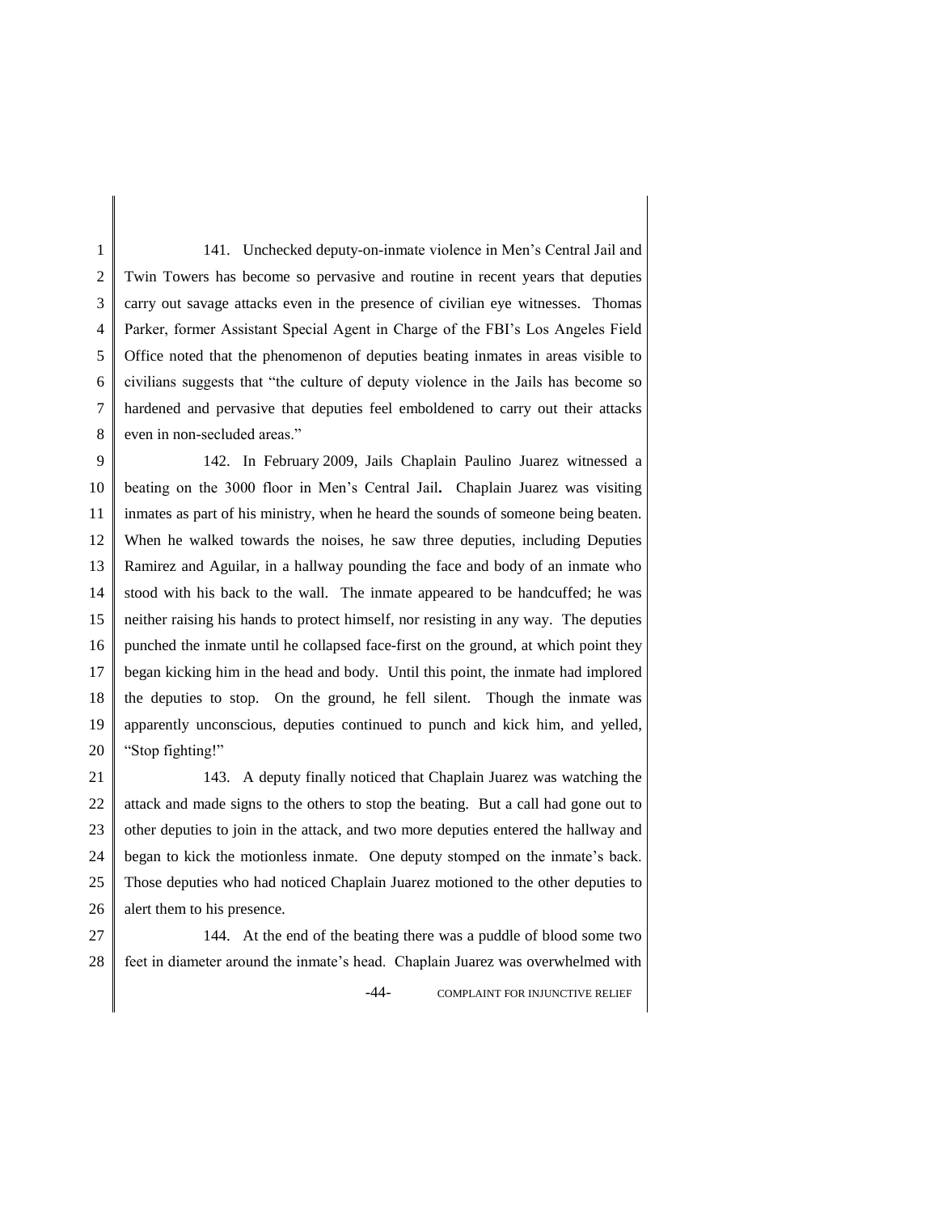141. Unchecked deputy-on-inmate violence in Men's Central Jail and Twin Towers has become so pervasive and routine in recent years that deputies carry out savage attacks even in the presence of civilian eye witnesses. Thomas Parker, former Assistant Special Agent in Charge of the FBI's Los Angeles Field Office noted that the phenomenon of deputies beating inmates in areas visible to civilians suggests that "the culture of deputy violence in the Jails has become so hardened and pervasive that deputies feel emboldened to carry out their attacks even in non-secluded areas."

142. In February 2009, Jails Chaplain Paulino Juarez witnessed a beating on the 3000 floor in Men's Central Jail**.** Chaplain Juarez was visiting inmates as part of his ministry, when he heard the sounds of someone being beaten. When he walked towards the noises, he saw three deputies, including Deputies Ramirez and Aguilar, in a hallway pounding the face and body of an inmate who stood with his back to the wall. The inmate appeared to be handcuffed; he was neither raising his hands to protect himself, nor resisting in any way. The deputies punched the inmate until he collapsed face-first on the ground, at which point they began kicking him in the head and body. Until this point, the inmate had implored the deputies to stop. On the ground, he fell silent. Though the inmate was apparently unconscious, deputies continued to punch and kick him, and yelled, "Stop fighting!"

143. A deputy finally noticed that Chaplain Juarez was watching the attack and made signs to the others to stop the beating. But a call had gone out to other deputies to join in the attack, and two more deputies entered the hallway and began to kick the motionless inmate. One deputy stomped on the inmate's back. Those deputies who had noticed Chaplain Juarez motioned to the other deputies to alert them to his presence.

144. At the end of the beating there was a puddle of blood some two feet in diameter around the inmate's head. Chaplain Juarez was overwhelmed with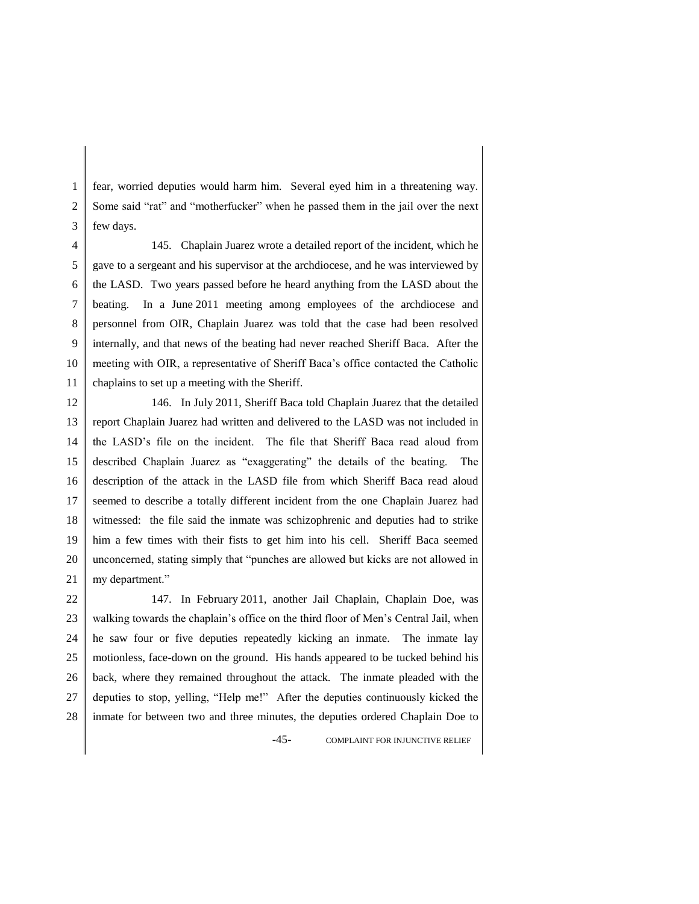fear, worried deputies would harm him. Several eyed him in a threatening way. Some said "rat" and "motherfucker" when he passed them in the jail over the next few days.

145. Chaplain Juarez wrote a detailed report of the incident, which he gave to a sergeant and his supervisor at the archdiocese, and he was interviewed by the LASD. Two years passed before he heard anything from the LASD about the beating. In a June 2011 meeting among employees of the archdiocese and personnel from OIR, Chaplain Juarez was told that the case had been resolved internally, and that news of the beating had never reached Sheriff Baca. After the meeting with OIR, a representative of Sheriff Baca's office contacted the Catholic chaplains to set up a meeting with the Sheriff.

146. In July 2011, Sheriff Baca told Chaplain Juarez that the detailed report Chaplain Juarez had written and delivered to the LASD was not included in the LASD's file on the incident. The file that Sheriff Baca read aloud from described Chaplain Juarez as "exaggerating" the details of the beating. The description of the attack in the LASD file from which Sheriff Baca read aloud seemed to describe a totally different incident from the one Chaplain Juarez had witnessed: the file said the inmate was schizophrenic and deputies had to strike him a few times with their fists to get him into his cell. Sheriff Baca seemed unconcerned, stating simply that "punches are allowed but kicks are not allowed in my department."

147. In February 2011, another Jail Chaplain, Chaplain Doe, was walking towards the chaplain's office on the third floor of Men's Central Jail, when he saw four or five deputies repeatedly kicking an inmate. The inmate lay motionless, face-down on the ground. His hands appeared to be tucked behind his back, where they remained throughout the attack. The inmate pleaded with the deputies to stop, yelling, "Help me!" After the deputies continuously kicked the inmate for between two and three minutes, the deputies ordered Chaplain Doe to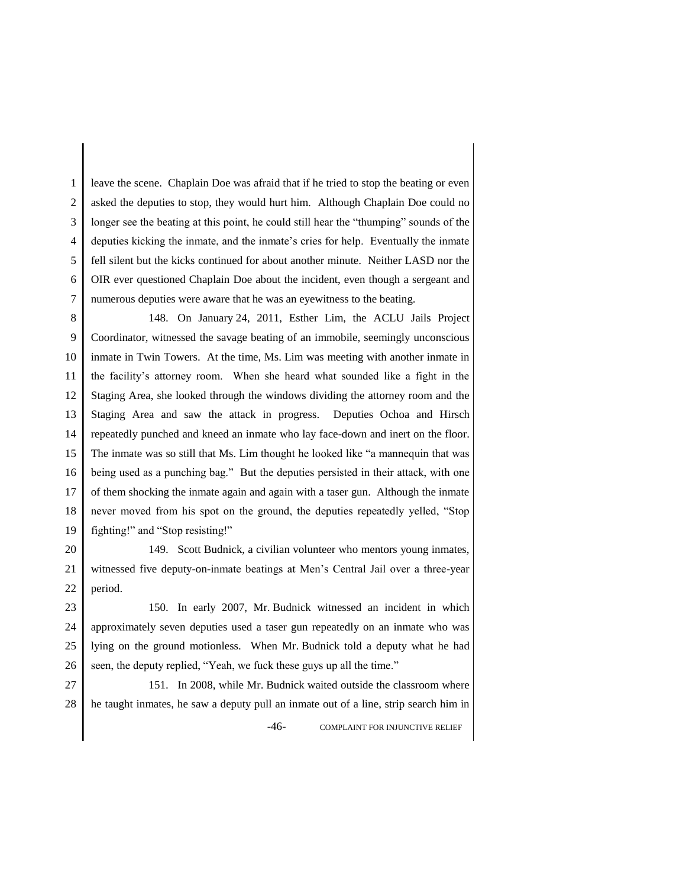leave the scene. Chaplain Doe was afraid that if he tried to stop the beating or even asked the deputies to stop, they would hurt him. Although Chaplain Doe could no longer see the beating at this point, he could still hear the "thumping" sounds of the deputies kicking the inmate, and the inmate's cries for help. Eventually the inmate fell silent but the kicks continued for about another minute. Neither LASD nor the OIR ever questioned Chaplain Doe about the incident, even though a sergeant and numerous deputies were aware that he was an eyewitness to the beating.

148. On January 24, 2011, Esther Lim, the ACLU Jails Project Coordinator, witnessed the savage beating of an immobile, seemingly unconscious inmate in Twin Towers. At the time, Ms. Lim was meeting with another inmate in the facility's attorney room. When she heard what sounded like a fight in the Staging Area, she looked through the windows dividing the attorney room and the Staging Area and saw the attack in progress. Deputies Ochoa and Hirsch repeatedly punched and kneed an inmate who lay face-down and inert on the floor. The inmate was so still that Ms. Lim thought he looked like "a mannequin that was being used as a punching bag." But the deputies persisted in their attack, with one of them shocking the inmate again and again with a taser gun. Although the inmate never moved from his spot on the ground, the deputies repeatedly yelled, "Stop fighting!" and "Stop resisting!"

149. Scott Budnick, a civilian volunteer who mentors young inmates, witnessed five deputy-on-inmate beatings at Men's Central Jail over a three-year period.

150. In early 2007, Mr. Budnick witnessed an incident in which approximately seven deputies used a taser gun repeatedly on an inmate who was lying on the ground motionless. When Mr. Budnick told a deputy what he had seen, the deputy replied, "Yeah, we fuck these guys up all the time."

151. In 2008, while Mr. Budnick waited outside the classroom where he taught inmates, he saw a deputy pull an inmate out of a line, strip search him in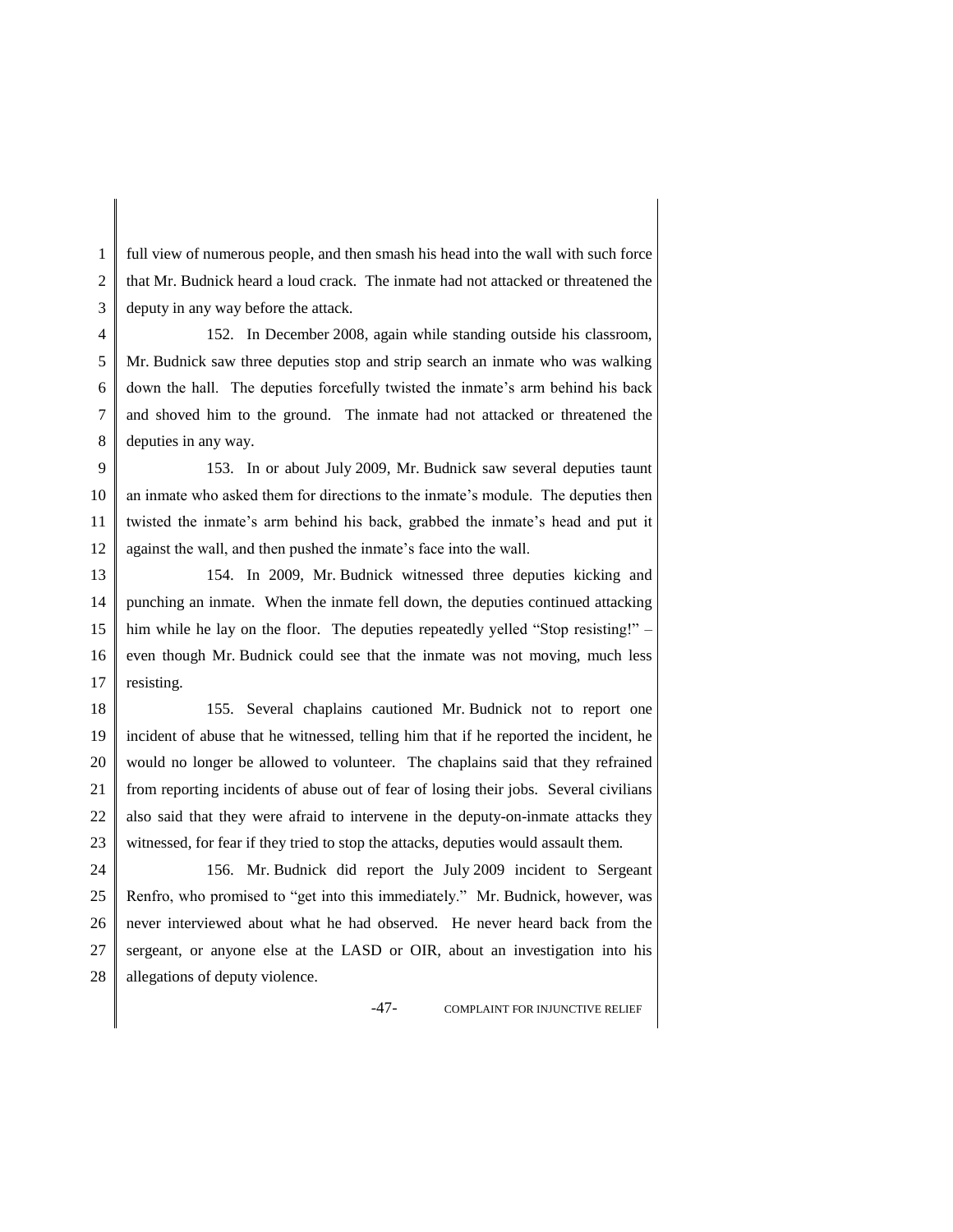full view of numerous people, and then smash his head into the wall with such force that Mr. Budnick heard a loud crack. The inmate had not attacked or threatened the deputy in any way before the attack.

152. In December 2008, again while standing outside his classroom, Mr. Budnick saw three deputies stop and strip search an inmate who was walking down the hall. The deputies forcefully twisted the inmate's arm behind his back and shoved him to the ground. The inmate had not attacked or threatened the deputies in any way.

153. In or about July 2009, Mr. Budnick saw several deputies taunt an inmate who asked them for directions to the inmate's module. The deputies then twisted the inmate's arm behind his back, grabbed the inmate's head and put it against the wall, and then pushed the inmate's face into the wall.

154. In 2009, Mr. Budnick witnessed three deputies kicking and punching an inmate. When the inmate fell down, the deputies continued attacking him while he lay on the floor. The deputies repeatedly yelled "Stop resisting!" – even though Mr. Budnick could see that the inmate was not moving, much less resisting.

155. Several chaplains cautioned Mr. Budnick not to report one incident of abuse that he witnessed, telling him that if he reported the incident, he would no longer be allowed to volunteer. The chaplains said that they refrained from reporting incidents of abuse out of fear of losing their jobs. Several civilians also said that they were afraid to intervene in the deputy-on-inmate attacks they witnessed, for fear if they tried to stop the attacks, deputies would assault them.

156. Mr. Budnick did report the July 2009 incident to Sergeant Renfro, who promised to "get into this immediately." Mr. Budnick, however, was never interviewed about what he had observed. He never heard back from the sergeant, or anyone else at the LASD or OIR, about an investigation into his allegations of deputy violence.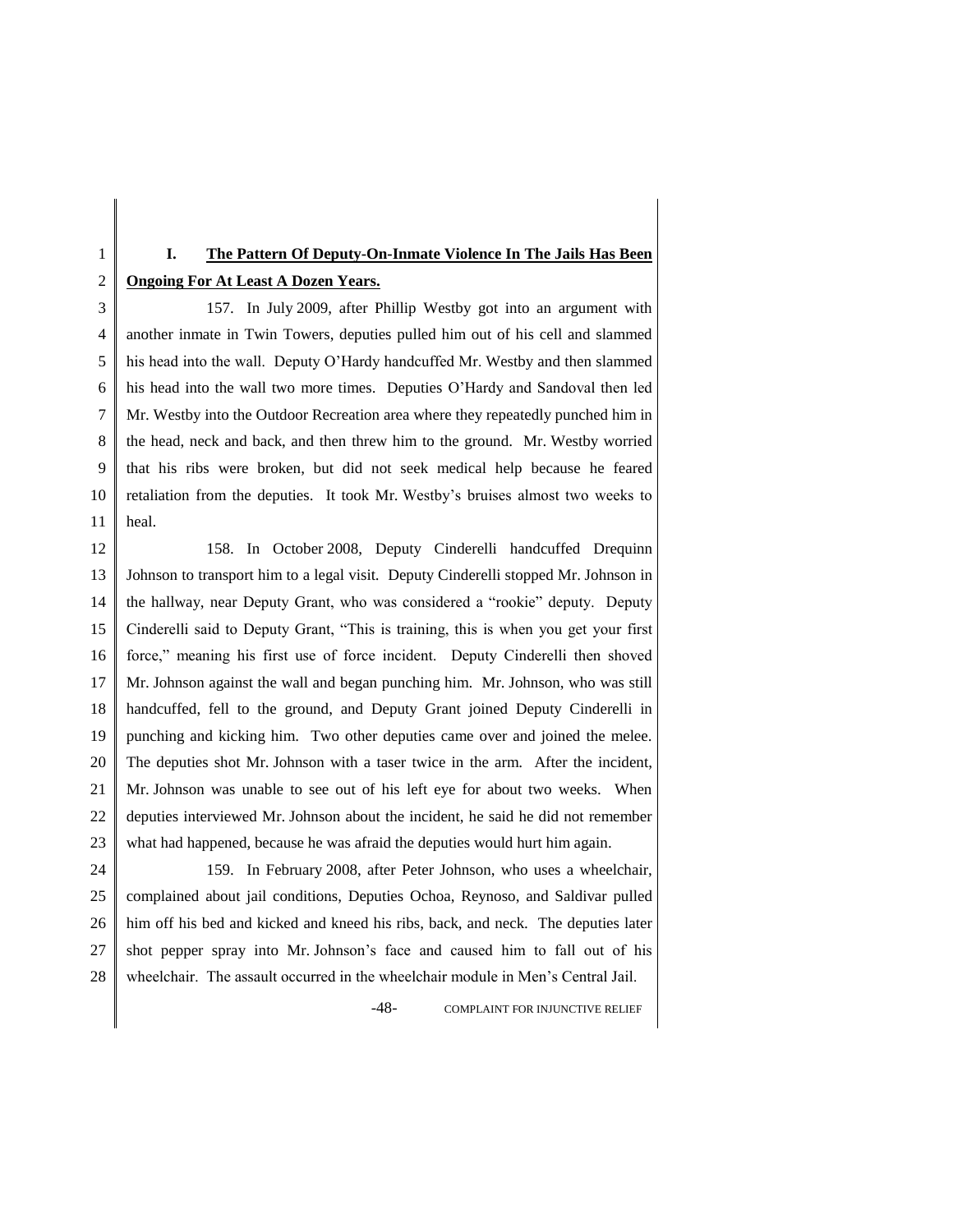## I. <u>The Pattern Of Deputy-On-Inmate Violence In The Jails Has Been Ongoing For At Least A Dozen Years.</u>

157. In July 2009, after Phillip Westby got into an argument with another inmate in Twin Towers, deputies pulled him out of his cell and slammed his head into the wall. Deputy O'Hardy handcuffed Mr. Westby and then slammed his head into the wall two more times. Deputies O'Hardy and Sandoval then led Mr. Westby into the Outdoor Recreation area where they repeatedly punched him in the head, neck and back, and then threw him to the ground. Mr. Westby worried that his ribs were broken, but did not seek medical help because he feared retaliation from the deputies. It took Mr. Westby's bruises almost two weeks to heal.

158. In October 2008, Deputy Cinderelli handcuffed Drequinn Johnson to transport him to a legal visit. Deputy Cinderelli stopped Mr. Johnson in the hallway, near Deputy Grant, who was considered a "rookie" deputy. Deputy Cinderelli said to Deputy Grant, "This is training, this is when you get your first force," meaning his first use of force incident. Deputy Cinderelli then shoved Mr. Johnson against the wall and began punching him. Mr. Johnson, who was still handcuffed, fell to the ground, and Deputy Grant joined Deputy Cinderelli in punching and kicking him. Two other deputies came over and joined the melee. The deputies shot Mr. Johnson with a taser twice in the arm. After the incident, Mr. Johnson was unable to see out of his left eye for about two weeks. When deputies interviewed Mr. Johnson about the incident, he said he did not remember what had happened, because he was afraid the deputies would hurt him again.

159. In February 2008, after Peter Johnson, who uses a wheelchair, complained about jail conditions, Deputies Ochoa, Reynoso, and Saldivar pulled him off his bed and kicked and kneed his ribs, back, and neck. The deputies later shot pepper spray into Mr. Johnson's face and caused him to fall out of his wheelchair. The assault occurred in the wheelchair module in Men's Central Jail.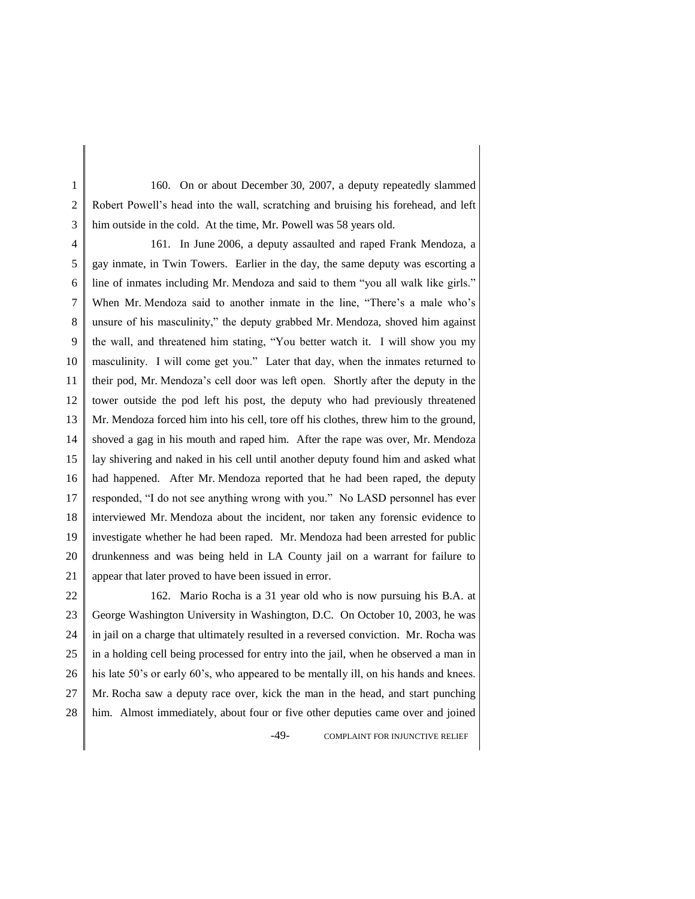160. On or about December 30, 2007, a deputy repeatedly slammed Robert Powell's head into the wall, scratching and bruising his forehead, and left him outside in the cold. At the time, Mr. Powell was 58 years old.

161. In June 2006, a deputy assaulted and raped Frank Mendoza, a gay inmate, in Twin Towers. Earlier in the day, the same deputy was escorting a line of inmates including Mr. Mendoza and said to them "you all walk like girls." When Mr. Mendoza said to another inmate in the line, "There's a male who's unsure of his masculinity," the deputy grabbed Mr. Mendoza, shoved him against the wall, and threatened him stating, "You better watch it. I will show you my masculinity. I will come get you." Later that day, when the inmates returned to their pod, Mr. Mendoza's cell door was left open. Shortly after the deputy in the tower outside the pod left his post, the deputy who had previously threatened Mr. Mendoza forced him into his cell, tore off his clothes, threw him to the ground, shoved a gag in his mouth and raped him. After the rape was over, Mr. Mendoza lay shivering and naked in his cell until another deputy found him and asked what had happened. After Mr. Mendoza reported that he had been raped, the deputy responded, "I do not see anything wrong with you." No LASD personnel has ever interviewed Mr. Mendoza about the incident, nor taken any forensic evidence to investigate whether he had been raped. Mr. Mendoza had been arrested for public drunkenness and was being held in LA County jail on a warrant for failure to appear that later proved to have been issued in error.

162. Mario Rocha is a 31 year old who is now pursuing his B.A. at George Washington University in Washington, D.C. On October 10, 2003, he was in jail on a charge that ultimately resulted in a reversed conviction. Mr. Rocha was in a holding cell being processed for entry into the jail, when he observed a man in his late 50's or early 60's, who appeared to be mentally ill, on his hands and knees. Mr. Rocha saw a deputy race over, kick the man in the head, and start punching him. Almost immediately, about four or five other deputies came over and joined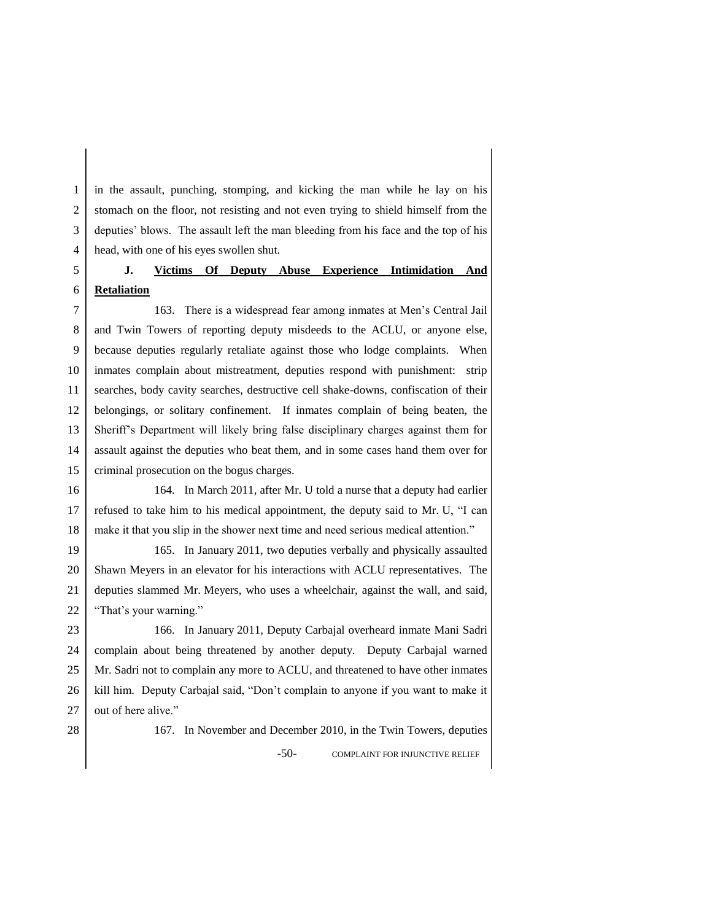in the assault, punching, stomping, and kicking the man while he lay on his stomach on the floor, not resisting and not even trying to shield himself from the deputies' blows. The assault left the man bleeding from his face and the top of his head, with one of his eyes swollen shut.

### J. <u>Victims Of Deputy Abuse Experience Intimidation And Retaliation</u>

163. There is a widespread fear among inmates at Men's Central Jail and Twin Towers of reporting deputy misdeeds to the ACLU, or anyone else, because deputies regularly retaliate against those who lodge complaints. When inmates complain about mistreatment, deputies respond with punishment: strip searches, body cavity searches, destructive cell shake-downs, confiscation of their belongings, or solitary confinement. If inmates complain of being beaten, the Sheriff's Department will likely bring false disciplinary charges against them for assault against the deputies who beat them, and in some cases hand them over for criminal prosecution on the bogus charges.

164. In March 2011, after Mr. U told a nurse that a deputy had earlier refused to take him to his medical appointment, the deputy said to Mr. U, "I can make it that you slip in the shower next time and need serious medical attention."

165. In January 2011, two deputies verbally and physically assaulted Shawn Meyers in an elevator for his interactions with ACLU representatives. The deputies slammed Mr. Meyers, who uses a wheelchair, against the wall, and said, "That's your warning."

166. In January 2011, Deputy Carbajal overheard inmate Mani Sadri complain about being threatened by another deputy. Deputy Carbajal warned Mr. Sadri not to complain any more to ACLU, and threatened to have other inmates kill him. Deputy Carbajal said, "Don't complain to anyone if you want to make it out of here alive."

167. In November and December 2010, in the Twin Towers, deputies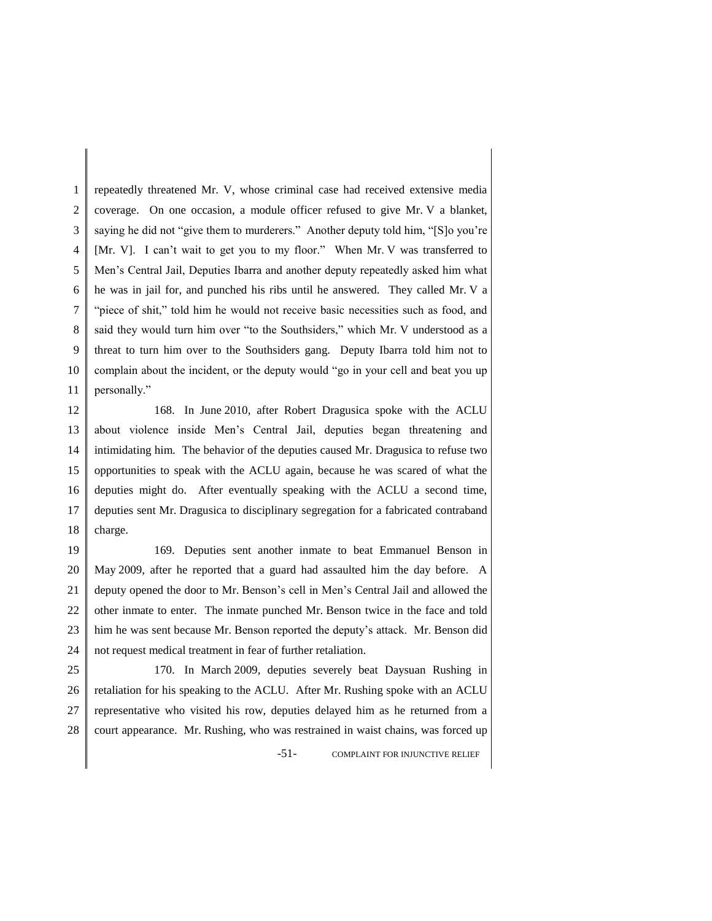repeatedly threatened Mr. V, whose criminal case had received extensive media coverage. On one occasion, a module officer refused to give Mr. V a blanket, saying he did not "give them to murderers." Another deputy told him, "[S]o you're [Mr. V]. I can't wait to get you to my floor." When Mr. V was transferred to Men's Central Jail, Deputies Ibarra and another deputy repeatedly asked him what he was in jail for, and punched his ribs until he answered. They called Mr. V a "piece of shit," told him he would not receive basic necessities such as food, and said they would turn him over "to the Southsiders," which Mr. V understood as a threat to turn him over to the Southsiders gang. Deputy Ibarra told him not to complain about the incident, or the deputy would "go in your cell and beat you up personally."

168. In June 2010, after Robert Dragusica spoke with the ACLU about violence inside Men's Central Jail, deputies began threatening and intimidating him. The behavior of the deputies caused Mr. Dragusica to refuse two opportunities to speak with the ACLU again, because he was scared of what the deputies might do. After eventually speaking with the ACLU a second time, deputies sent Mr. Dragusica to disciplinary segregation for a fabricated contraband charge.

169. Deputies sent another inmate to beat Emmanuel Benson in May 2009, after he reported that a guard had assaulted him the day before. A deputy opened the door to Mr. Benson's cell in Men's Central Jail and allowed the other inmate to enter. The inmate punched Mr. Benson twice in the face and told him he was sent because Mr. Benson reported the deputy's attack. Mr. Benson did not request medical treatment in fear of further retaliation.

170. In March 2009, deputies severely beat Daysuan Rushing in retaliation for his speaking to the ACLU. After Mr. Rushing spoke with an ACLU representative who visited his row, deputies delayed him as he returned from a court appearance. Mr. Rushing, who was restrained in waist chains, was forced up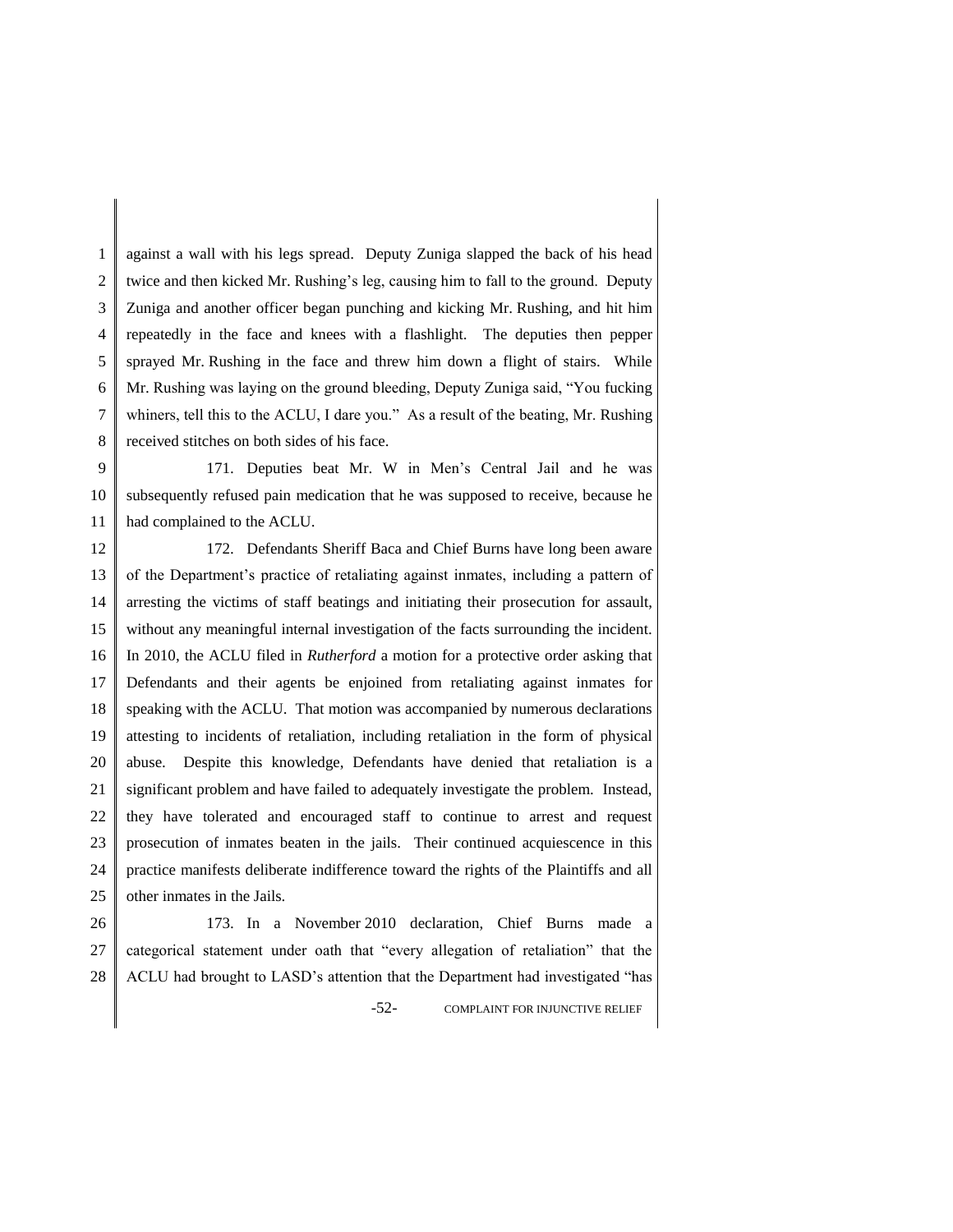against a wall with his legs spread. Deputy Zuniga slapped the back of his head twice and then kicked Mr. Rushing's leg, causing him to fall to the ground. Deputy Zuniga and another officer began punching and kicking Mr. Rushing, and hit him repeatedly in the face and knees with a flashlight. The deputies then pepper sprayed Mr. Rushing in the face and threw him down a flight of stairs. While Mr. Rushing was laying on the ground bleeding, Deputy Zuniga said, "You fucking whiners, tell this to the ACLU, I dare you." As a result of the beating, Mr. Rushing received stitches on both sides of his face.

171. Deputies beat Mr. W in Men's Central Jail and he was subsequently refused pain medication that he was supposed to receive, because he had complained to the ACLU.

172. Defendants Sheriff Baca and Chief Burns have long been aware of the Department's practice of retaliating against inmates, including a pattern of arresting the victims of staff beatings and initiating their prosecution for assault, without any meaningful internal investigation of the facts surrounding the incident. In 2010, the ACLU filed in *Rutherford* a motion for a protective order asking that Defendants and their agents be enjoined from retaliating against inmates for speaking with the ACLU. That motion was accompanied by numerous declarations attesting to incidents of retaliation, including retaliation in the form of physical abuse. Despite this knowledge, Defendants have denied that retaliation is a significant problem and have failed to adequately investigate the problem. Instead, they have tolerated and encouraged staff to continue to arrest and request prosecution of inmates beaten in the jails. Their continued acquiescence in this practice manifests deliberate indifference toward the rights of the Plaintiffs and all other inmates in the Jails.

173. In a November 2010 declaration, Chief Burns made a categorical statement under oath that "every allegation of retaliation" that the ACLU had brought to LASD's attention that the Department had investigated "has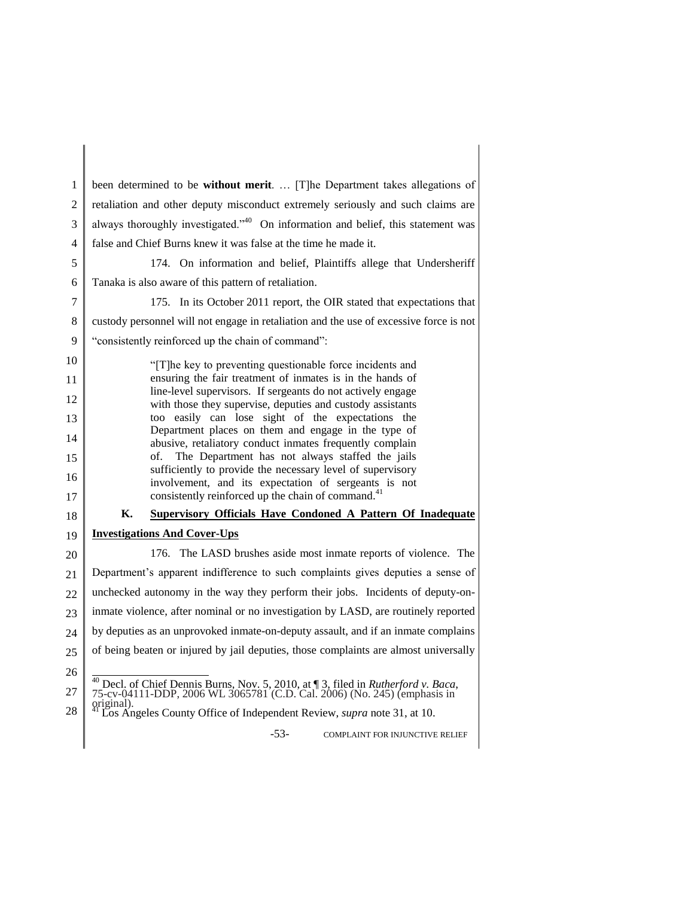been determined to be **without merit**. … [T]he Department takes allegations of retaliation and other deputy misconduct extremely seriously and such claims are always thoroughly investigated."[40] On information and belief, this statement was false and Chief Burns knew it was false at the time he made it.

174. On information and belief, Plaintiffs allege that Undersheriff Tanaka is also aware of this pattern of retaliation.

175. In its October 2011 report, the OIR stated that expectations that custody personnel will not engage in retaliation and the use of excessive force is not "consistently reinforced up the chain of command":

> "[T]he key to preventing questionable force incidents and ensuring the fair treatment of inmates is in the hands of line-level supervisors. If sergeants do not actively engage with those they supervise, deputies and custody assistants too easily can lose sight of the expectations the Department places on them and engage in the type of abusive, retaliatory conduct inmates frequently complain of. The Department has not always staffed the jails sufficiently to provide the necessary level of supervisory involvement, and its expectation of sergeants is not consistently reinforced up the chain of command.[41]

### K. Supervisory Officials Have Condoned A Pattern Of Inadequate Investigations And Cover-Ups

176. The LASD brushes aside most inmate reports of violence. The Department's apparent indifference to such complaints gives deputies a sense of unchecked autonomy in the way they perform their jobs. Incidents of deputy-on-inmate violence, after nominal or no investigation by LASD, are routinely reported by deputies as an unprovoked inmate-on-deputy assault, and if an inmate complains of being beaten or injured by jail deputies, those complaints are almost universally

---

[40] Decl. of Chief Dennis Burns, Nov. 5, 2010, at ¶ 3, filed in *Rutherford v. Baca*, 75-cv-04111-DDP, 2006 WL 3065781 (C.D. Cal. 2006) (No. 245) (emphasis in original).

[41] Los Angeles County Office of Independent Review, *supra* note 31, at 10.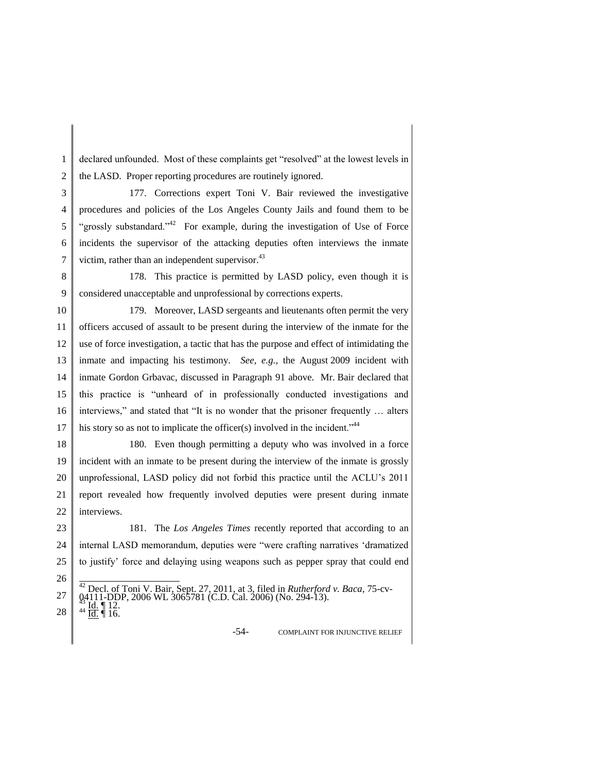declared unfounded. Most of these complaints get "resolved" at the lowest levels in the LASD. Proper reporting procedures are routinely ignored.

177. Corrections expert Toni V. Bair reviewed the investigative procedures and policies of the Los Angeles County Jails and found them to be "grossly substandard."[42] For example, during the investigation of Use of Force incidents the supervisor of the attacking deputies often interviews the inmate victim, rather than an independent supervisor.[43]

178. This practice is permitted by LASD policy, even though it is considered unacceptable and unprofessional by corrections experts.

179. Moreover, LASD sergeants and lieutenants often permit the very officers accused of assault to be present during the interview of the inmate for the use of force investigation, a tactic that has the purpose and effect of intimidating the inmate and impacting his testimony. *See, e.g.,* the August 2009 incident with inmate Gordon Grbavac, discussed in Paragraph 91 above. Mr. Bair declared that this practice is "unheard of in professionally conducted investigations and interviews," and stated that "It is no wonder that the prisoner frequently … alters his story so as not to implicate the officer(s) involved in the incident."[44]

180. Even though permitting a deputy who was involved in a force incident with an inmate to be present during the interview of the inmate is grossly unprofessional, LASD policy did not forbid this practice until the ACLU's 2011 report revealed how frequently involved deputies were present during inmate interviews.

181. The *Los Angeles Times* recently reported that according to an internal LASD memorandum, deputies were "were crafting narratives 'dramatized to justify' force and delaying using weapons such as pepper spray that could end

---

[42] Decl. of Toni V. Bair, Sept. 27, 2011, at 3, filed in *Rutherford v. Baca*, 75-cv-04111-DDP, 2006 WL 3065781 (C.D. Cal. 2006) (No. 294-13).

[43] Id. ¶ 12.

[44] Id. ¶ 16.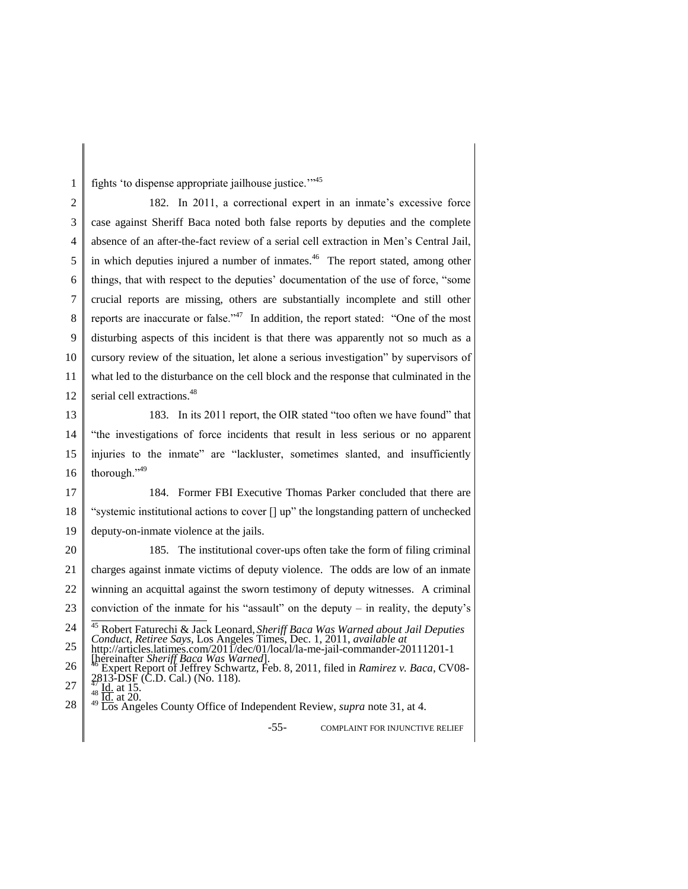fights 'to dispense appropriate jailhouse justice.'"[45]

182. In 2011, a correctional expert in an inmate's excessive force case against Sheriff Baca noted both false reports by deputies and the complete absence of an after-the-fact review of a serial cell extraction in Men's Central Jail, in which deputies injured a number of inmates.[46] The report stated, among other things, that with respect to the deputies' documentation of the use of force, "some crucial reports are missing, others are substantially incomplete and still other reports are inaccurate or false."[47] In addition, the report stated: "One of the most disturbing aspects of this incident is that there was apparently not so much as a cursory review of the situation, let alone a serious investigation" by supervisors of what led to the disturbance on the cell block and the response that culminated in the serial cell extractions.[48]

183. In its 2011 report, the OIR stated "too often we have found" that "the investigations of force incidents that result in less serious or no apparent injuries to the inmate" are "lackluster, sometimes slanted, and insufficiently thorough."[49]

184. Former FBI Executive Thomas Parker concluded that there are "systemic institutional actions to cover [] up" the longstanding pattern of unchecked deputy-on-inmate violence at the jails.

185. The institutional cover-ups often take the form of filing criminal charges against inmate victims of deputy violence. The odds are low of an inmate winning an acquittal against the sworn testimony of deputy witnesses. A criminal conviction of the inmate for his "assault" on the deputy – in reality, the deputy's

---

[45] Robert Faturechi & Jack Leonard, *Sheriff Baca Was Warned about Jail Deputies Conduct*, *Retiree Says*, Los Angeles Times, Dec. 1, 2011, *available at* http://articles.latimes.com/2011/dec/01/local/la-me-jail-commander-20111201-1 [hereinafter *Sheriff Baca Was Warned*].

[46] Expert Report of Jeffrey Schwartz, Feb. 8, 2011, filed in *Ramirez v. Baca*, CV08-2813-DSF (C.D. Cal.) (No. 118).

[47] Id. at 15.

[48] Id. at 20.

[49] Los Angeles County Office of Independent Review, *supra* note 31, at 4.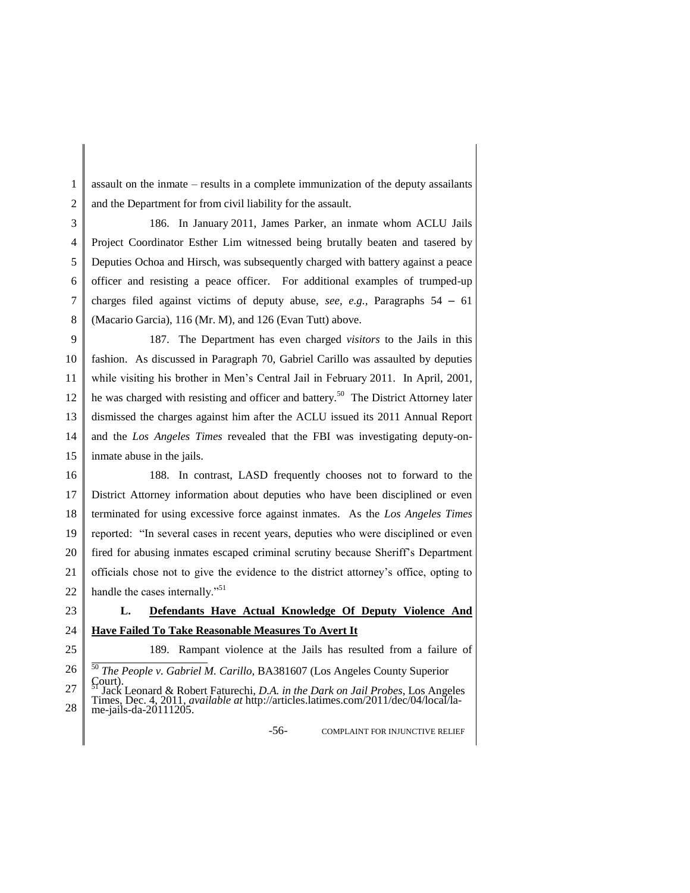assault on the inmate – results in a complete immunization of the deputy assailants and the Department for from civil liability for the assault.

186. In January 2011, James Parker, an inmate whom ACLU Jails Project Coordinator Esther Lim witnessed being brutally beaten and tasered by Deputies Ochoa and Hirsch, was subsequently charged with battery against a peace officer and resisting a peace officer. For additional examples of trumped-up charges filed against victims of deputy abuse, *see, e.g.*, Paragraphs 54 – 61 (Macario Garcia), 116 (Mr. M), and 126 (Evan Tutt) above.

187. The Department has even charged *visitors* to the Jails in this fashion. As discussed in Paragraph 70, Gabriel Carillo was assaulted by deputies while visiting his brother in Men's Central Jail in February 2011. In April, 2001, he was charged with resisting and officer and battery.[50] The District Attorney later dismissed the charges against him after the ACLU issued its 2011 Annual Report and the *Los Angeles Times* revealed that the FBI was investigating deputy-on-inmate abuse in the jails.

188. In contrast, LASD frequently chooses not to forward to the District Attorney information about deputies who have been disciplined or even terminated for using excessive force against inmates. As the *Los Angeles Times* reported: "In several cases in recent years, deputies who were disciplined or even fired for abusing inmates escaped criminal scrutiny because Sheriff's Department officials chose not to give the evidence to the district attorney's office, opting to handle the cases internally."[51]

**L. Defendants Have Actual Knowledge Of Deputy Violence And Have Failed To Take Reasonable Measures To Avert It**

189. Rampant violence at the Jails has resulted from a failure of

[50] *The People v. Gabriel M. Carillo*, BA381607 (Los Angeles County Superior Court).

[51] Jack Leonard & Robert Faturechi, *D.A. in the Dark on Jail Probes*, Los Angeles Times, Dec. 4, 2011, *available at* http://articles.latimes.com/2011/dec/04/local/la-me-jails-da-20111205.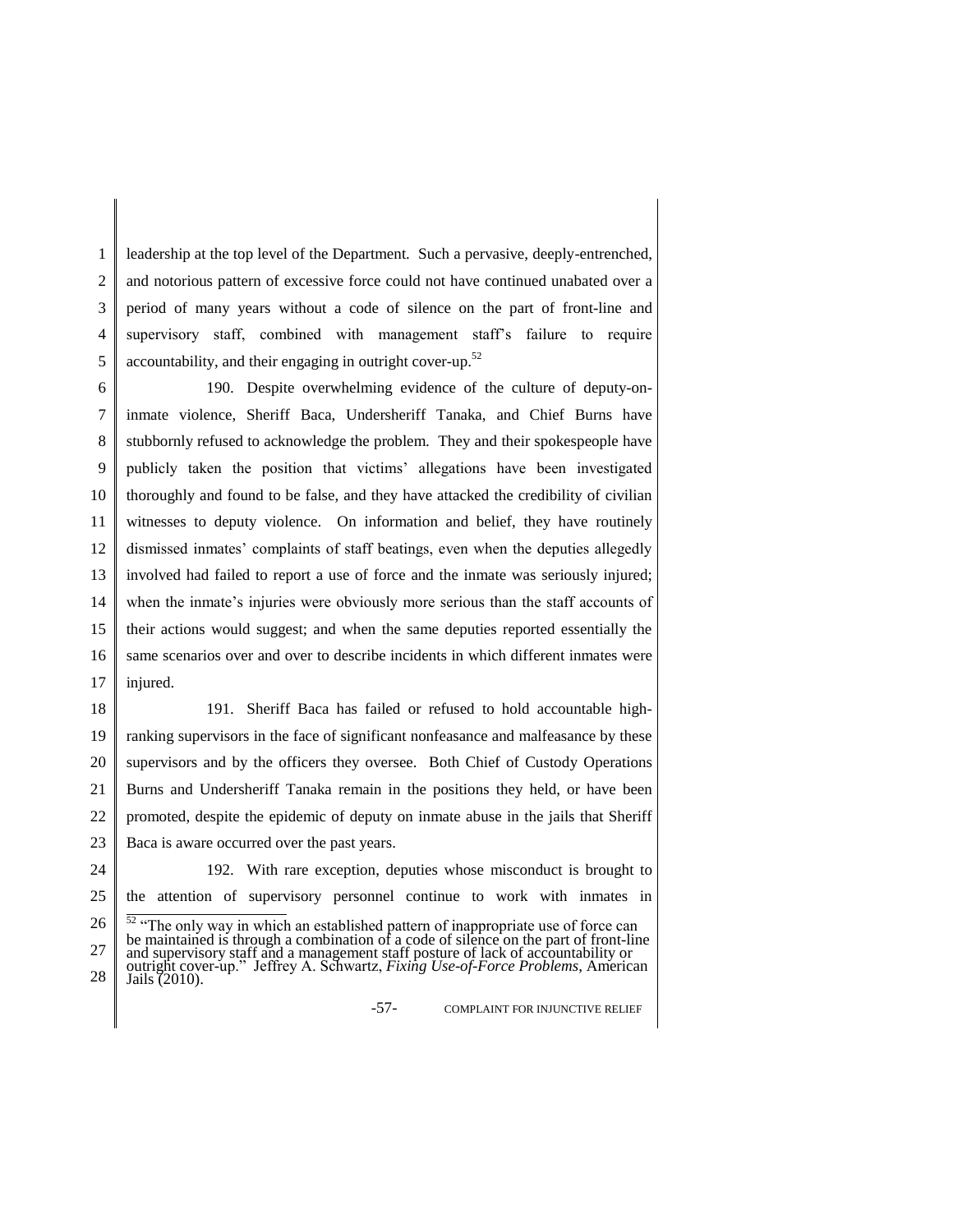leadership at the top level of the Department. Such a pervasive, deeply-entrenched, and notorious pattern of excessive force could not have continued unabated over a period of many years without a code of silence on the part of front-line and supervisory staff, combined with management staff's failure to require accountability, and their engaging in outright cover-up.[52]

190. Despite overwhelming evidence of the culture of deputy-on-inmate violence, Sheriff Baca, Undersheriff Tanaka, and Chief Burns have stubbornly refused to acknowledge the problem. They and their spokespeople have publicly taken the position that victims' allegations have been investigated thoroughly and found to be false, and they have attacked the credibility of civilian witnesses to deputy violence. On information and belief, they have routinely dismissed inmates' complaints of staff beatings, even when the deputies allegedly involved had failed to report a use of force and the inmate was seriously injured; when the inmate's injuries were obviously more serious than the staff accounts of their actions would suggest; and when the same deputies reported essentially the same scenarios over and over to describe incidents in which different inmates were injured.

191. Sheriff Baca has failed or refused to hold accountable high-ranking supervisors in the face of significant nonfeasance and malfeasance by these supervisors and by the officers they oversee. Both Chief of Custody Operations Burns and Undersheriff Tanaka remain in the positions they held, or have been promoted, despite the epidemic of deputy on inmate abuse in the jails that Sheriff Baca is aware occurred over the past years.

192. With rare exception, deputies whose misconduct is brought to the attention of supervisory personnel continue to work with inmates in

---

[52] "The only way in which an established pattern of inappropriate use of force can be maintained is through a combination of a code of silence on the part of front-line and supervisory staff and a management staff posture of lack of accountability or outright cover-up." Jeffrey A. Schwartz, *Fixing Use-of-Force Problems*, American Jails (2010).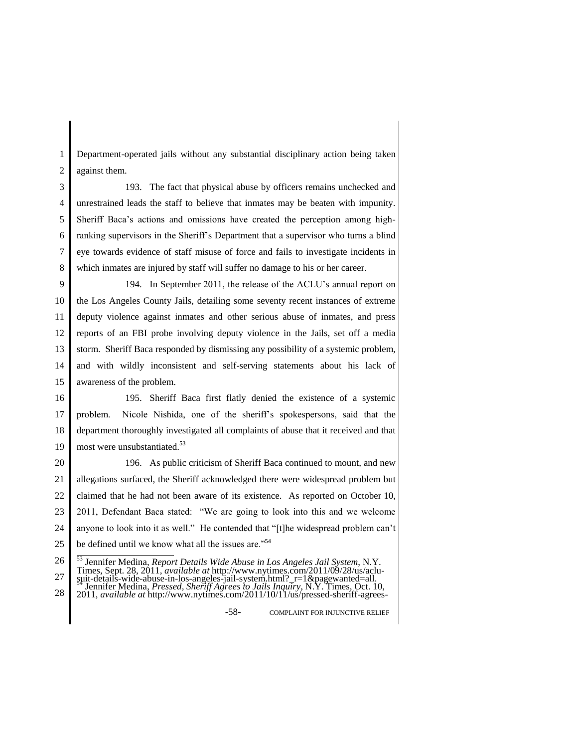Department-operated jails without any substantial disciplinary action being taken against them.

193. The fact that physical abuse by officers remains unchecked and unrestrained leads the staff to believe that inmates may be beaten with impunity. Sheriff Baca's actions and omissions have created the perception among high-ranking supervisors in the Sheriff's Department that a supervisor who turns a blind eye towards evidence of staff misuse of force and fails to investigate incidents in which inmates are injured by staff will suffer no damage to his or her career.

194. In September 2011, the release of the ACLU's annual report on the Los Angeles County Jails, detailing some seventy recent instances of extreme deputy violence against inmates and other serious abuse of inmates, and press reports of an FBI probe involving deputy violence in the Jails, set off a media storm. Sheriff Baca responded by dismissing any possibility of a systemic problem, and with wildly inconsistent and self-serving statements about his lack of awareness of the problem.

195. Sheriff Baca first flatly denied the existence of a systemic problem. Nicole Nishida, one of the sheriff's spokespersons, said that the department thoroughly investigated all complaints of abuse that it received and that most were unsubstantiated.[53]

196. As public criticism of Sheriff Baca continued to mount, and new allegations surfaced, the Sheriff acknowledged there were widespread problem but claimed that he had not been aware of its existence. As reported on October 10, 2011, Defendant Baca stated: "We are going to look into this and we welcome anyone to look into it as well." He contended that "[t]he widespread problem can't be defined until we know what all the issues are."[54]

---

[53] Jennifer Medina, *Report Details Wide Abuse in Los Angeles Jail System*, N.Y. Times, Sept. 28, 2011, *available at* http://www.nytimes.com/2011/09/28/us/aclu-suit-details-wide-abuse-in-los-angeles-jail-system.html?_r=1&pagewanted=all.

[54] Jennifer Medina, *Pressed, Sheriff Agrees to Jails Inquiry*, N.Y. Times, Oct. 10, 2011, *available at* http://www.nytimes.com/2011/10/11/us/pressed-sheriff-agrees-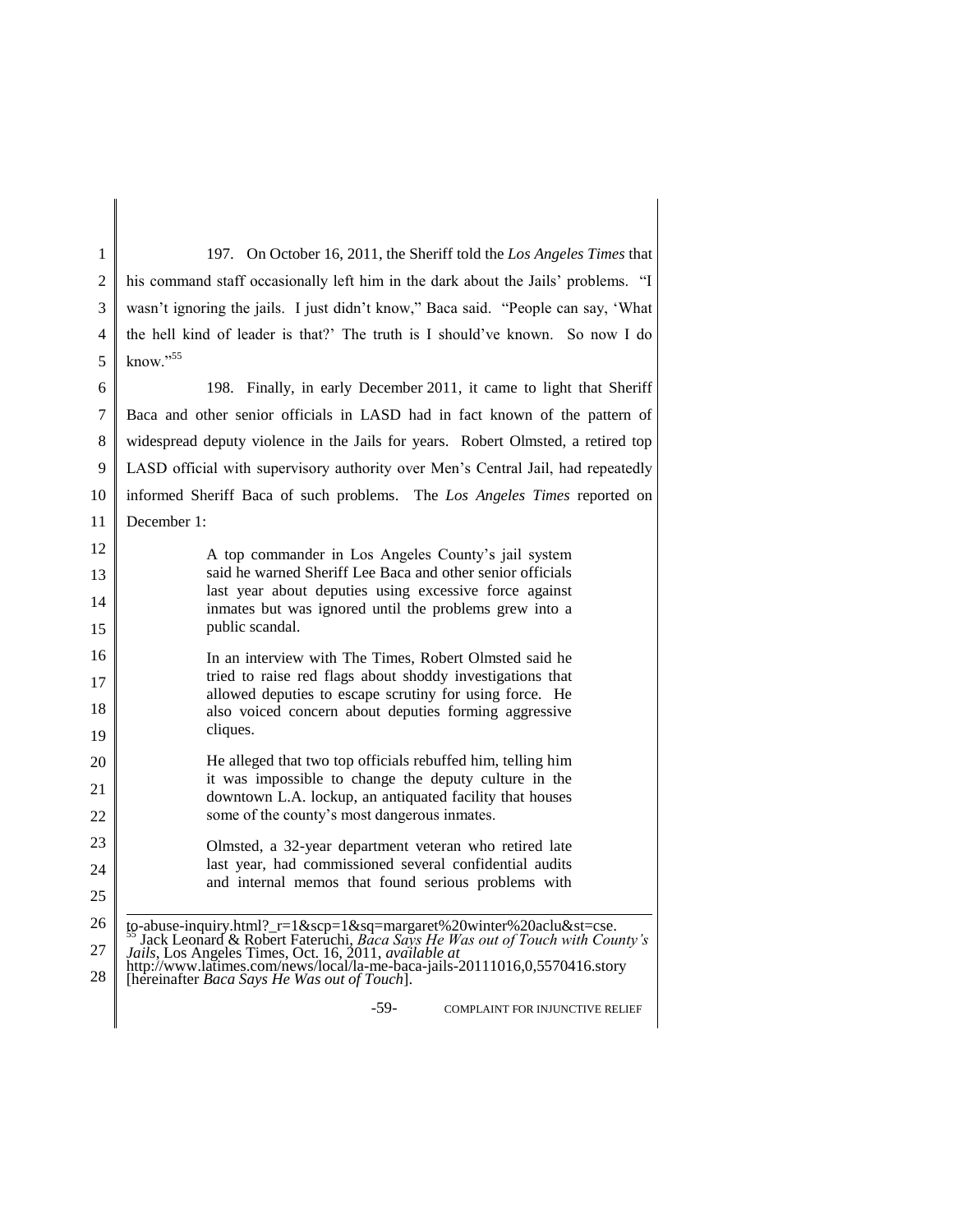197. On October 16, 2011, the Sheriff told the *Los Angeles Times* that his command staff occasionally left him in the dark about the Jails' problems. "I wasn't ignoring the jails. I just didn't know," Baca said. "People can say, 'What the hell kind of leader is that?' The truth is I should've known. So now I do know."[55]

198. Finally, in early December 2011, it came to light that Sheriff Baca and other senior officials in LASD had in fact known of the pattern of widespread deputy violence in the Jails for years. Robert Olmsted, a retired top LASD official with supervisory authority over Men's Central Jail, had repeatedly informed Sheriff Baca of such problems. The *Los Angeles Times* reported on December 1:

> A top commander in Los Angeles County's jail system said he warned Sheriff Lee Baca and other senior officials last year about deputies using excessive force against inmates but was ignored until the problems grew into a public scandal.
>
> In an interview with The Times, Robert Olmsted said he tried to raise red flags about shoddy investigations that allowed deputies to escape scrutiny for using force. He also voiced concern about deputies forming aggressive cliques.
>
> He alleged that two top officials rebuffed him, telling him it was impossible to change the deputy culture in the downtown L.A. lockup, an antiquated facility that houses some of the county's most dangerous inmates.
>
> Olmsted, a 32-year department veteran who retired late last year, had commissioned several confidential audits and internal memos that found serious problems with

---

to-abuse-inquiry.html?_r=1&scp=1&sq=margaret%20winter%20aclu&st=cse.

[55] Jack Leonard & Robert Faturechi, *Baca Says He Was out of Touch with County's Jails*, Los Angeles Times, Oct. 16, 2011, *available at* http://www.latimes.com/news/local/la-me-baca-jails-20111016,0,5570416.story [hereinafter *Baca Says He Was out of Touch*].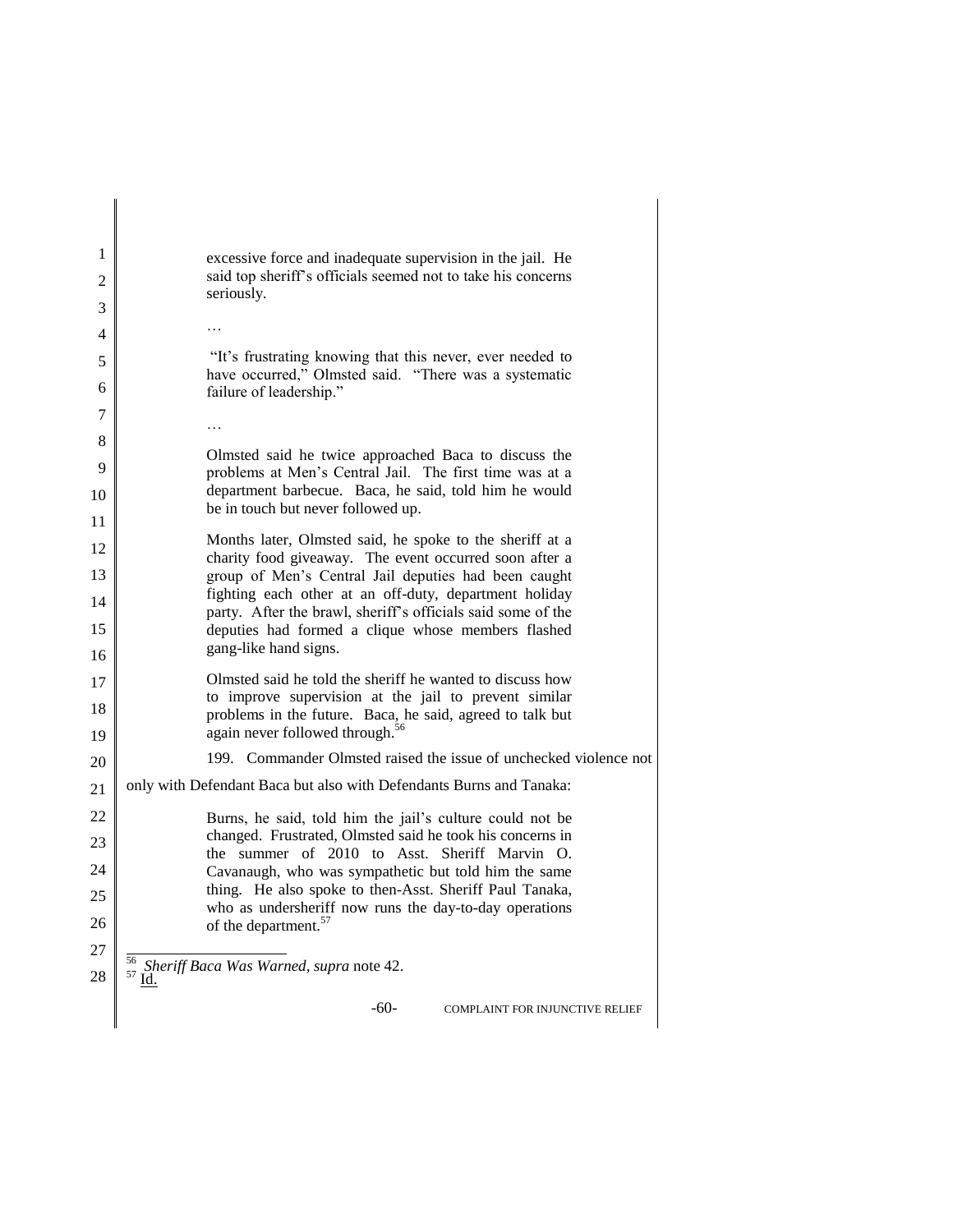> excessive force and inadequate supervision in the jail. He said top sheriff's officials seemed not to take his concerns seriously.
>
> …
>
> "It's frustrating knowing that this never, ever needed to have occurred," Olmsted said. "There was a systematic failure of leadership."
>
> …
>
> Olmsted said he twice approached Baca to discuss the problems at Men's Central Jail. The first time was at a department barbecue. Baca, he said, told him he would be in touch but never followed up.
>
> Months later, Olmsted said, he spoke to the sheriff at a charity food giveaway. The event occurred soon after a group of Men's Central Jail deputies had been caught fighting each other at an off-duty, department holiday party. After the brawl, sheriff's officials said some of the deputies had formed a clique whose members flashed gang-like hand signs.
>
> Olmsted said he told the sheriff he wanted to discuss how to improve supervision at the jail to prevent similar problems in the future. Baca, he said, agreed to talk but again never followed through.[56]

199. Commander Olmsted raised the issue of unchecked violence not only with Defendant Baca but also with Defendants Burns and Tanaka:

> Burns, he said, told him the jail's culture could not be changed. Frustrated, Olmsted said he took his concerns in the summer of 2010 to Asst. Sheriff Marvin O. Cavanaugh, who was sympathetic but told him the same thing. He also spoke to then-Asst. Sheriff Paul Tanaka, who as undersheriff now runs the day-to-day operations of the department.[57]

---

[56] *Sheriff Baca Was Warned*, *supra* note 42.
[57] Id.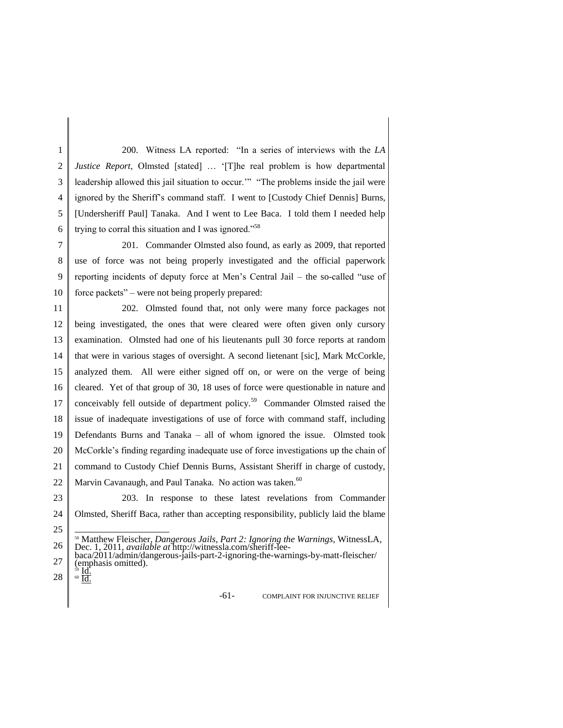200. Witness LA reported: "In a series of interviews with the *LA Justice Report*, Olmsted [stated] … '[T]he real problem is how departmental leadership allowed this jail situation to occur.'" "The problems inside the jail were ignored by the Sheriff's command staff. I went to [Custody Chief Dennis] Burns, [Undersheriff Paul] Tanaka. And I went to Lee Baca. I told them I needed help trying to corral this situation and I was ignored."[58]

201. Commander Olmsted also found, as early as 2009, that reported use of force was not being properly investigated and the official paperwork reporting incidents of deputy force at Men's Central Jail – the so-called "use of force packets" – were not being properly prepared:

202. Olmsted found that, not only were many force packages not being investigated, the ones that were cleared were often given only cursory examination. Olmsted had one of his lieutenants pull 30 force reports at random that were in various stages of oversight. A second lietenant [sic], Mark McCorkle, analyzed them. All were either signed off on, or were on the verge of being cleared. Yet of that group of 30, 18 uses of force were questionable in nature and conceivably fell outside of department policy.[59] Commander Olmsted raised the issue of inadequate investigations of use of force with command staff, including Defendants Burns and Tanaka – all of whom ignored the issue. Olmsted took McCorkle's finding regarding inadequate use of force investigations up the chain of command to Custody Chief Dennis Burns, Assistant Sheriff in charge of custody, Marvin Cavanaugh, and Paul Tanaka. No action was taken.[60]

203. In response to these latest revelations from Commander Olmsted, Sheriff Baca, rather than accepting responsibility, publicly laid the blame

---

[58] Matthew Fleischer, *Dangerous Jails, Part 2: Ignoring the Warnings*, WitnessLA, Dec. 1, 2011, *available at* http://witnessla.com/sheriff-lee-baca/2011/admin/dangerous-jails-part-2-ignoring-the-warnings-by-matt-fleischer/ (emphasis omitted).

[59] Id.

[60] Id.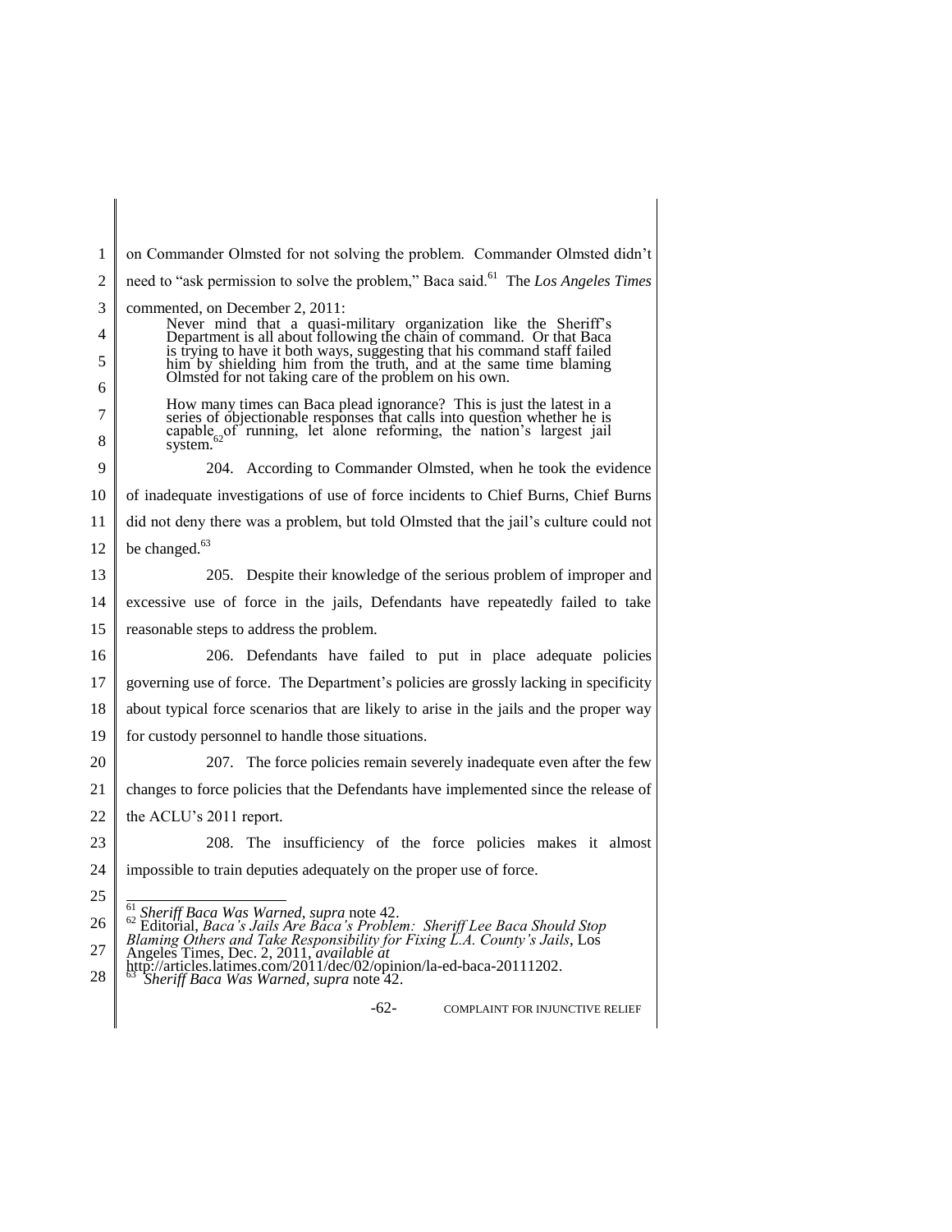on Commander Olmsted for not solving the problem. Commander Olmsted didn't need to "ask permission to solve the problem," Baca said.[61] The *Los Angeles Times* commented, on December 2, 2011:

> Never mind that a quasi-military organization like the Sheriff's Department is all about following the chain of command. Or that Baca is trying to have it both ways, suggesting that his command staff failed him by shielding him from the truth, and at the same time blaming Olmsted for not taking care of the problem on his own.
>
> How many times can Baca plead ignorance? This is just the latest in a series of objectionable responses that calls into question whether he is capable of running, let alone reforming, the nation's largest jail system.[62]

204. According to Commander Olmsted, when he took the evidence of inadequate investigations of use of force incidents to Chief Burns, Chief Burns did not deny there was a problem, but told Olmsted that the jail's culture could not be changed.[63]

205. Despite their knowledge of the serious problem of improper and excessive use of force in the jails, Defendants have repeatedly failed to take reasonable steps to address the problem.

206. Defendants have failed to put in place adequate policies governing use of force. The Department's policies are grossly lacking in specificity about typical force scenarios that are likely to arise in the jails and the proper way for custody personnel to handle those situations.

207. The force policies remain severely inadequate even after the few changes to force policies that the Defendants have implemented since the release of the ACLU's 2011 report.

208. The insufficiency of the force policies makes it almost impossible to train deputies adequately on the proper use of force.

---

[61] *Sheriff Baca Was Warned*, *supra* note 42.

[62] Editorial, *Baca's Jails Are Baca's Problem: Sheriff Lee Baca Should Stop Blaming Others and Take Responsibility for Fixing L.A. County's Jails*, Los Angeles Times, Dec. 2, 2011, *available at* http://articles.latimes.com/2011/dec/02/opinion/la-ed-baca-20111202.

[63] *Sheriff Baca Was Warned*, *supra* note 42.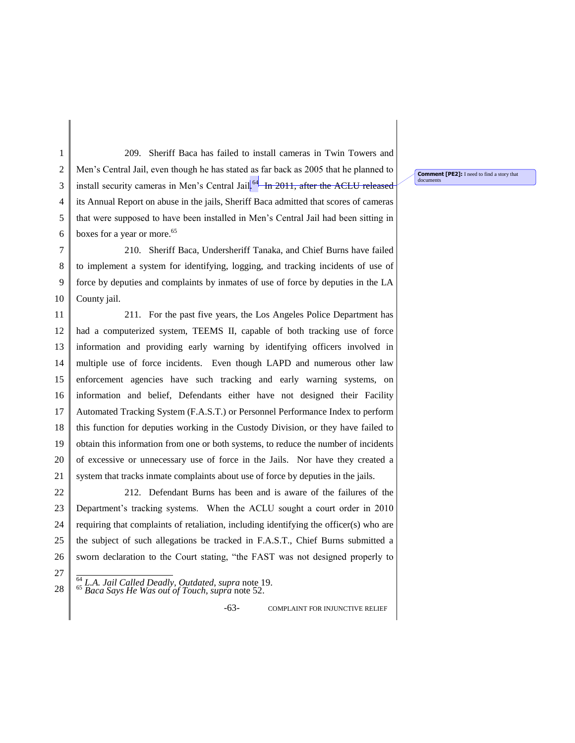209. Sheriff Baca has failed to install cameras in Twin Towers and Men's Central Jail, even though he has stated as far back as 2005 that he planned to install security cameras in Men's Central Jail.[64] ~~In 2011, after the ACLU released~~ its Annual Report on abuse in the jails, Sheriff Baca admitted that scores of cameras that were supposed to have been installed in Men's Central Jail had been sitting in boxes for a year or more.[65]

**Comment [PE2]:** I need to find a story that documents

210. Sheriff Baca, Undersheriff Tanaka, and Chief Burns have failed to implement a system for identifying, logging, and tracking incidents of use of force by deputies and complaints by inmates of use of force by deputies in the LA County jail.

211. For the past five years, the Los Angeles Police Department has had a computerized system, TEEMS II, capable of both tracking use of force information and providing early warning by identifying officers involved in multiple use of force incidents. Even though LAPD and numerous other law enforcement agencies have such tracking and early warning systems, on information and belief, Defendants either have not designed their Facility Automated Tracking System (F.A.S.T.) or Personnel Performance Index to perform this function for deputies working in the Custody Division, or they have failed to obtain this information from one or both systems, to reduce the number of incidents of excessive or unnecessary use of force in the Jails. Nor have they created a system that tracks inmate complaints about use of force by deputies in the jails.

212. Defendant Burns has been and is aware of the failures of the Department's tracking systems. When the ACLU sought a court order in 2010 requiring that complaints of retaliation, including identifying the officer(s) who are the subject of such allegations be tracked in F.A.S.T., Chief Burns submitted a sworn declaration to the Court stating, "the FAST was not designed properly to

---

[64] *L.A. Jail Called Deadly, Outdated*, *supra* note 19.

[65] *Baca Says He Was out of Touch*, *supra* note 52.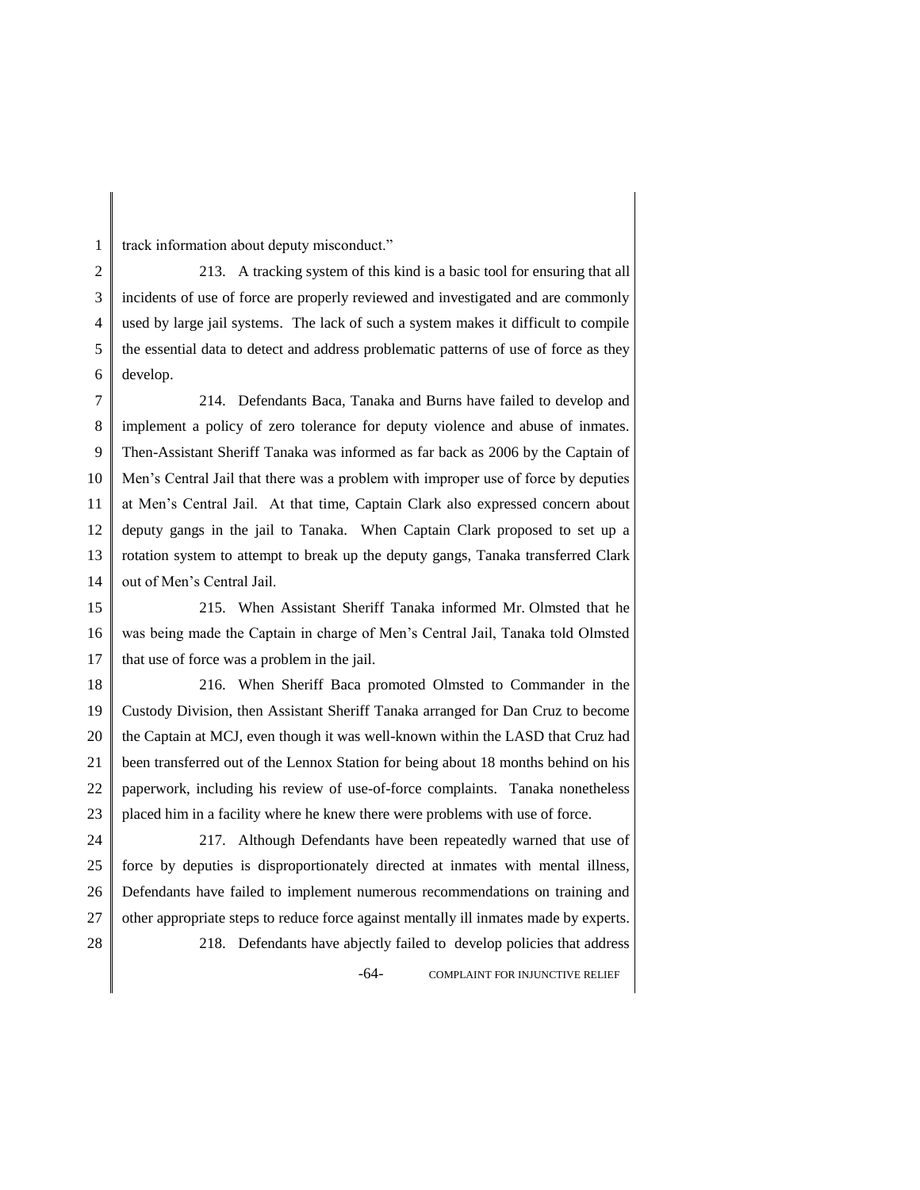track information about deputy misconduct."

213. A tracking system of this kind is a basic tool for ensuring that all incidents of use of force are properly reviewed and investigated and are commonly used by large jail systems. The lack of such a system makes it difficult to compile the essential data to detect and address problematic patterns of use of force as they develop.

214. Defendants Baca, Tanaka and Burns have failed to develop and implement a policy of zero tolerance for deputy violence and abuse of inmates. Then-Assistant Sheriff Tanaka was informed as far back as 2006 by the Captain of Men's Central Jail that there was a problem with improper use of force by deputies at Men's Central Jail. At that time, Captain Clark also expressed concern about deputy gangs in the jail to Tanaka. When Captain Clark proposed to set up a rotation system to attempt to break up the deputy gangs, Tanaka transferred Clark out of Men's Central Jail.

215. When Assistant Sheriff Tanaka informed Mr. Olmsted that he was being made the Captain in charge of Men's Central Jail, Tanaka told Olmsted that use of force was a problem in the jail.

216. When Sheriff Baca promoted Olmsted to Commander in the Custody Division, then Assistant Sheriff Tanaka arranged for Dan Cruz to become the Captain at MCJ, even though it was well-known within the LASD that Cruz had been transferred out of the Lennox Station for being about 18 months behind on his paperwork, including his review of use-of-force complaints. Tanaka nonetheless placed him in a facility where he knew there were problems with use of force.

217. Although Defendants have been repeatedly warned that use of force by deputies is disproportionately directed at inmates with mental illness, Defendants have failed to implement numerous recommendations on training and other appropriate steps to reduce force against mentally ill inmates made by experts.

218. Defendants have abjectly failed to develop policies that address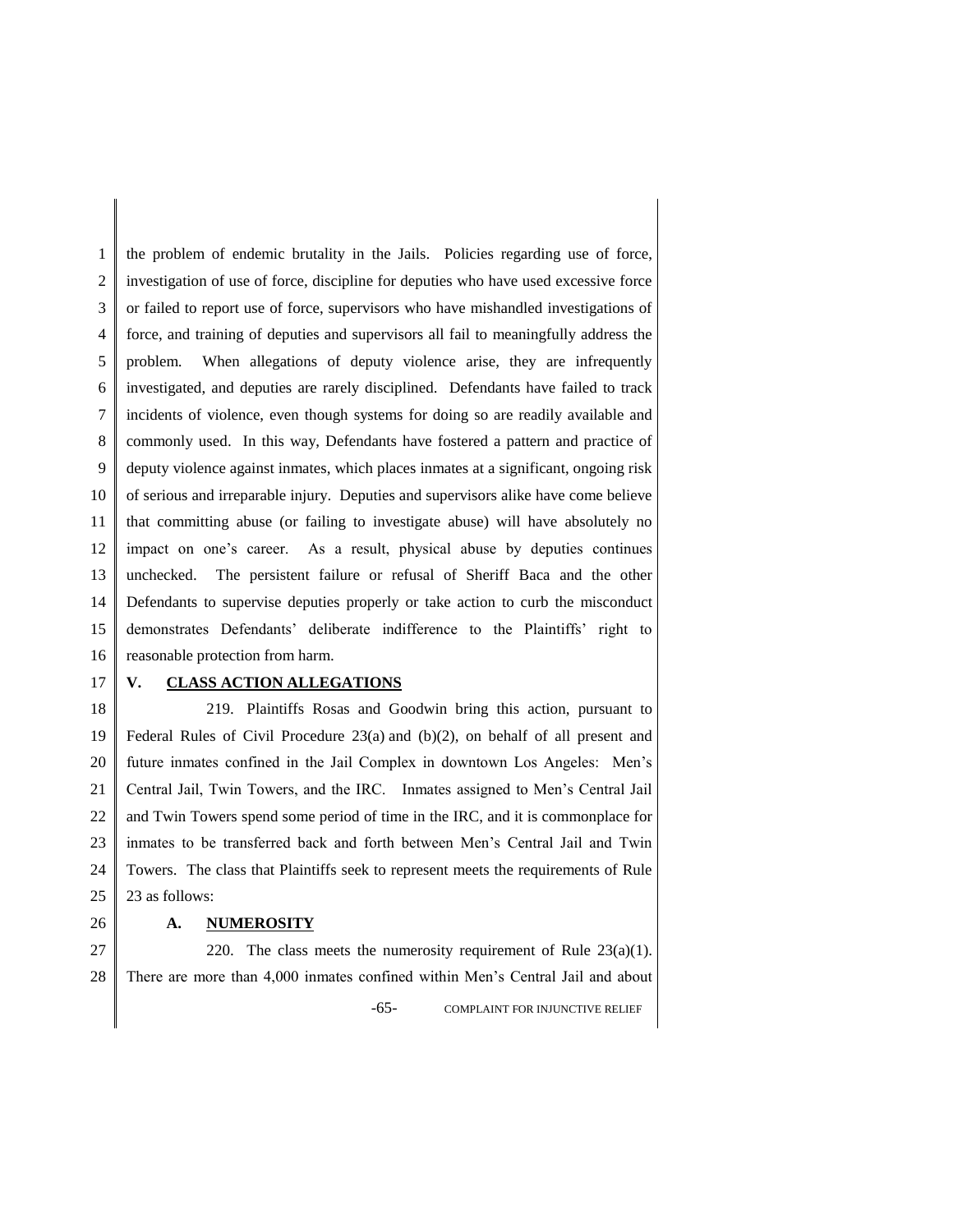the problem of endemic brutality in the Jails. Policies regarding use of force, investigation of use of force, discipline for deputies who have used excessive force or failed to report use of force, supervisors who have mishandled investigations of force, and training of deputies and supervisors all fail to meaningfully address the problem. When allegations of deputy violence arise, they are infrequently investigated, and deputies are rarely disciplined. Defendants have failed to track incidents of violence, even though systems for doing so are readily available and commonly used. In this way, Defendants have fostered a pattern and practice of deputy violence against inmates, which places inmates at a significant, ongoing risk of serious and irreparable injury. Deputies and supervisors alike have come believe that committing abuse (or failing to investigate abuse) will have absolutely no impact on one's career. As a result, physical abuse by deputies continues unchecked. The persistent failure or refusal of Sheriff Baca and the other Defendants to supervise deputies properly or take action to curb the misconduct demonstrates Defendants' deliberate indifference to the Plaintiffs' right to reasonable protection from harm.

## V. CLASS ACTION ALLEGATIONS

219. Plaintiffs Rosas and Goodwin bring this action, pursuant to Federal Rules of Civil Procedure 23(a) and (b)(2), on behalf of all present and future inmates confined in the Jail Complex in downtown Los Angeles: Men's Central Jail, Twin Towers, and the IRC. Inmates assigned to Men's Central Jail and Twin Towers spend some period of time in the IRC, and it is commonplace for inmates to be transferred back and forth between Men's Central Jail and Twin Towers. The class that Plaintiffs seek to represent meets the requirements of Rule 23 as follows:

### A. NUMEROSITY

220. The class meets the numerosity requirement of Rule 23(a)(1). There are more than 4,000 inmates confined within Men's Central Jail and about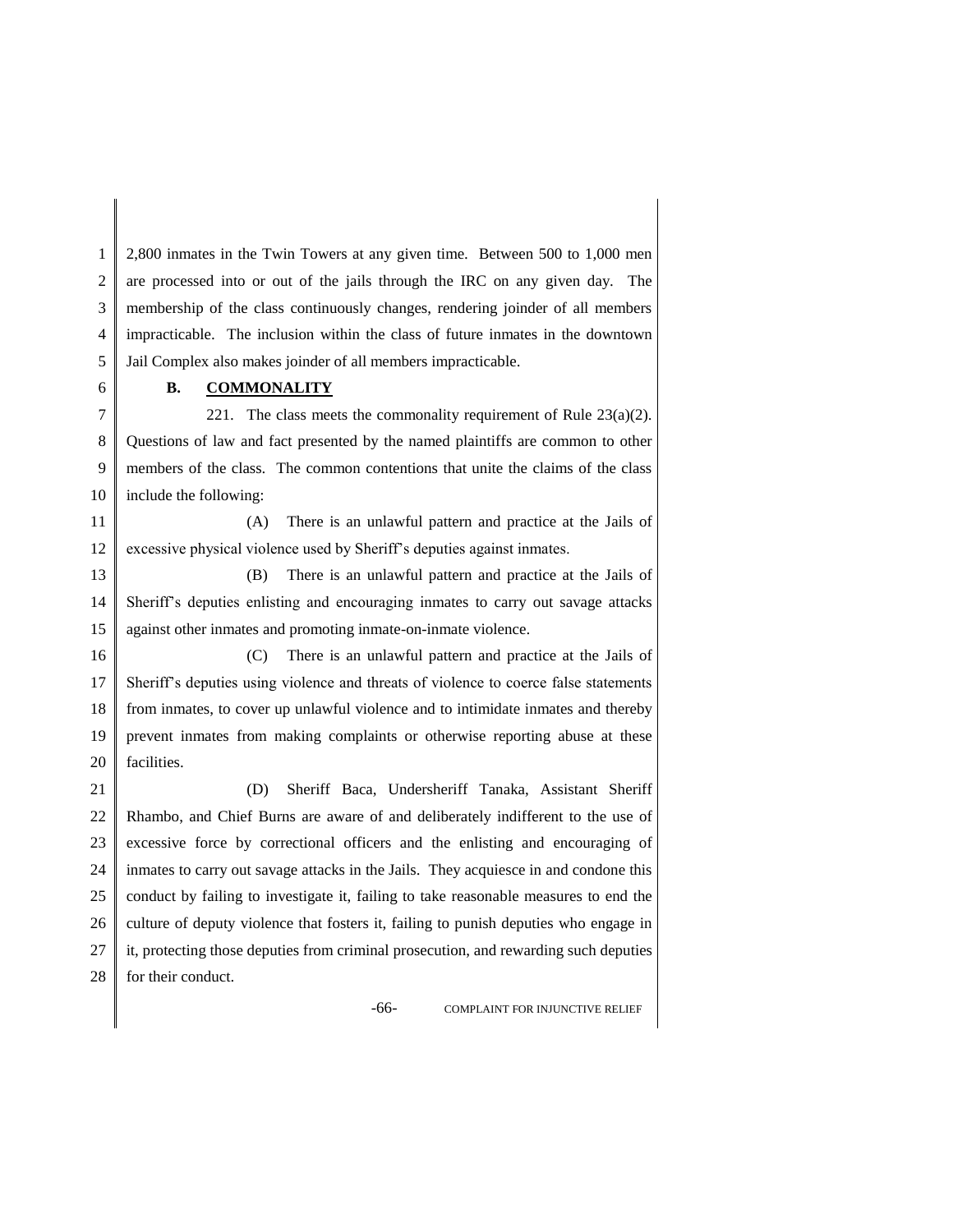2,800 inmates in the Twin Towers at any given time. Between 500 to 1,000 men are processed into or out of the jails through the IRC on any given day. The membership of the class continuously changes, rendering joinder of all members impracticable. The inclusion within the class of future inmates in the downtown Jail Complex also makes joinder of all members impracticable.

### B. <u>COMMONALITY</u>

221. The class meets the commonality requirement of Rule 23(a)(2). Questions of law and fact presented by the named plaintiffs are common to other members of the class. The common contentions that unite the claims of the class include the following:

(A) There is an unlawful pattern and practice at the Jails of excessive physical violence used by Sheriff's deputies against inmates.

(B) There is an unlawful pattern and practice at the Jails of Sheriff's deputies enlisting and encouraging inmates to carry out savage attacks against other inmates and promoting inmate-on-inmate violence.

(C) There is an unlawful pattern and practice at the Jails of Sheriff's deputies using violence and threats of violence to coerce false statements from inmates, to cover up unlawful violence and to intimidate inmates and thereby prevent inmates from making complaints or otherwise reporting abuse at these facilities.

(D) Sheriff Baca, Undersheriff Tanaka, Assistant Sheriff Rhambo, and Chief Burns are aware of and deliberately indifferent to the use of excessive force by correctional officers and the enlisting and encouraging of inmates to carry out savage attacks in the Jails. They acquiesce in and condone this conduct by failing to investigate it, failing to take reasonable measures to end the culture of deputy violence that fosters it, failing to punish deputies who engage in it, protecting those deputies from criminal prosecution, and rewarding such deputies for their conduct.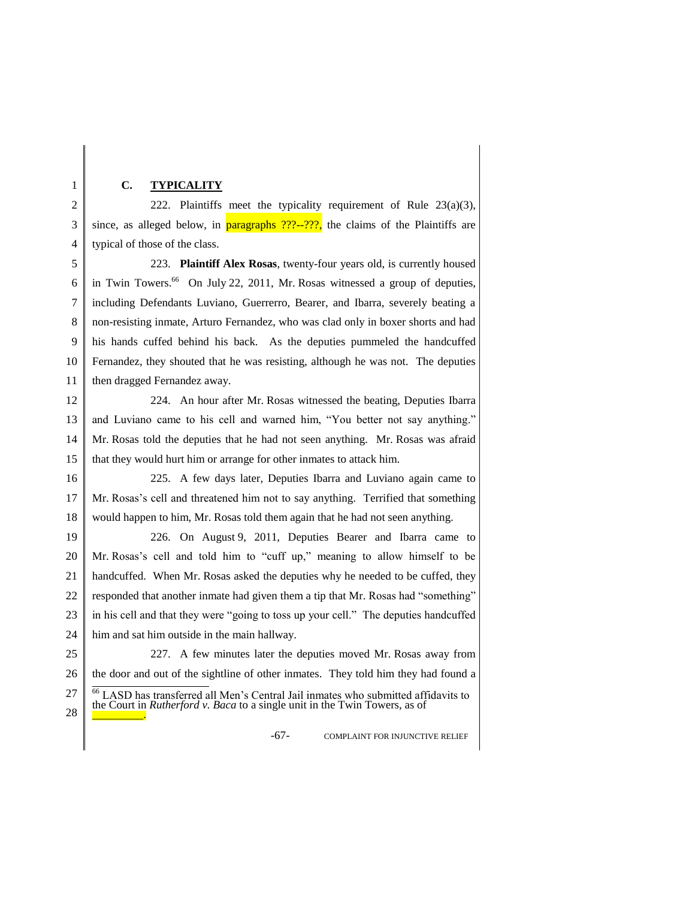### C. TYPICALITY

222. Plaintiffs meet the typicality requirement of Rule 23(a)(3), since, as alleged below, in paragraphs ???--???, the claims of the Plaintiffs are typical of those of the class.

223. **Plaintiff Alex Rosas**, twenty-four years old, is currently housed in Twin Towers.[66] On July 22, 2011, Mr. Rosas witnessed a group of deputies, including Defendants Luviano, Guerrerro, Bearer, and Ibarra, severely beating a non-resisting inmate, Arturo Fernandez, who was clad only in boxer shorts and had his hands cuffed behind his back. As the deputies pummeled the handcuffed Fernandez, they shouted that he was resisting, although he was not. The deputies then dragged Fernandez away.

224. An hour after Mr. Rosas witnessed the beating, Deputies Ibarra and Luviano came to his cell and warned him, "You better not say anything." Mr. Rosas told the deputies that he had not seen anything. Mr. Rosas was afraid that they would hurt him or arrange for other inmates to attack him.

225. A few days later, Deputies Ibarra and Luviano again came to Mr. Rosas's cell and threatened him not to say anything. Terrified that something would happen to him, Mr. Rosas told them again that he had not seen anything.

226. On August 9, 2011, Deputies Bearer and Ibarra came to Mr. Rosas's cell and told him to "cuff up," meaning to allow himself to be handcuffed. When Mr. Rosas asked the deputies why he needed to be cuffed, they responded that another inmate had given them a tip that Mr. Rosas had "something" in his cell and that they were "going to toss up your cell." The deputies handcuffed him and sat him outside in the main hallway.

227. A few minutes later the deputies moved Mr. Rosas away from the door and out of the sightline of other inmates. They told him they had found a

---

[66] LASD has transferred all Men's Central Jail inmates who submitted affidavits to the Court in *Rutherford v. Baca* to a single unit in the Twin Towers, as of \_\_\_\_\_\_\_\_\_\_.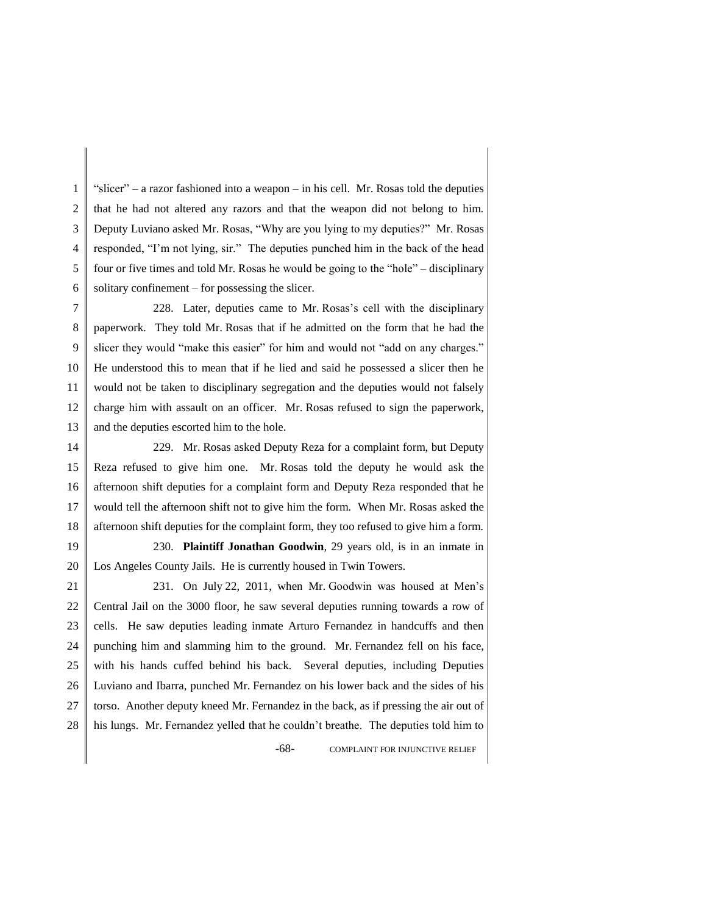"slicer" – a razor fashioned into a weapon – in his cell. Mr. Rosas told the deputies that he had not altered any razors and that the weapon did not belong to him. Deputy Luviano asked Mr. Rosas, "Why are you lying to my deputies?" Mr. Rosas responded, "I'm not lying, sir." The deputies punched him in the back of the head four or five times and told Mr. Rosas he would be going to the "hole" – disciplinary solitary confinement – for possessing the slicer.

228. Later, deputies came to Mr. Rosas's cell with the disciplinary paperwork. They told Mr. Rosas that if he admitted on the form that he had the slicer they would "make this easier" for him and would not "add on any charges." He understood this to mean that if he lied and said he possessed a slicer then he would not be taken to disciplinary segregation and the deputies would not falsely charge him with assault on an officer. Mr. Rosas refused to sign the paperwork, and the deputies escorted him to the hole.

229. Mr. Rosas asked Deputy Reza for a complaint form, but Deputy Reza refused to give him one. Mr. Rosas told the deputy he would ask the afternoon shift deputies for a complaint form and Deputy Reza responded that he would tell the afternoon shift not to give him the form. When Mr. Rosas asked the afternoon shift deputies for the complaint form, they too refused to give him a form.

230. **Plaintiff Jonathan Goodwin**, 29 years old, is in an inmate in Los Angeles County Jails. He is currently housed in Twin Towers.

231. On July 22, 2011, when Mr. Goodwin was housed at Men's Central Jail on the 3000 floor, he saw several deputies running towards a row of cells. He saw deputies leading inmate Arturo Fernandez in handcuffs and then punching him and slamming him to the ground. Mr. Fernandez fell on his face, with his hands cuffed behind his back. Several deputies, including Deputies Luviano and Ibarra, punched Mr. Fernandez on his lower back and the sides of his torso. Another deputy kneed Mr. Fernandez in the back, as if pressing the air out of his lungs. Mr. Fernandez yelled that he couldn't breathe. The deputies told him to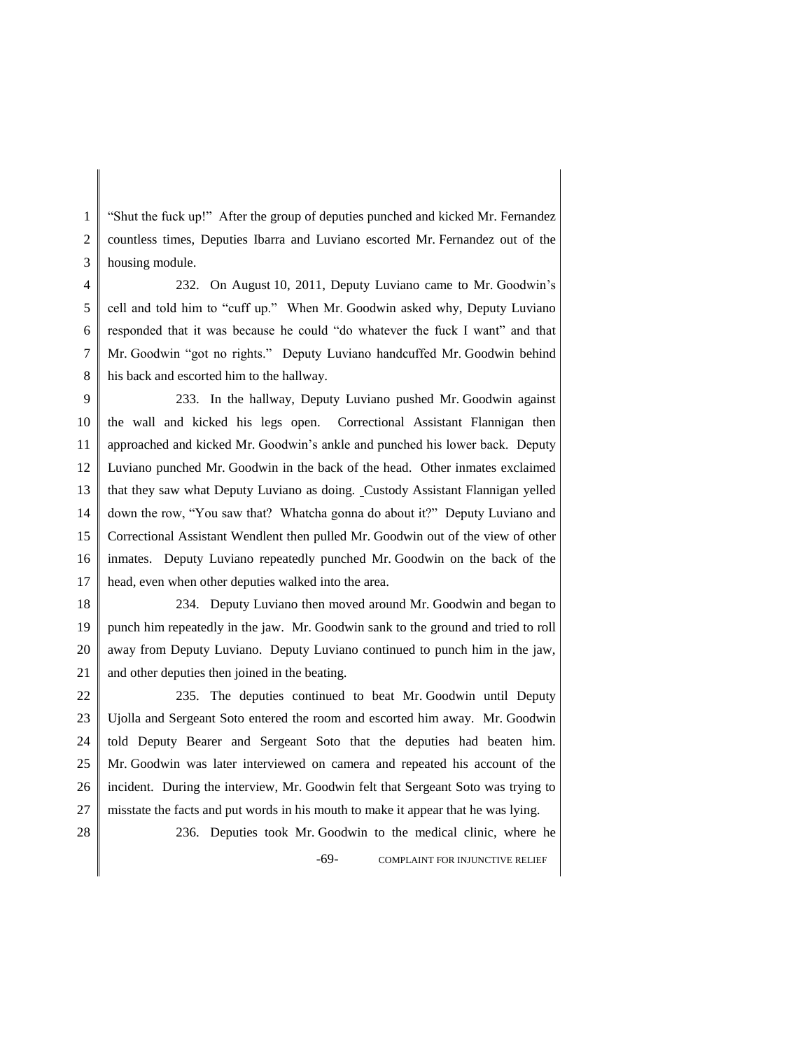"Shut the fuck up!" After the group of deputies punched and kicked Mr. Fernandez countless times, Deputies Ibarra and Luviano escorted Mr. Fernandez out of the housing module.

232. On August 10, 2011, Deputy Luviano came to Mr. Goodwin's cell and told him to "cuff up." When Mr. Goodwin asked why, Deputy Luviano responded that it was because he could "do whatever the fuck I want" and that Mr. Goodwin "got no rights." Deputy Luviano handcuffed Mr. Goodwin behind his back and escorted him to the hallway.

233. In the hallway, Deputy Luviano pushed Mr. Goodwin against the wall and kicked his legs open. Correctional Assistant Flannigan then approached and kicked Mr. Goodwin's ankle and punched his lower back. Deputy Luviano punched Mr. Goodwin in the back of the head. Other inmates exclaimed that they saw what Deputy Luviano as doing. Custody Assistant Flannigan yelled down the row, "You saw that? Whatcha gonna do about it?" Deputy Luviano and Correctional Assistant Wendlent then pulled Mr. Goodwin out of the view of other inmates. Deputy Luviano repeatedly punched Mr. Goodwin on the back of the head, even when other deputies walked into the area.

234. Deputy Luviano then moved around Mr. Goodwin and began to punch him repeatedly in the jaw. Mr. Goodwin sank to the ground and tried to roll away from Deputy Luviano. Deputy Luviano continued to punch him in the jaw, and other deputies then joined in the beating.

235. The deputies continued to beat Mr. Goodwin until Deputy Ujolla and Sergeant Soto entered the room and escorted him away. Mr. Goodwin told Deputy Bearer and Sergeant Soto that the deputies had beaten him. Mr. Goodwin was later interviewed on camera and repeated his account of the incident. During the interview, Mr. Goodwin felt that Sergeant Soto was trying to misstate the facts and put words in his mouth to make it appear that he was lying.

236. Deputies took Mr. Goodwin to the medical clinic, where he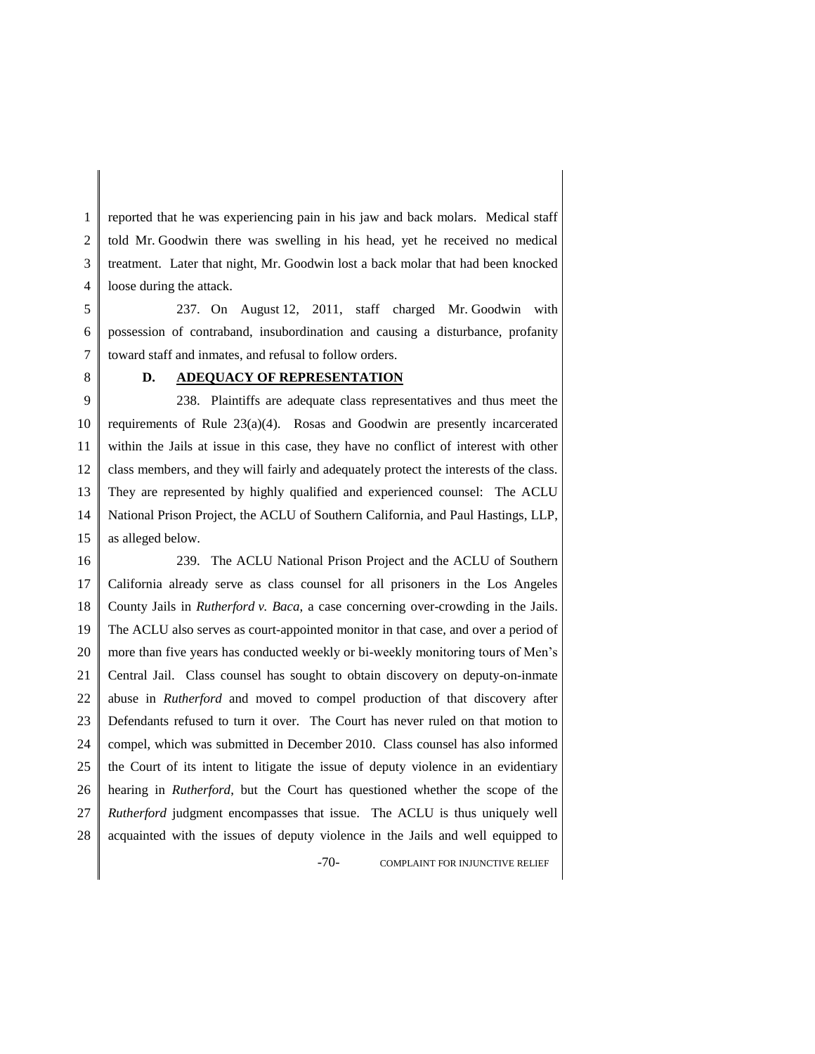reported that he was experiencing pain in his jaw and back molars. Medical staff told Mr. Goodwin there was swelling in his head, yet he received no medical treatment. Later that night, Mr. Goodwin lost a back molar that had been knocked loose during the attack.

237. On August 12, 2011, staff charged Mr. Goodwin with possession of contraband, insubordination and causing a disturbance, profanity toward staff and inmates, and refusal to follow orders.

### D. ADEQUACY OF REPRESENTATION

238. Plaintiffs are adequate class representatives and thus meet the requirements of Rule 23(a)(4). Rosas and Goodwin are presently incarcerated within the Jails at issue in this case, they have no conflict of interest with other class members, and they will fairly and adequately protect the interests of the class. They are represented by highly qualified and experienced counsel: The ACLU National Prison Project, the ACLU of Southern California, and Paul Hastings, LLP, as alleged below.

239. The ACLU National Prison Project and the ACLU of Southern California already serve as class counsel for all prisoners in the Los Angeles County Jails in *Rutherford v. Baca*, a case concerning over-crowding in the Jails. The ACLU also serves as court-appointed monitor in that case, and over a period of more than five years has conducted weekly or bi-weekly monitoring tours of Men's Central Jail. Class counsel has sought to obtain discovery on deputy-on-inmate abuse in *Rutherford* and moved to compel production of that discovery after Defendants refused to turn it over. The Court has never ruled on that motion to compel, which was submitted in December 2010. Class counsel has also informed the Court of its intent to litigate the issue of deputy violence in an evidentiary hearing in *Rutherford*, but the Court has questioned whether the scope of the *Rutherford* judgment encompasses that issue. The ACLU is thus uniquely well acquainted with the issues of deputy violence in the Jails and well equipped to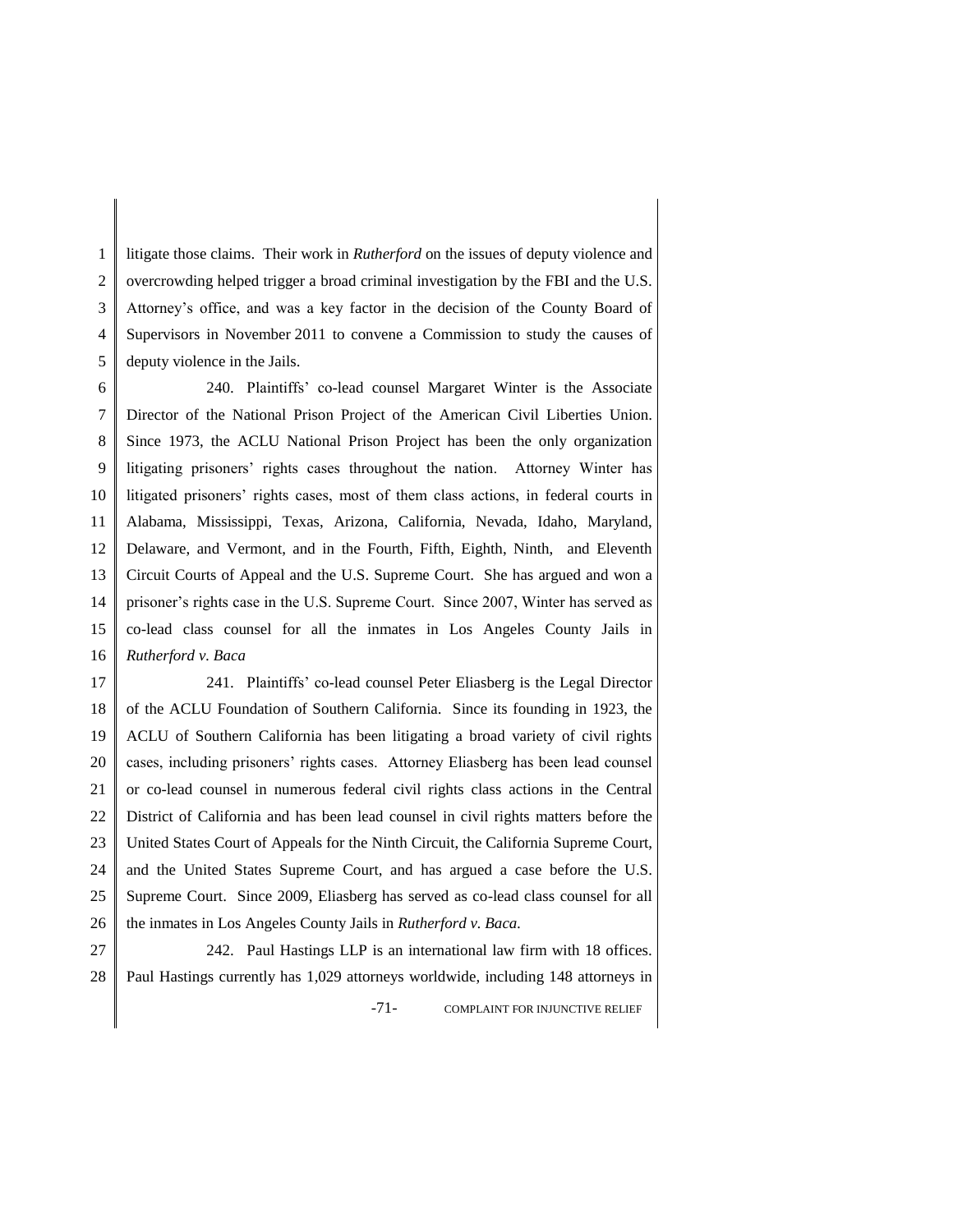litigate those claims. Their work in *Rutherford* on the issues of deputy violence and overcrowding helped trigger a broad criminal investigation by the FBI and the U.S. Attorney's office, and was a key factor in the decision of the County Board of Supervisors in November 2011 to convene a Commission to study the causes of deputy violence in the Jails.

240. Plaintiffs' co-lead counsel Margaret Winter is the Associate Director of the National Prison Project of the American Civil Liberties Union. Since 1973, the ACLU National Prison Project has been the only organization litigating prisoners' rights cases throughout the nation. Attorney Winter has litigated prisoners' rights cases, most of them class actions, in federal courts in Alabama, Mississippi, Texas, Arizona, California, Nevada, Idaho, Maryland, Delaware, and Vermont, and in the Fourth, Fifth, Eighth, Ninth, and Eleventh Circuit Courts of Appeal and the U.S. Supreme Court. She has argued and won a prisoner's rights case in the U.S. Supreme Court. Since 2007, Winter has served as co-lead class counsel for all the inmates in Los Angeles County Jails in *Rutherford v. Baca*

241. Plaintiffs' co-lead counsel Peter Eliasberg is the Legal Director of the ACLU Foundation of Southern California. Since its founding in 1923, the ACLU of Southern California has been litigating a broad variety of civil rights cases, including prisoners' rights cases. Attorney Eliasberg has been lead counsel or co-lead counsel in numerous federal civil rights class actions in the Central District of California and has been lead counsel in civil rights matters before the United States Court of Appeals for the Ninth Circuit, the California Supreme Court, and the United States Supreme Court, and has argued a case before the U.S. Supreme Court. Since 2009, Eliasberg has served as co-lead class counsel for all the inmates in Los Angeles County Jails in *Rutherford v. Baca.*

242. Paul Hastings LLP is an international law firm with 18 offices. Paul Hastings currently has 1,029 attorneys worldwide, including 148 attorneys in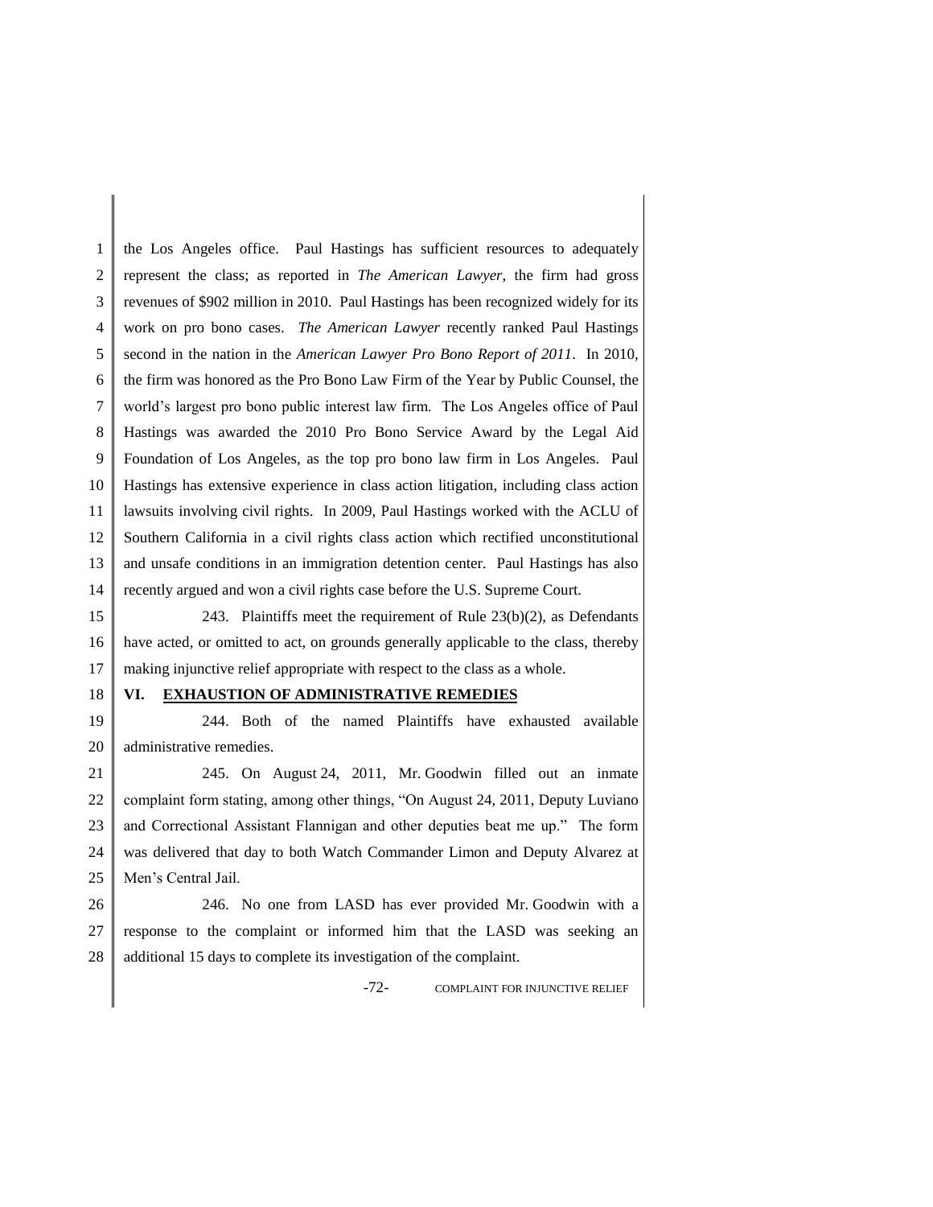the Los Angeles office. Paul Hastings has sufficient resources to adequately represent the class; as reported in *The American Lawyer*, the firm had gross revenues of $902 million in 2010. Paul Hastings has been recognized widely for its work on pro bono cases. *The American Lawyer* recently ranked Paul Hastings second in the nation in the *American Lawyer Pro Bono Report of 2011*. In 2010, the firm was honored as the Pro Bono Law Firm of the Year by Public Counsel, the world's largest pro bono public interest law firm. The Los Angeles office of Paul Hastings was awarded the 2010 Pro Bono Service Award by the Legal Aid Foundation of Los Angeles, as the top pro bono law firm in Los Angeles. Paul Hastings has extensive experience in class action litigation, including class action lawsuits involving civil rights. In 2009, Paul Hastings worked with the ACLU of Southern California in a civil rights class action which rectified unconstitutional and unsafe conditions in an immigration detention center. Paul Hastings has also recently argued and won a civil rights case before the U.S. Supreme Court.

243. Plaintiffs meet the requirement of Rule 23(b)(2), as Defendants have acted, or omitted to act, on grounds generally applicable to the class, thereby making injunctive relief appropriate with respect to the class as a whole.

## VI. EXHAUSTION OF ADMINISTRATIVE REMEDIES

244. Both of the named Plaintiffs have exhausted available administrative remedies.

245. On August 24, 2011, Mr. Goodwin filled out an inmate complaint form stating, among other things, "On August 24, 2011, Deputy Luviano and Correctional Assistant Flannigan and other deputies beat me up." The form was delivered that day to both Watch Commander Limon and Deputy Alvarez at Men's Central Jail.

246. No one from LASD has ever provided Mr. Goodwin with a response to the complaint or informed him that the LASD was seeking an additional 15 days to complete its investigation of the complaint.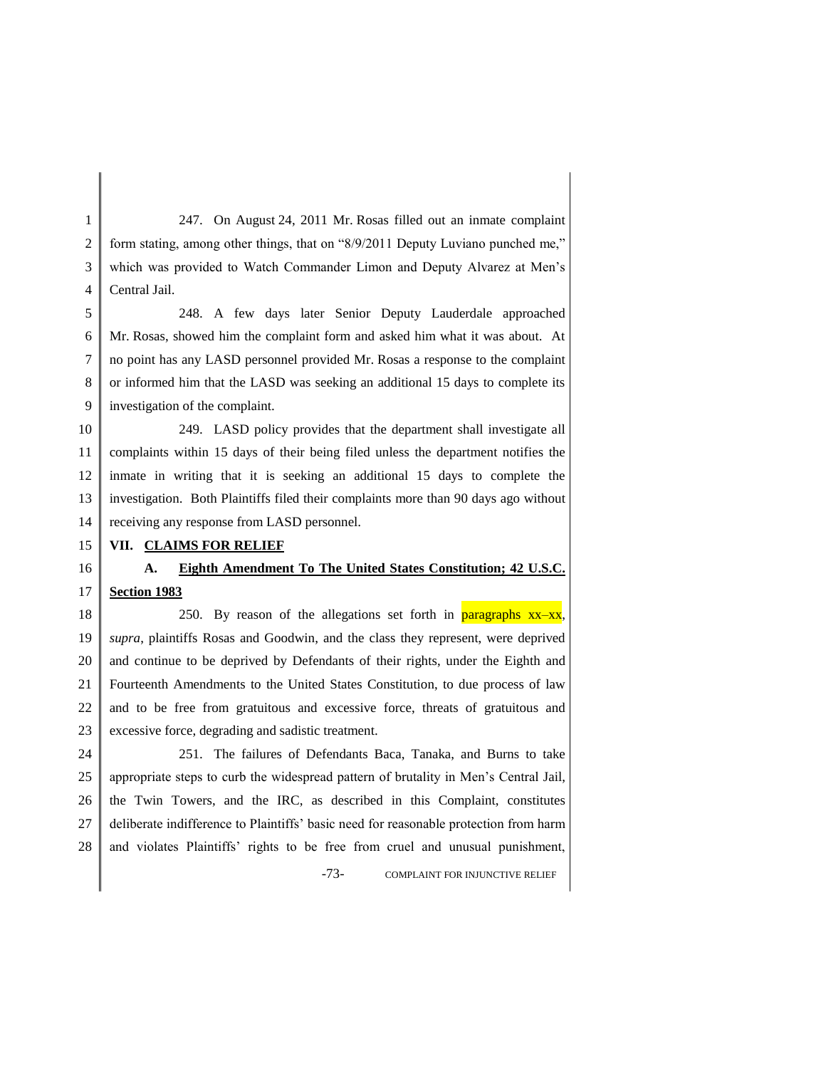247. On August 24, 2011 Mr. Rosas filled out an inmate complaint form stating, among other things, that on "8/9/2011 Deputy Luviano punched me," which was provided to Watch Commander Limon and Deputy Alvarez at Men's Central Jail.

248. A few days later Senior Deputy Lauderdale approached Mr. Rosas, showed him the complaint form and asked him what it was about. At no point has any LASD personnel provided Mr. Rosas a response to the complaint or informed him that the LASD was seeking an additional 15 days to complete its investigation of the complaint.

249. LASD policy provides that the department shall investigate all complaints within 15 days of their being filed unless the department notifies the inmate in writing that it is seeking an additional 15 days to complete the investigation. Both Plaintiffs filed their complaints more than 90 days ago without receiving any response from LASD personnel.

## VII. CLAIMS FOR RELIEF

### A. Eighth Amendment To The United States Constitution; 42 U.S.C. Section 1983

250. By reason of the allegations set forth in paragraphs xx–xx, *supra*, plaintiffs Rosas and Goodwin, and the class they represent, were deprived and continue to be deprived by Defendants of their rights, under the Eighth and Fourteenth Amendments to the United States Constitution, to due process of law and to be free from gratuitous and excessive force, threats of gratuitous and excessive force, degrading and sadistic treatment.

251. The failures of Defendants Baca, Tanaka, and Burns to take appropriate steps to curb the widespread pattern of brutality in Men's Central Jail, the Twin Towers, and the IRC, as described in this Complaint, constitutes deliberate indifference to Plaintiffs' basic need for reasonable protection from harm and violates Plaintiffs' rights to be free from cruel and unusual punishment,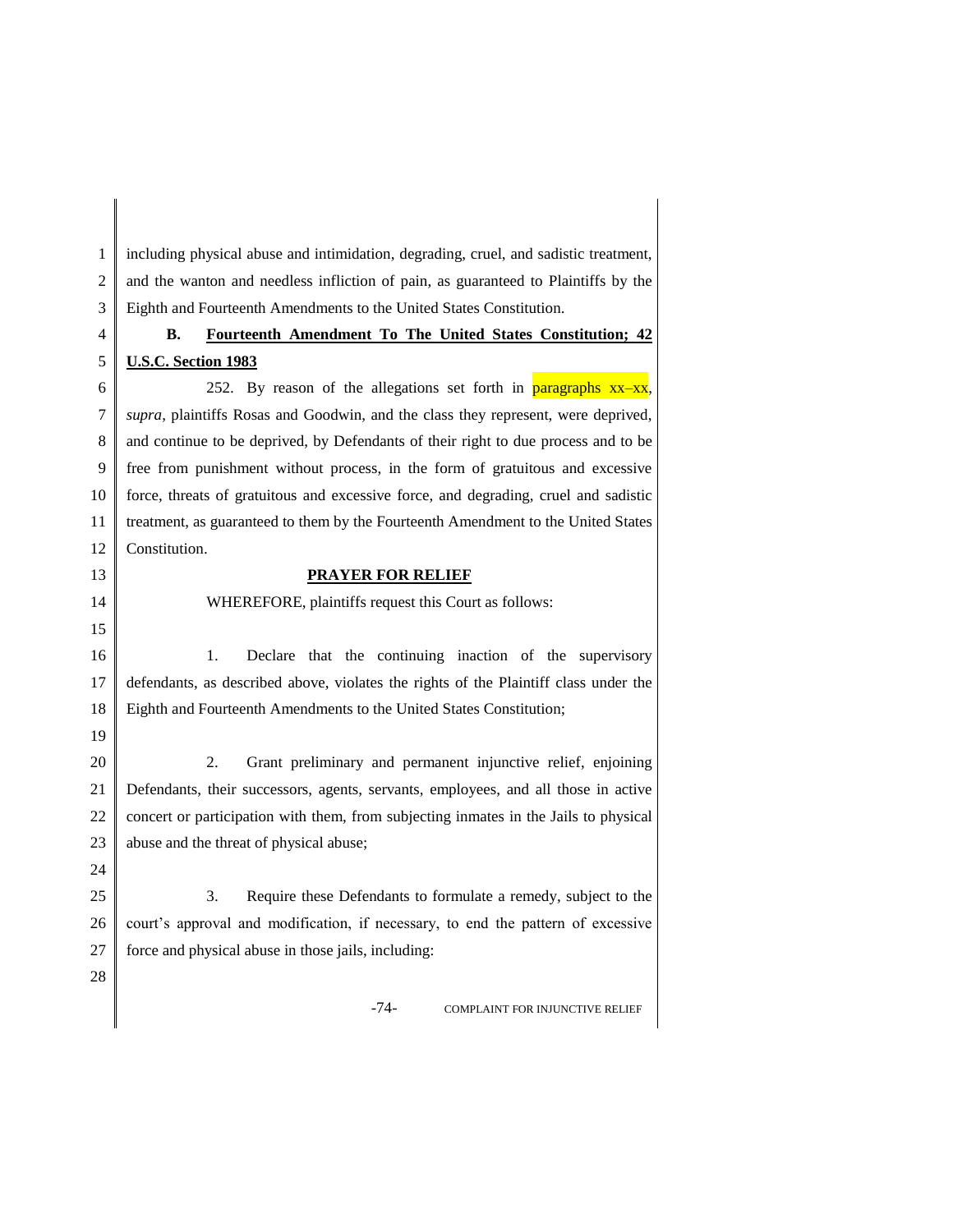including physical abuse and intimidation, degrading, cruel, and sadistic treatment, and the wanton and needless infliction of pain, as guaranteed to Plaintiffs by the Eighth and Fourteenth Amendments to the United States Constitution.

**B. Fourteenth Amendment To The United States Constitution; 42 U.S.C. Section 1983**

252. By reason of the allegations set forth in paragraphs xx–xx, *supra*, plaintiffs Rosas and Goodwin, and the class they represent, were deprived, and continue to be deprived, by Defendants of their right to due process and to be free from punishment without process, in the form of gratuitous and excessive force, threats of gratuitous and excessive force, and degrading, cruel and sadistic treatment, as guaranteed to them by the Fourteenth Amendment to the United States Constitution.

**PRAYER FOR RELIEF**

WHEREFORE, plaintiffs request this Court as follows:

1. Declare that the continuing inaction of the supervisory defendants, as described above, violates the rights of the Plaintiff class under the Eighth and Fourteenth Amendments to the United States Constitution;

2. Grant preliminary and permanent injunctive relief, enjoining Defendants, their successors, agents, servants, employees, and all those in active concert or participation with them, from subjecting inmates in the Jails to physical abuse and the threat of physical abuse;

3. Require these Defendants to formulate a remedy, subject to the court's approval and modification, if necessary, to end the pattern of excessive force and physical abuse in those jails, including: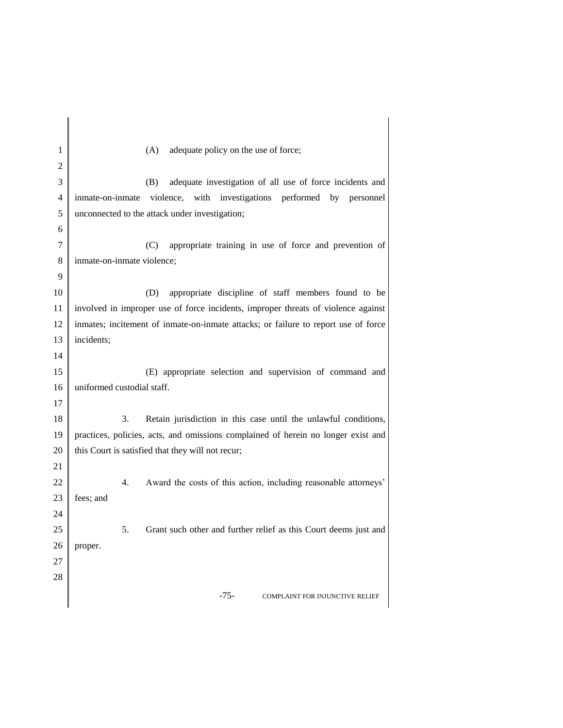(A) adequate policy on the use of force;

(B) adequate investigation of all use of force incidents and inmate-on-inmate violence, with investigations performed by personnel unconnected to the attack under investigation;

(C) appropriate training in use of force and prevention of inmate-on-inmate violence;

(D) appropriate discipline of staff members found to be involved in improper use of force incidents, improper threats of violence against inmates; incitement of inmate-on-inmate attacks; or failure to report use of force incidents;

(E) appropriate selection and supervision of command and uniformed custodial staff.

3. Retain jurisdiction in this case until the unlawful conditions, practices, policies, acts, and omissions complained of herein no longer exist and this Court is satisfied that they will not recur;

4. Award the costs of this action, including reasonable attorneys' fees; and

5. Grant such other and further relief as this Court deems just and proper.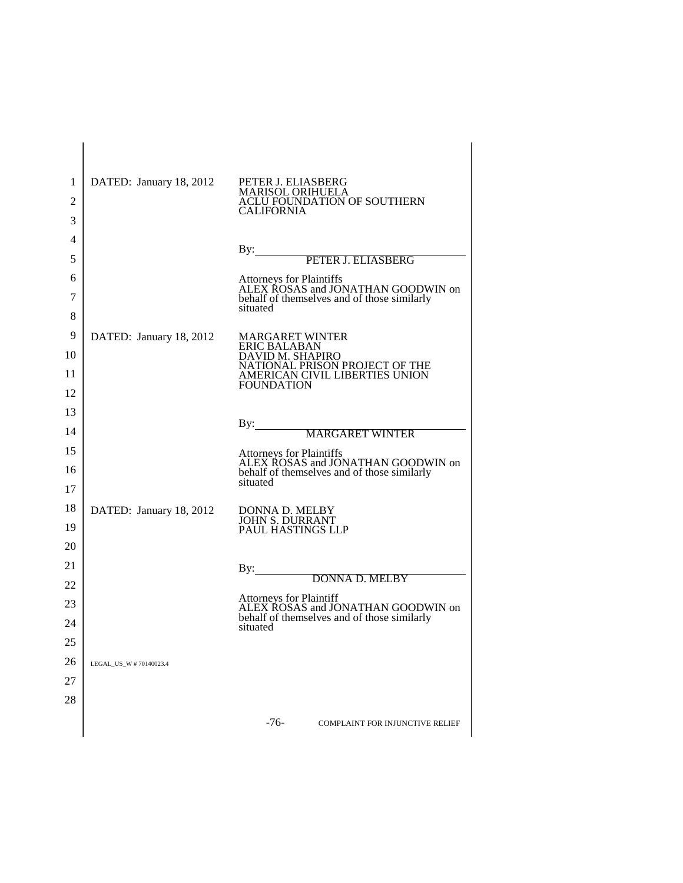DATED: January 18, 2012

PETER J. ELIASBERG
MARISOL ORIHUELA
ACLU FOUNDATION OF SOUTHERN CALIFORNIA

By: ______________________________
PETER J. ELIASBERG

Attorneys for Plaintiffs
ALEX ROSAS and JONATHAN GOODWIN on behalf of themselves and of those similarly situated

DATED: January 18, 2012

MARGARET WINTER
ERIC BALABAN
DAVID M. SHAPIRO
NATIONAL PRISON PROJECT OF THE AMERICAN CIVIL LIBERTIES UNION FOUNDATION

By: ______________________________
MARGARET WINTER

Attorneys for Plaintiffs
ALEX ROSAS and JONATHAN GOODWIN on behalf of themselves and of those similarly situated

DATED: January 18, 2012

DONNA D. MELBY
JOHN S. DURRANT
PAUL HASTINGS LLP

By: ______________________________
DONNA D. MELBY

Attorneys for Plaintiff
ALEX ROSAS and JONATHAN GOODWIN on behalf of themselves and of those similarly situated

LEGAL_US_W # 70140023.4